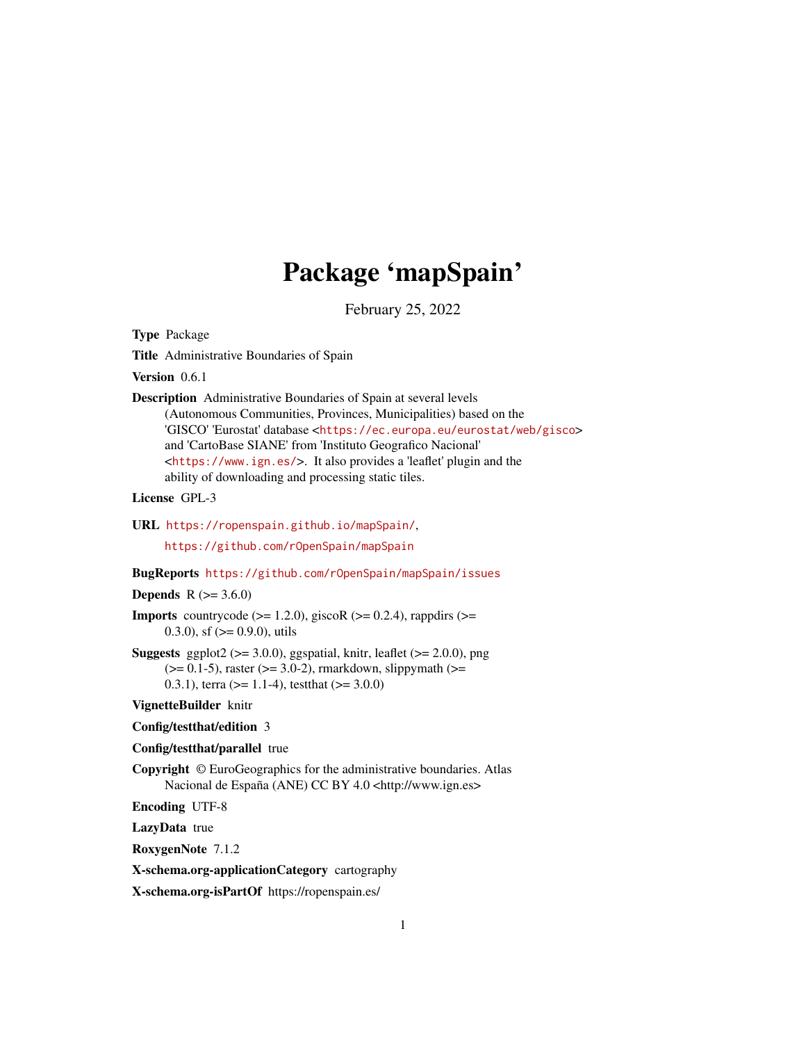# Package 'mapSpain'

February 25, 2022

**Type** Package

**Title** Administrative Boundaries of Spain

**Version** 0.6.1

**Description** Administrative Boundaries of Spain at several levels (Autonomous Communities, Provinces, Municipalities) based on the 'GISCO' 'Eurostat' database <https://ec.europa.eu/eurostat/web/gisco> and 'CartoBase SIANE' from 'Instituto Geografico Nacional' <https://www.ign.es/>. It also provides a 'leaflet' plugin and the ability of downloading and processing static tiles.

**License** GPL-3

**URL** https://ropenspain.github.io/mapSpain/, https://github.com/rOpenSpain/mapSpain

**BugReports** https://github.com/rOpenSpain/mapSpain/issues

**Depends** R (>= 3.6.0)

**Imports** countrycode (>= 1.2.0), giscoR (>= 0.2.4), rappdirs (>= 0.3.0), sf (>= 0.9.0), utils

**Suggests** ggplot2 (>= 3.0.0), ggspatial, knitr, leaflet (>= 2.0.0), png (>= 0.1-5), raster (>= 3.0-2), rmarkdown, slippymath (>= 0.3.1), terra (>= 1.1-4), testthat (>= 3.0.0)

**VignetteBuilder** knitr

**Config/testthat/edition** 3

**Config/testthat/parallel** true

**Copyright** © EuroGeographics for the administrative boundaries. Atlas Nacional de España (ANE) CC BY 4.0 <http://www.ign.es>

**Encoding** UTF-8

**LazyData** true

**RoxygenNote** 7.1.2

**X-schema.org-applicationCategory** cartography

**X-schema.org-isPartOf** https://ropenspain.es/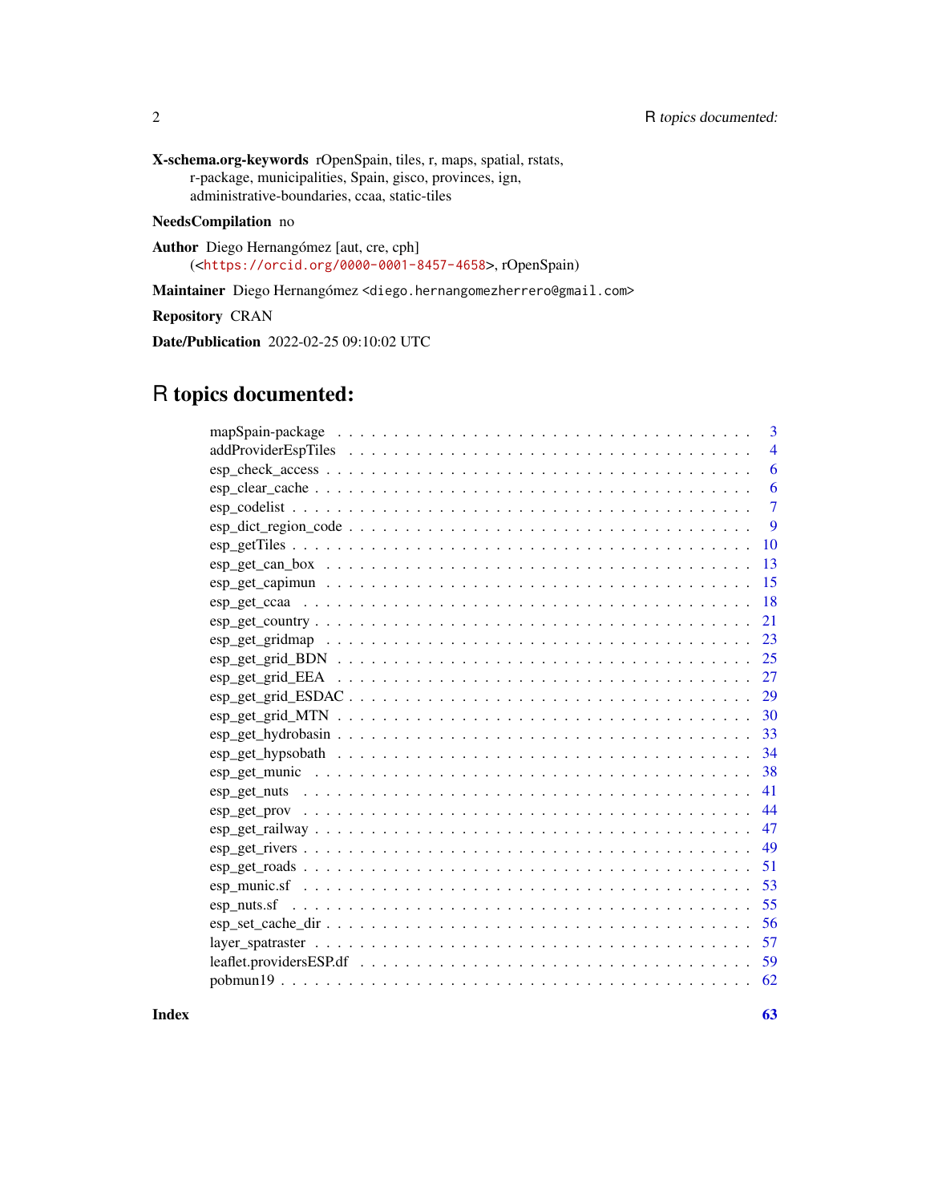**X-schema.org-keywords** rOpenSpain, tiles, r, maps, spatial, rstats, r-package, municipalities, Spain, gisco, provinces, ign, administrative-boundaries, ccaa, static-tiles

**NeedsCompilation** no

**Author** Diego Hernangómez [aut, cre, cph] (<https://orcid.org/0000-0001-8457-4658>, rOpenSpain)

**Maintainer** Diego Hernangómez <diego.hernangomezherrero@gmail.com>

**Repository** CRAN

**Date/Publication** 2022-02-25 09:10:02 UTC

# R topics documented:

- mapSpain-package . . . 3
- addProviderEspTiles . . . 4
- esp_check_access . . . 6
- esp_clear_cache . . . 6
- esp_codelist . . . 7
- esp_dict_region_code . . . 9
- esp_getTiles . . . 10
- esp_get_can_box . . . 13
- esp_get_capimun . . . 15
- esp_get_ccaa . . . 18
- esp_get_country . . . 21
- esp_get_gridmap . . . 23
- esp_get_grid_BDN . . . 25
- esp_get_grid_EEA . . . 27
- esp_get_grid_ESDAC . . . 29
- esp_get_grid_MTN . . . 30
- esp_get_hydrobasin . . . 33
- esp_get_hypsobath . . . 34
- esp_get_munic . . . 38
- esp_get_nuts . . . 41
- esp_get_prov . . . 44
- esp_get_railway . . . 47
- esp_get_rivers . . . 49
- esp_get_roads . . . 51
- esp_munic.sf . . . 53
- esp_nuts.sf . . . 55
- esp_set_cache_dir . . . 56
- layer_spatraster . . . 57
- leaflet.providersESP.df . . . 59
- pobmun19 . . . 62

**Index** 63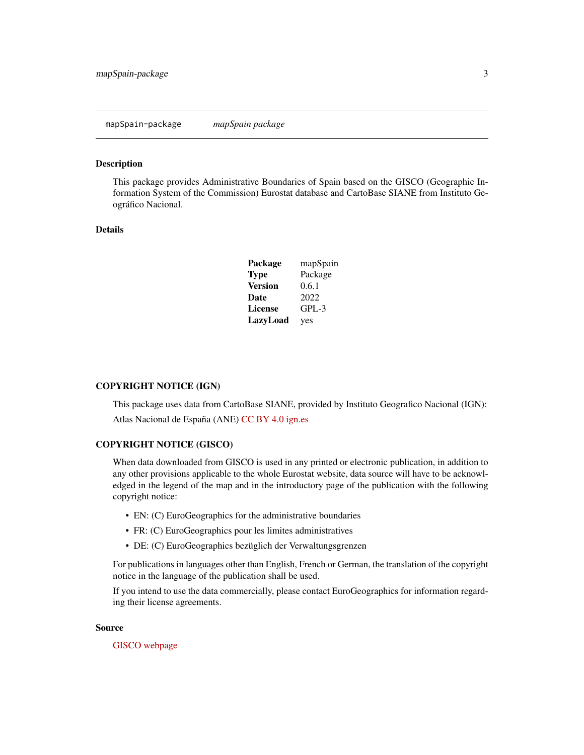## mapSpain-package    *mapSpain package*

### Description

This package provides Administrative Boundaries of Spain based on the GISCO (Geographic Information System of the Commission) Eurostat database and CartoBase SIANE from Instituto Geográfico Nacional.

### Details

| | |
|---|---|
| **Package** | mapSpain |
| **Type** | Package |
| **Version** | 0.6.1 |
| **Date** | 2022 |
| **License** | GPL-3 |
| **LazyLoad** | yes |

### COPYRIGHT NOTICE (IGN)

This package uses data from CartoBase SIANE, provided by Instituto Geografico Nacional (IGN):

Atlas Nacional de España (ANE) CC BY 4.0 ign.es

### COPYRIGHT NOTICE (GISCO)

When data downloaded from GISCO is used in any printed or electronic publication, in addition to any other provisions applicable to the whole Eurostat website, data source will have to be acknowledged in the legend of the map and in the introductory page of the publication with the following copyright notice:

- EN: (C) EuroGeographics for the administrative boundaries
- FR: (C) EuroGeographics pour les limites administratives
- DE: (C) EuroGeographics bezüglich der Verwaltungsgrenzen

For publications in languages other than English, French or German, the translation of the copyright notice in the language of the publication shall be used.

If you intend to use the data commercially, please contact EuroGeographics for information regarding their license agreements.

### Source

GISCO webpage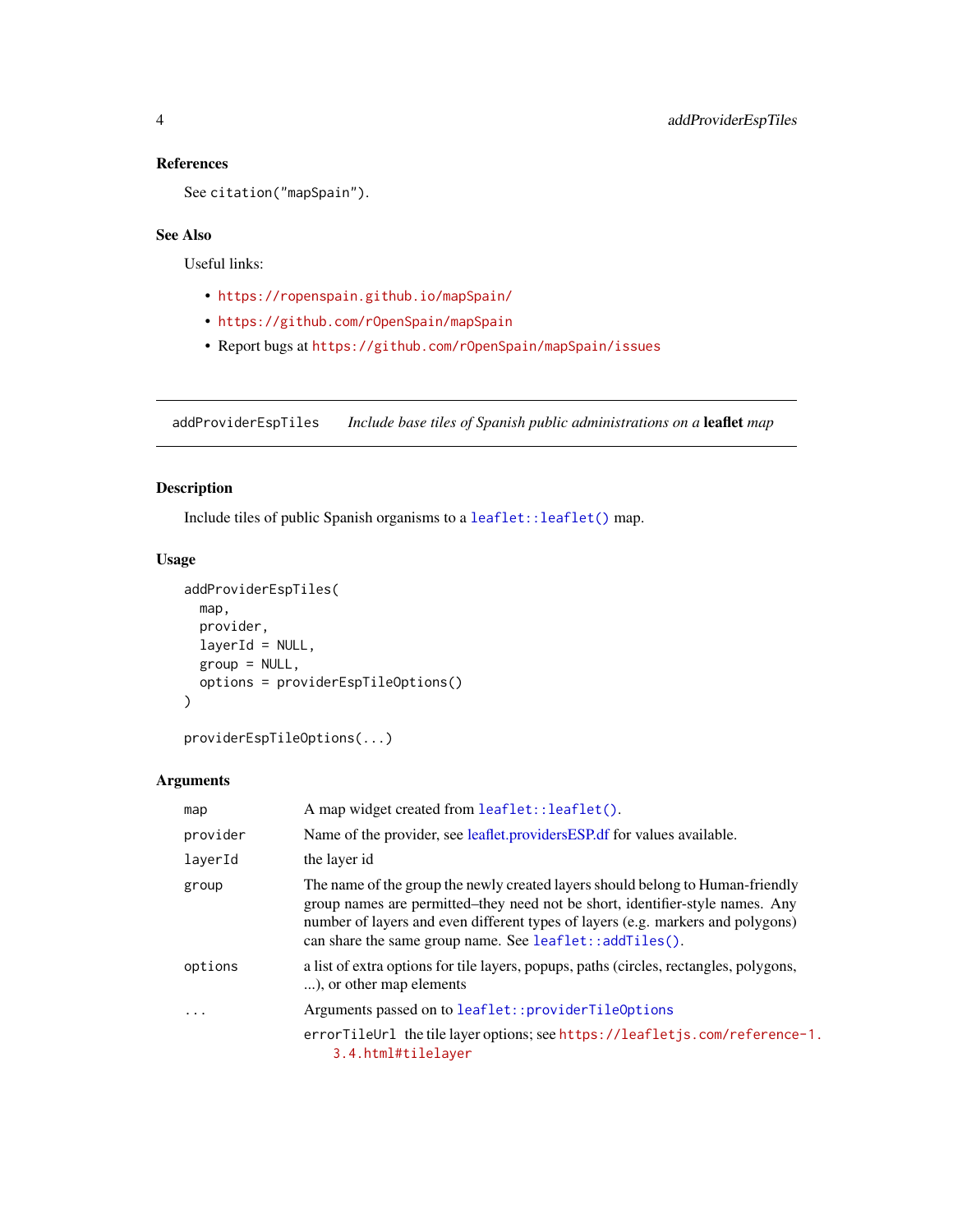### References

See citation("mapSpain").

### See Also

Useful links:

- https://ropenspain.github.io/mapSpain/
- https://github.com/rOpenSpain/mapSpain
- Report bugs at https://github.com/rOpenSpain/mapSpain/issues

---

## addProviderEspTiles — *Include base tiles of Spanish public administrations on a* **leaflet** *map*

### Description

Include tiles of public Spanish organisms to a `leaflet::leaflet()` map.

### Usage

```
addProviderEspTiles(
  map,
  provider,
  layerId = NULL,
  group = NULL,
  options = providerEspTileOptions()
)

providerEspTileOptions(...)
```

### Arguments

| | |
|---|---|
| `map` | A map widget created from `leaflet::leaflet()`. |
| `provider` | Name of the provider, see leaflet.providersESP.df for values available. |
| `layerId` | the layer id |
| `group` | The name of the group the newly created layers should belong to Human-friendly group names are permitted–they need not be short, identifier-style names. Any number of layers and even different types of layers (e.g. markers and polygons) can share the same group name. See `leaflet::addTiles()`. |
| `options` | a list of extra options for tile layers, popups, paths (circles, rectangles, polygons, ...), or other map elements |
| `...` | Arguments passed on to `leaflet::providerTileOptions`<br>`errorTileUrl` the tile layer options; see https://leafletjs.com/reference-1.3.4.html#tilelayer |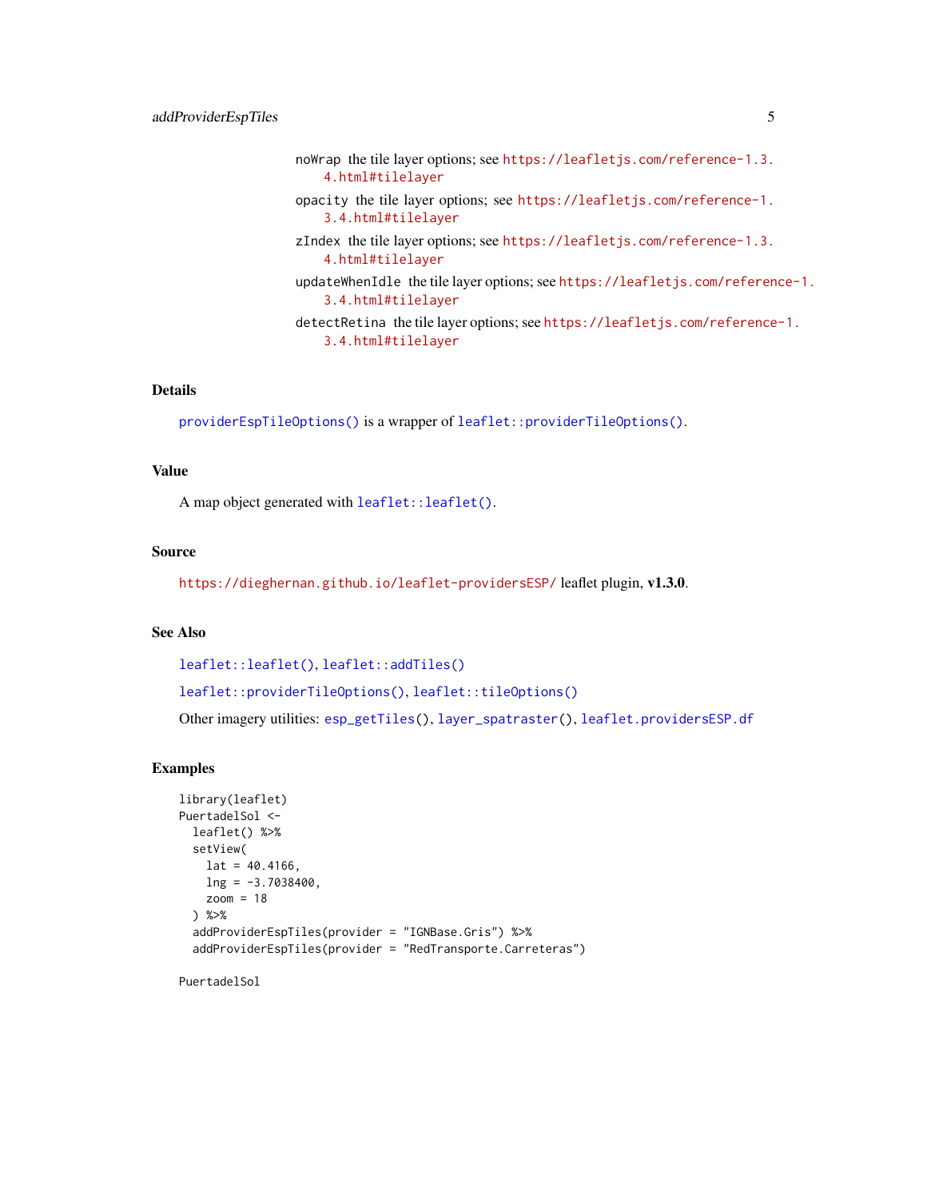noWrap the tile layer options; see https://leafletjs.com/reference-1.3.4.html#tilelayer

opacity the tile layer options; see https://leafletjs.com/reference-1.3.4.html#tilelayer

zIndex the tile layer options; see https://leafletjs.com/reference-1.3.4.html#tilelayer

updateWhenIdle the tile layer options; see https://leafletjs.com/reference-1.3.4.html#tilelayer

detectRetina the tile layer options; see https://leafletjs.com/reference-1.3.4.html#tilelayer

## Details

`providerEspTileOptions()` is a wrapper of `leaflet::providerTileOptions()`.

## Value

A map object generated with `leaflet::leaflet()`.

## Source

https://dieghernan.github.io/leaflet-providersESP/ leaflet plugin, **v1.3.0**.

## See Also

`leaflet::leaflet()`, `leaflet::addTiles()`

`leaflet::providerTileOptions()`, `leaflet::tileOptions()`

Other imagery utilities: `esp_getTiles()`, `layer_spatraster()`, `leaflet.providersESP.df`

## Examples

```
library(leaflet)
PuertadelSol <-
  leaflet() %>%
  setView(
    lat = 40.4166,
    lng = -3.7038400,
    zoom = 18
  ) %>%
  addProviderEspTiles(provider = "IGNBase.Gris") %>%
  addProviderEspTiles(provider = "RedTransporte.Carreteras")

PuertadelSol
```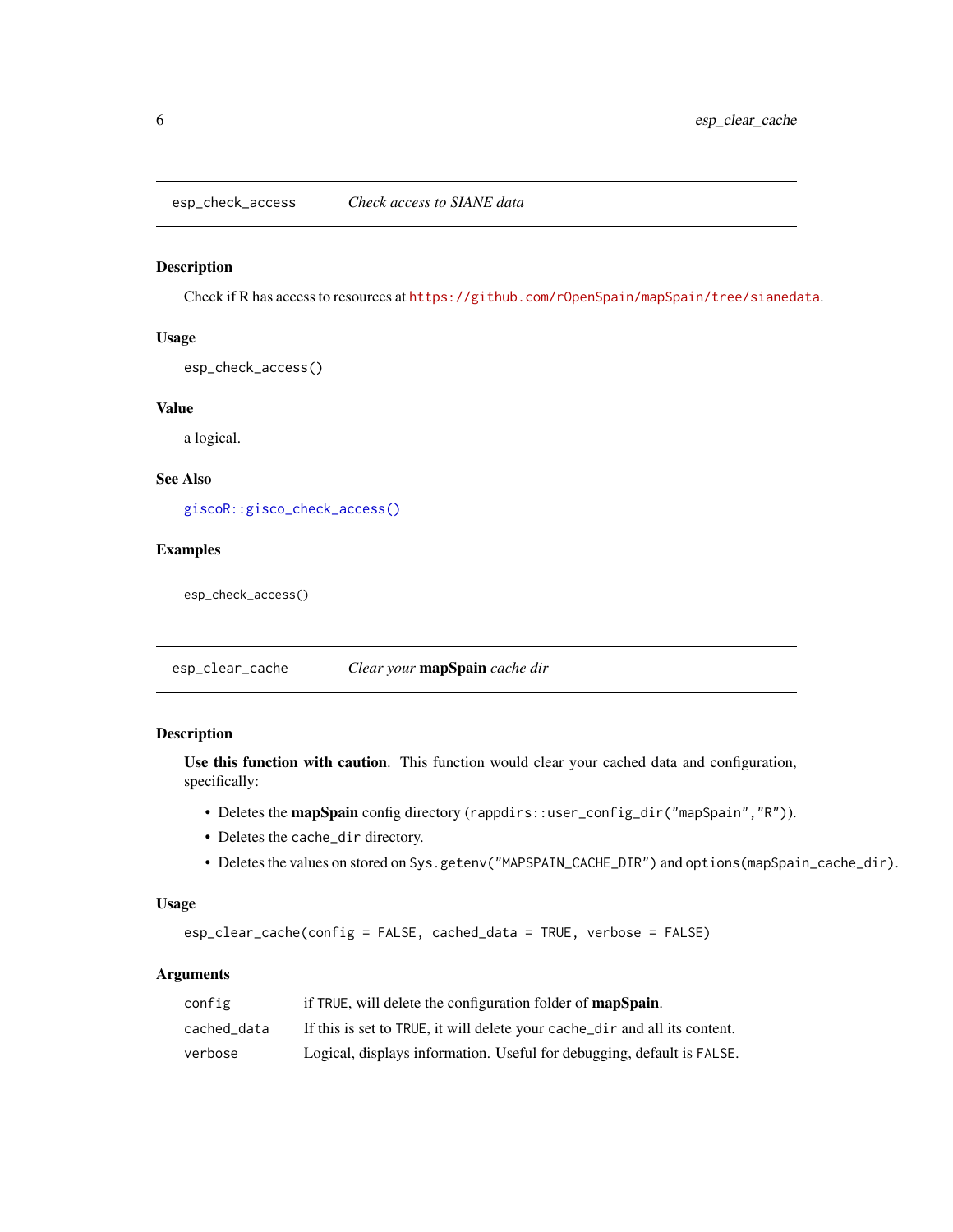## esp_check_access — *Check access to SIANE data*

### Description

Check if R has access to resources at https://github.com/rOpenSpain/mapSpain/tree/sianedata.

### Usage

```
esp_check_access()
```

### Value

a logical.

### See Also

`giscoR::gisco_check_access()`

### Examples

```
esp_check_access()
```

## esp_clear_cache — *Clear your **mapSpain** cache dir*

### Description

**Use this function with caution**. This function would clear your cached data and configuration, specifically:

- Deletes the **mapSpain** config directory (`rappdirs::user_config_dir("mapSpain","R")`).
- Deletes the `cache_dir` directory.
- Deletes the values on stored on `Sys.getenv("MAPSPAIN_CACHE_DIR")` and `options(mapSpain_cache_dir)`.

### Usage

```
esp_clear_cache(config = FALSE, cached_data = TRUE, verbose = FALSE)
```

### Arguments

| | |
|---|---|
| `config` | if `TRUE`, will delete the configuration folder of **mapSpain**. |
| `cached_data` | If this is set to `TRUE`, it will delete your `cache_dir` and all its content. |
| `verbose` | Logical, displays information. Useful for debugging, default is `FALSE`. |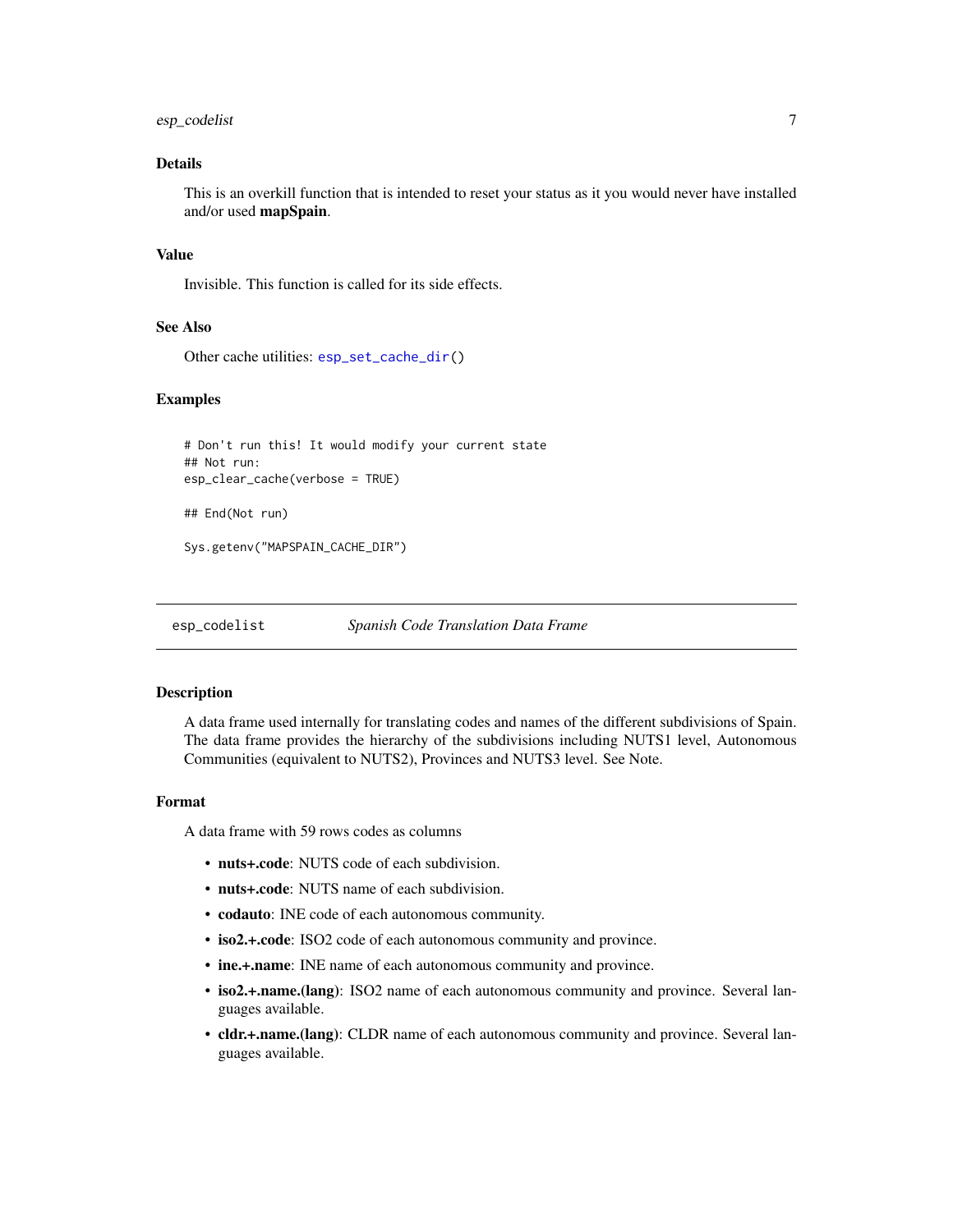### Details

This is an overkill function that is intended to reset your status as it you would never have installed and/or used **mapSpain**.

### Value

Invisible. This function is called for its side effects.

### See Also

Other cache utilities: `esp_set_cache_dir()`

### Examples

```
# Don't run this! It would modify your current state
## Not run:
esp_clear_cache(verbose = TRUE)

## End(Not run)

Sys.getenv("MAPSPAIN_CACHE_DIR")
```

---

## esp_codelist — *Spanish Code Translation Data Frame*

### Description

A data frame used internally for translating codes and names of the different subdivisions of Spain. The data frame provides the hierarchy of the subdivisions including NUTS1 level, Autonomous Communities (equivalent to NUTS2), Provinces and NUTS3 level. See Note.

### Format

A data frame with 59 rows codes as columns

- **nuts+.code**: NUTS code of each subdivision.
- **nuts+.code**: NUTS name of each subdivision.
- **codauto**: INE code of each autonomous community.
- **iso2.+.code**: ISO2 code of each autonomous community and province.
- **ine.+.name**: INE name of each autonomous community and province.
- **iso2.+.name.(lang)**: ISO2 name of each autonomous community and province. Several languages available.
- **cldr.+.name.(lang)**: CLDR name of each autonomous community and province. Several languages available.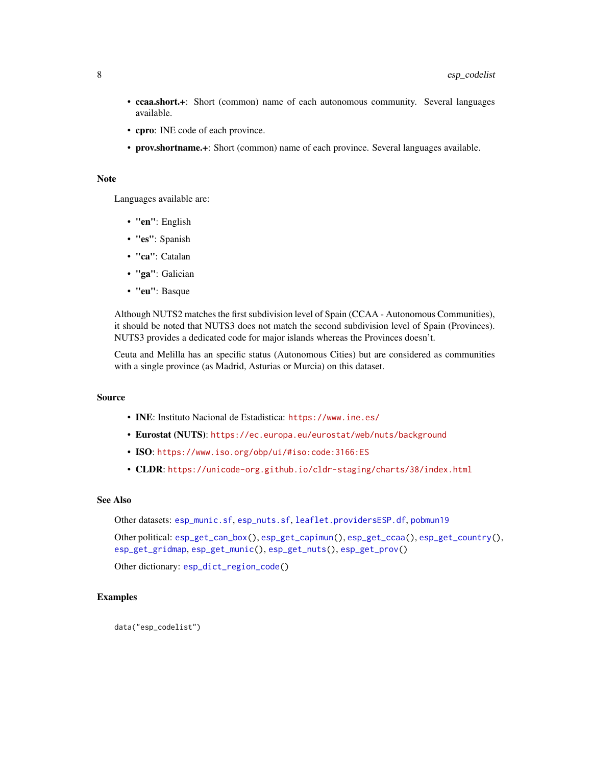- **ccaa.short.+**: Short (common) name of each autonomous community. Several languages available.
- **cpro**: INE code of each province.
- **prov.shortname.+**: Short (common) name of each province. Several languages available.

## Note

Languages available are:

- **"en"**: English
- **"es"**: Spanish
- **"ca"**: Catalan
- **"ga"**: Galician
- **"eu"**: Basque

Although NUTS2 matches the first subdivision level of Spain (CCAA - Autonomous Communities), it should be noted that NUTS3 does not match the second subdivision level of Spain (Provinces). NUTS3 provides a dedicated code for major islands whereas the Provinces doesn't.

Ceuta and Melilla has an specific status (Autonomous Cities) but are considered as communities with a single province (as Madrid, Asturias or Murcia) on this dataset.

## Source

- **INE**: Instituto Nacional de Estadistica: https://www.ine.es/
- **Eurostat (NUTS)**: https://ec.europa.eu/eurostat/web/nuts/background
- **ISO**: https://www.iso.org/obp/ui/#iso:code:3166:ES
- **CLDR**: https://unicode-org.github.io/cldr-staging/charts/38/index.html

## See Also

Other datasets: esp_munic.sf, esp_nuts.sf, leaflet.providersESP.df, pobmun19

Other political: esp_get_can_box(), esp_get_capimun(), esp_get_ccaa(), esp_get_country(), esp_get_gridmap, esp_get_munic(), esp_get_nuts(), esp_get_prov()

Other dictionary: esp_dict_region_code()

## Examples

```
data("esp_codelist")
```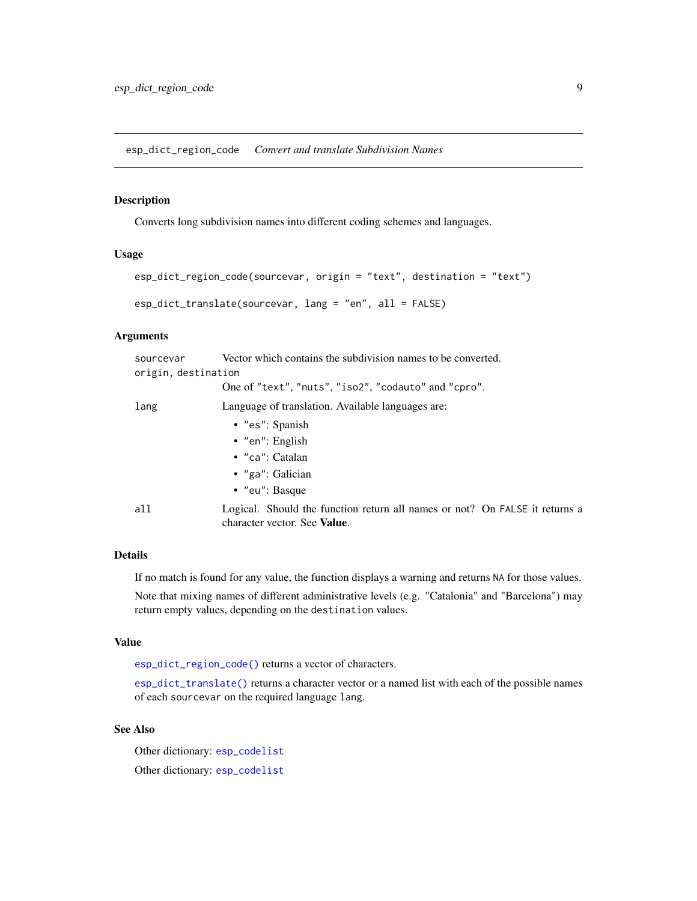## esp_dict_region_code    *Convert and translate Subdivision Names*

### Description

Converts long subdivision names into different coding schemes and languages.

### Usage

```
esp_dict_region_code(sourcevar, origin = "text", destination = "text")

esp_dict_translate(sourcevar, lang = "en", all = FALSE)
```

### Arguments

| | |
|---|---|
| `sourcevar` | Vector which contains the subdivision names to be converted. |
| `origin, destination` | One of `"text"`, `"nuts"`, `"iso2"`, `"codauto"` and `"cpro"`. |
| `lang` | Language of translation. Available languages are: <br>• `"es"`: Spanish <br>• `"en"`: English <br>• `"ca"`: Catalan <br>• `"ga"`: Galician <br>• `"eu"`: Basque |
| `all` | Logical. Should the function return all names or not? On `FALSE` it returns a character vector. See **Value**. |

### Details

If no match is found for any value, the function displays a warning and returns `NA` for those values.

Note that mixing names of different administrative levels (e.g. "Catalonia" and "Barcelona") may return empty values, depending on the `destination` values.

### Value

`esp_dict_region_code()` returns a vector of characters.

`esp_dict_translate()` returns a character vector or a named list with each of the possible names of each `sourcevar` on the required language `lang`.

### See Also

Other dictionary: `esp_codelist`

Other dictionary: `esp_codelist`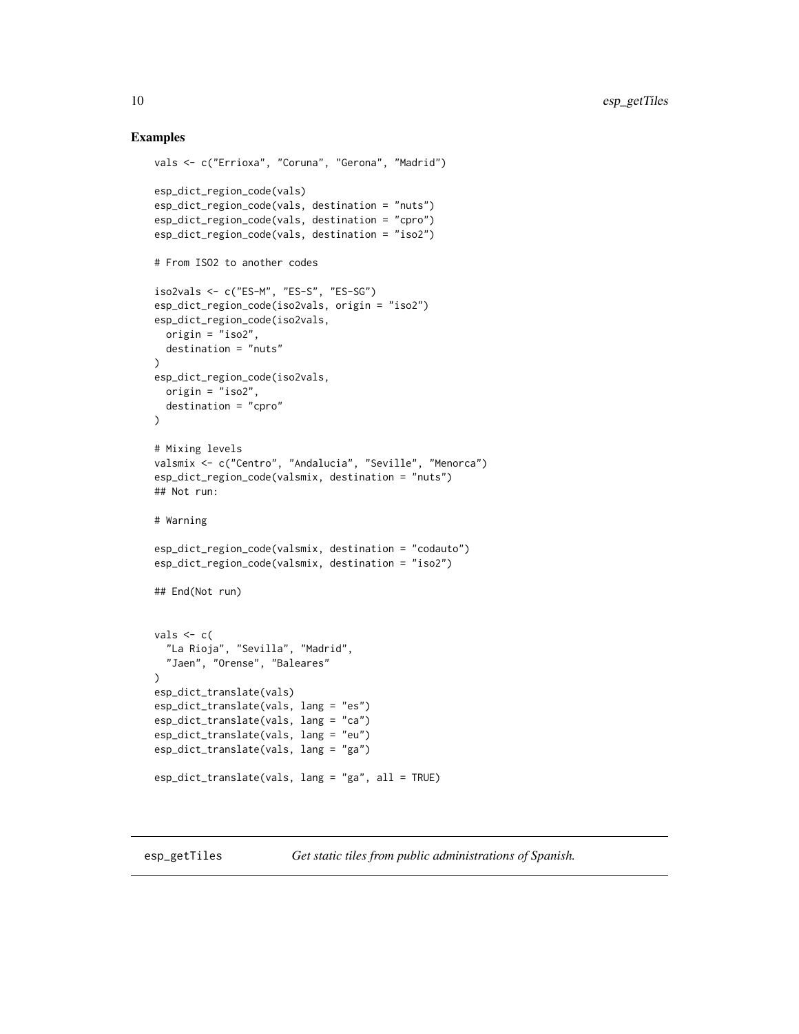## Examples

```
vals <- c("Errioxa", "Coruna", "Gerona", "Madrid")

esp_dict_region_code(vals)
esp_dict_region_code(vals, destination = "nuts")
esp_dict_region_code(vals, destination = "cpro")
esp_dict_region_code(vals, destination = "iso2")

# From ISO2 to another codes

iso2vals <- c("ES-M", "ES-S", "ES-SG")
esp_dict_region_code(iso2vals, origin = "iso2")
esp_dict_region_code(iso2vals,
  origin = "iso2",
  destination = "nuts"
)
esp_dict_region_code(iso2vals,
  origin = "iso2",
  destination = "cpro"
)

# Mixing levels
valsmix <- c("Centro", "Andalucia", "Seville", "Menorca")
esp_dict_region_code(valsmix, destination = "nuts")
## Not run:

# Warning

esp_dict_region_code(valsmix, destination = "codauto")
esp_dict_region_code(valsmix, destination = "iso2")

## End(Not run)


vals <- c(
  "La Rioja", "Sevilla", "Madrid",
  "Jaen", "Orense", "Baleares"
)
esp_dict_translate(vals)
esp_dict_translate(vals, lang = "es")
esp_dict_translate(vals, lang = "ca")
esp_dict_translate(vals, lang = "eu")
esp_dict_translate(vals, lang = "ga")

esp_dict_translate(vals, lang = "ga", all = TRUE)
```

---

## esp_getTiles — *Get static tiles from public administrations of Spanish.*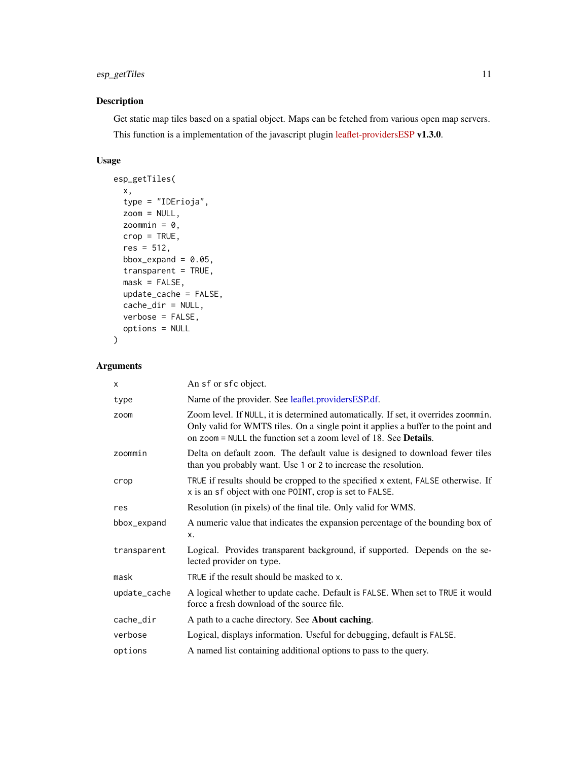## Description

Get static map tiles based on a spatial object. Maps can be fetched from various open map servers.

This function is a implementation of the javascript plugin leaflet-providersESP **v1.3.0**.

## Usage

```
esp_getTiles(
  x,
  type = "IDErioja",
  zoom = NULL,
  zoommin = 0,
  crop = TRUE,
  res = 512,
  bbox_expand = 0.05,
  transparent = TRUE,
  mask = FALSE,
  update_cache = FALSE,
  cache_dir = NULL,
  verbose = FALSE,
  options = NULL
)
```

## Arguments

| | |
|---|---|
| `x` | An `sf` or `sfc` object. |
| `type` | Name of the provider. See leaflet.providersESP.df. |
| `zoom` | Zoom level. If `NULL`, it is determined automatically. If set, it overrides `zoommin`. Only valid for WMTS tiles. On a single point it applies a buffer to the point and on `zoom = NULL` the function set a zoom level of 18. See **Details**. |
| `zoommin` | Delta on default `zoom`. The default value is designed to download fewer tiles than you probably want. Use `1` or `2` to increase the resolution. |
| `crop` | `TRUE` if results should be cropped to the specified `x` extent, `FALSE` otherwise. If `x` is an `sf` object with one `POINT`, crop is set to `FALSE`. |
| `res` | Resolution (in pixels) of the final tile. Only valid for WMS. |
| `bbox_expand` | A numeric value that indicates the expansion percentage of the bounding box of `x`. |
| `transparent` | Logical. Provides transparent background, if supported. Depends on the selected provider on `type`. |
| `mask` | `TRUE` if the result should be masked to `x`. |
| `update_cache` | A logical whether to update cache. Default is `FALSE`. When set to `TRUE` it would force a fresh download of the source file. |
| `cache_dir` | A path to a cache directory. See **About caching**. |
| `verbose` | Logical, displays information. Useful for debugging, default is `FALSE`. |
| `options` | A named list containing additional options to pass to the query. |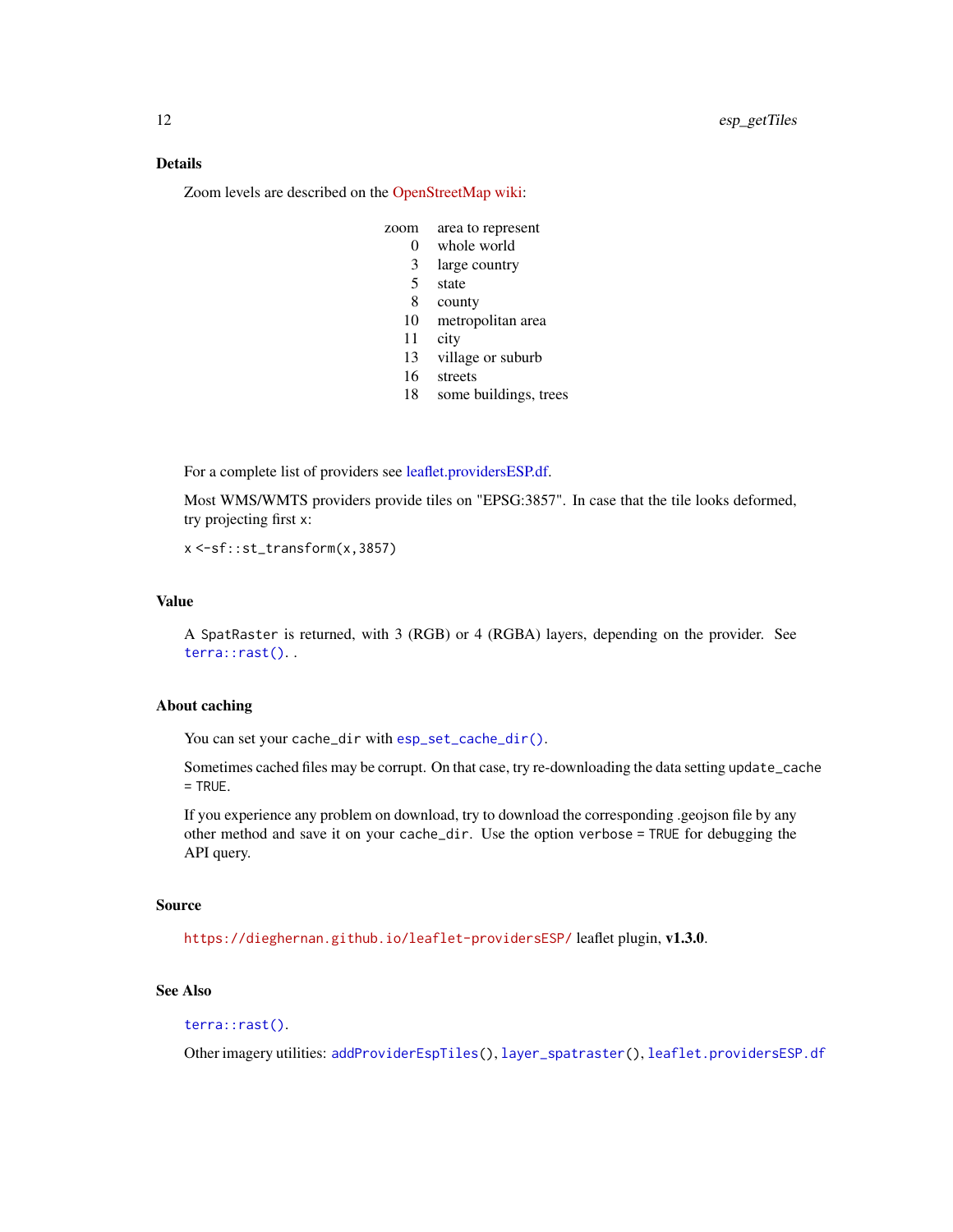## Details

Zoom levels are described on the OpenStreetMap wiki:

| zoom | area to represent |
|---|---|
| 0 | whole world |
| 3 | large country |
| 5 | state |
| 8 | county |
| 10 | metropolitan area |
| 11 | city |
| 13 | village or suburb |
| 16 | streets |
| 18 | some buildings, trees |

For a complete list of providers see leaflet.providersESP.df.

Most WMS/WMTS providers provide tiles on "EPSG:3857". In case that the tile looks deformed, try projecting first `x`:

```
x <-sf::st_transform(x,3857)
```

## Value

A `SpatRaster` is returned, with 3 (RGB) or 4 (RGBA) layers, depending on the provider. See `terra::rast()`. .

## About caching

You can set your `cache_dir` with `esp_set_cache_dir()`.

Sometimes cached files may be corrupt. On that case, try re-downloading the data setting `update_cache = TRUE`.

If you experience any problem on download, try to download the corresponding .geojson file by any other method and save it on your `cache_dir`. Use the option `verbose = TRUE` for debugging the API query.

## Source

https://dieghernan.github.io/leaflet-providersESP/ leaflet plugin, **v1.3.0**.

## See Also

`terra::rast()`.

Other imagery utilities: `addProviderEspTiles()`, `layer_spatraster()`, `leaflet.providersESP.df`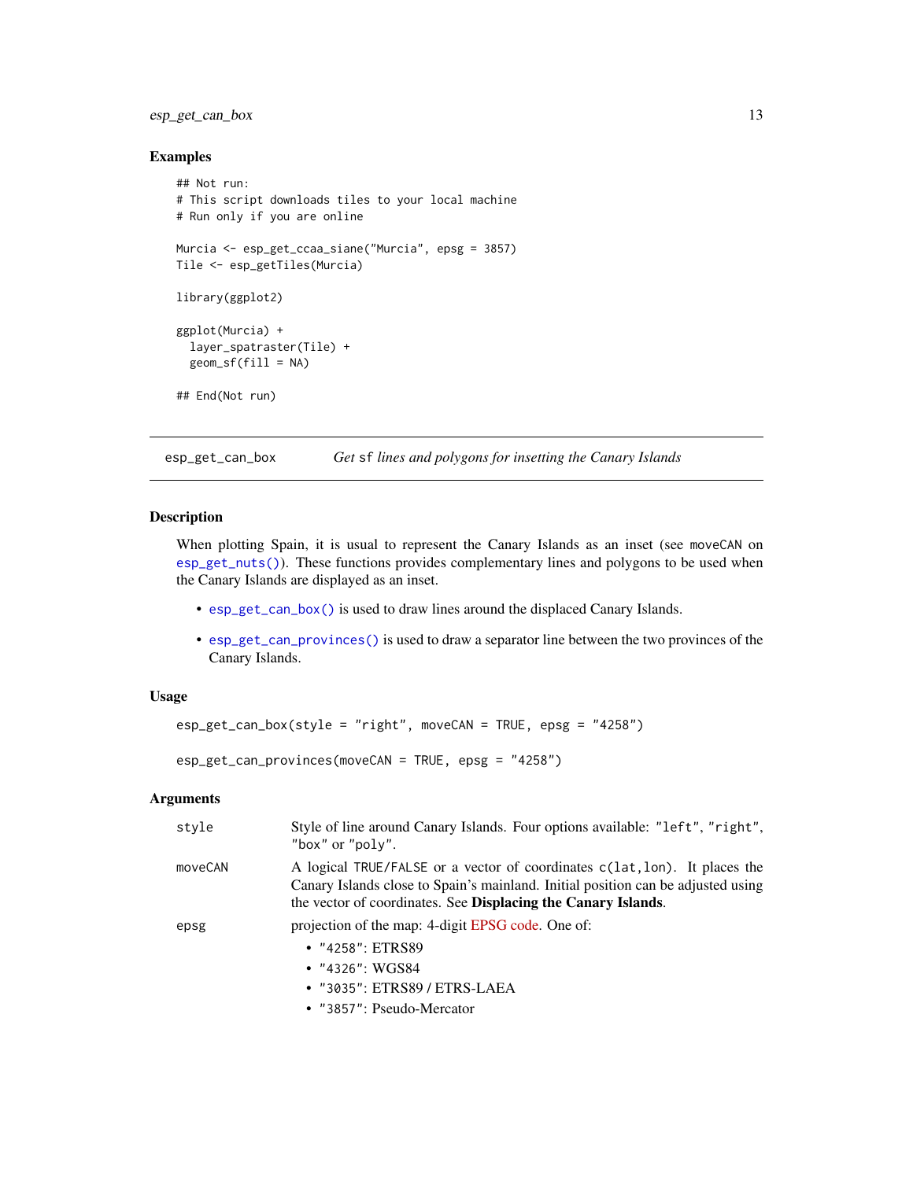### Examples

```
## Not run:
# This script downloads tiles to your local machine
# Run only if you are online

Murcia <- esp_get_ccaa_siane("Murcia", epsg = 3857)
Tile <- esp_getTiles(Murcia)

library(ggplot2)

ggplot(Murcia) +
  layer_spatraster(Tile) +
  geom_sf(fill = NA)

## End(Not run)
```

---

## esp_get_can_box — *Get* sf *lines and polygons for insetting the Canary Islands*

---

### Description

When plotting Spain, it is usual to represent the Canary Islands as an inset (see moveCAN on esp_get_nuts()). These functions provides complementary lines and polygons to be used when the Canary Islands are displayed as an inset.

- esp_get_can_box() is used to draw lines around the displaced Canary Islands.
- esp_get_can_provinces() is used to draw a separator line between the two provinces of the Canary Islands.

### Usage

```
esp_get_can_box(style = "right", moveCAN = TRUE, epsg = "4258")

esp_get_can_provinces(moveCAN = TRUE, epsg = "4258")
```

### Arguments

| | |
|---|---|
| style | Style of line around Canary Islands. Four options available: "left", "right", "box" or "poly". |
| moveCAN | A logical TRUE/FALSE or a vector of coordinates c(lat,lon). It places the Canary Islands close to Spain's mainland. Initial position can be adjusted using the vector of coordinates. See **Displacing the Canary Islands**. |
| epsg | projection of the map: 4-digit EPSG code. One of:<br>• "4258": ETRS89<br>• "4326": WGS84<br>• "3035": ETRS89 / ETRS-LAEA<br>• "3857": Pseudo-Mercator |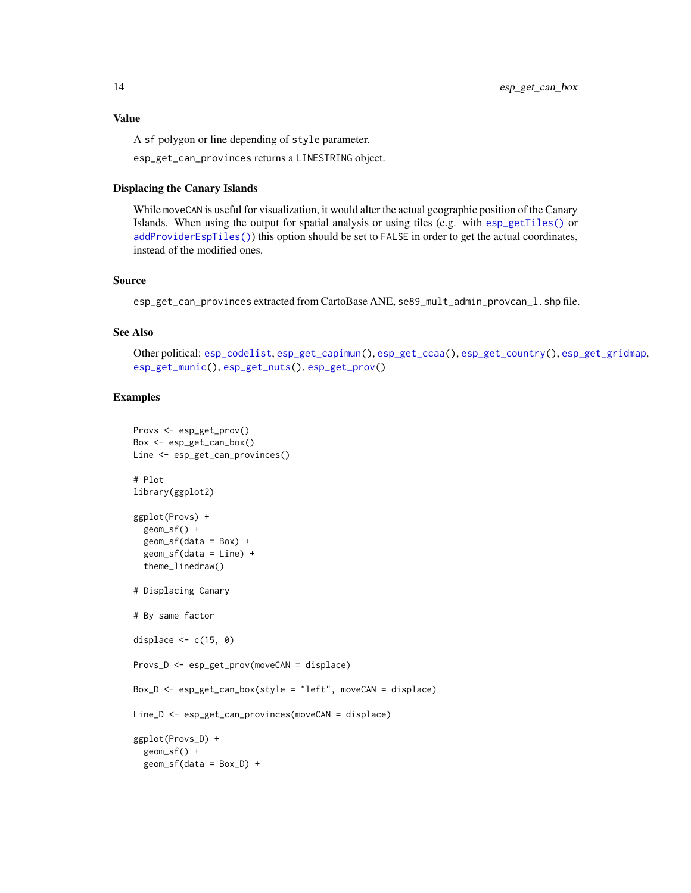### Value

A `sf` polygon or line depending of `style` parameter.

`esp_get_can_provinces` returns a `LINESTRING` object.

### Displacing the Canary Islands

While `moveCAN` is useful for visualization, it would alter the actual geographic position of the Canary Islands. When using the output for spatial analysis or using tiles (e.g. with `esp_getTiles()` or `addProviderEspTiles()`) this option should be set to `FALSE` in order to get the actual coordinates, instead of the modified ones.

### Source

`esp_get_can_provinces` extracted from CartoBase ANE, `se89_mult_admin_provcan_l.shp` file.

### See Also

Other political: `esp_codelist`, `esp_get_capimun()`, `esp_get_ccaa()`, `esp_get_country()`, `esp_get_gridmap`, `esp_get_munic()`, `esp_get_nuts()`, `esp_get_prov()`

### Examples

```
Provs <- esp_get_prov()
Box <- esp_get_can_box()
Line <- esp_get_can_provinces()

# Plot
library(ggplot2)

ggplot(Provs) +
  geom_sf() +
  geom_sf(data = Box) +
  geom_sf(data = Line) +
  theme_linedraw()

# Displacing Canary

# By same factor

displace <- c(15, 0)

Provs_D <- esp_get_prov(moveCAN = displace)

Box_D <- esp_get_can_box(style = "left", moveCAN = displace)

Line_D <- esp_get_can_provinces(moveCAN = displace)

ggplot(Provs_D) +
  geom_sf() +
  geom_sf(data = Box_D) +
```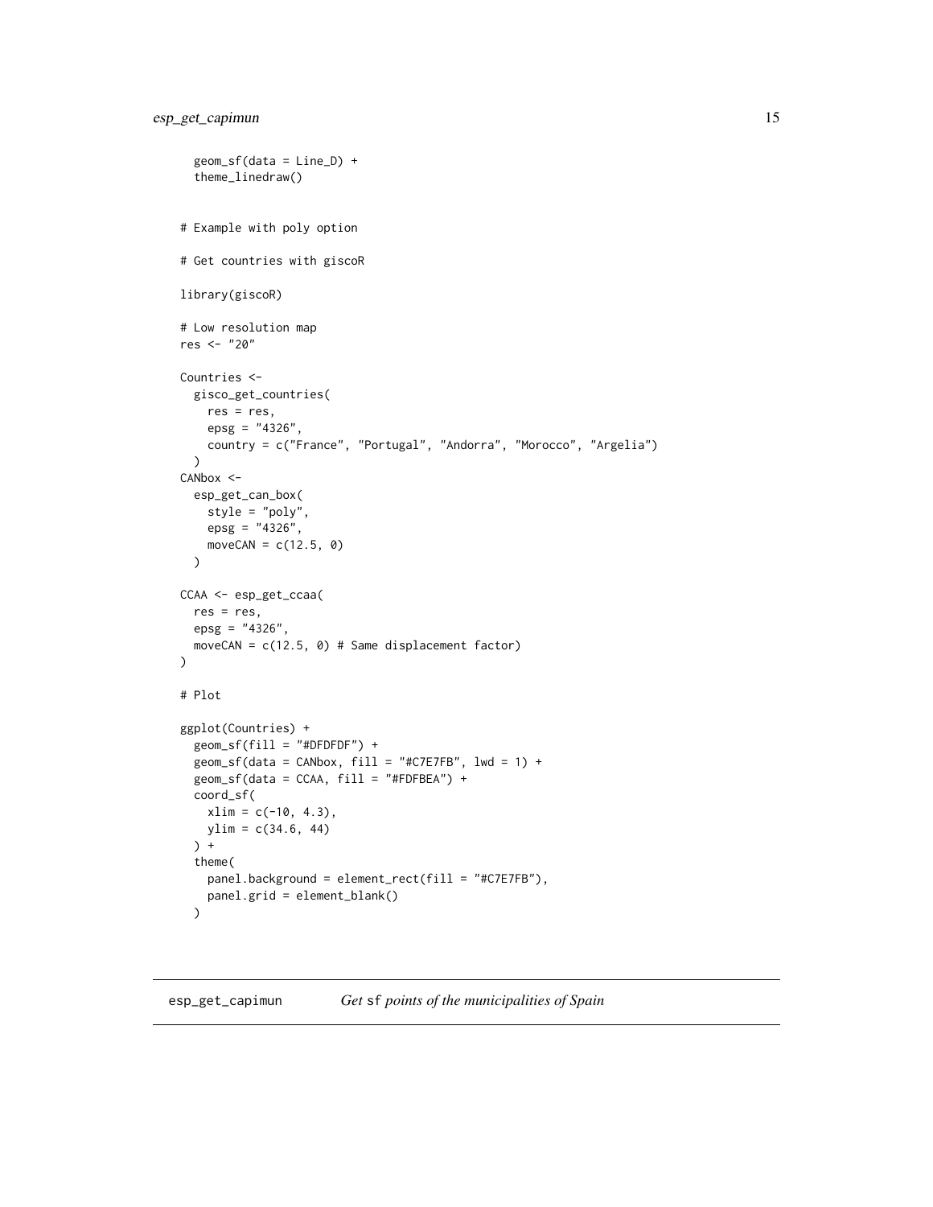```
  geom_sf(data = Line_D) +
  theme_linedraw()


# Example with poly option

# Get countries with giscoR

library(giscoR)

# Low resolution map
res <- "20"

Countries <-
  gisco_get_countries(
    res = res,
    epsg = "4326",
    country = c("France", "Portugal", "Andorra", "Morocco", "Argelia")
  )
CANbox <-
  esp_get_can_box(
    style = "poly",
    epsg = "4326",
    moveCAN = c(12.5, 0)
  )

CCAA <- esp_get_ccaa(
  res = res,
  epsg = "4326",
  moveCAN = c(12.5, 0) # Same displacement factor)
)

# Plot

ggplot(Countries) +
  geom_sf(fill = "#DFDFDF") +
  geom_sf(data = CANbox, fill = "#C7E7FB", lwd = 1) +
  geom_sf(data = CCAA, fill = "#FDFBEA") +
  coord_sf(
    xlim = c(-10, 4.3),
    ylim = c(34.6, 44)
  ) +
  theme(
    panel.background = element_rect(fill = "#C7E7FB"),
    panel.grid = element_blank()
  )
```

## esp_get_capimun — *Get* sf *points of the municipalities of Spain*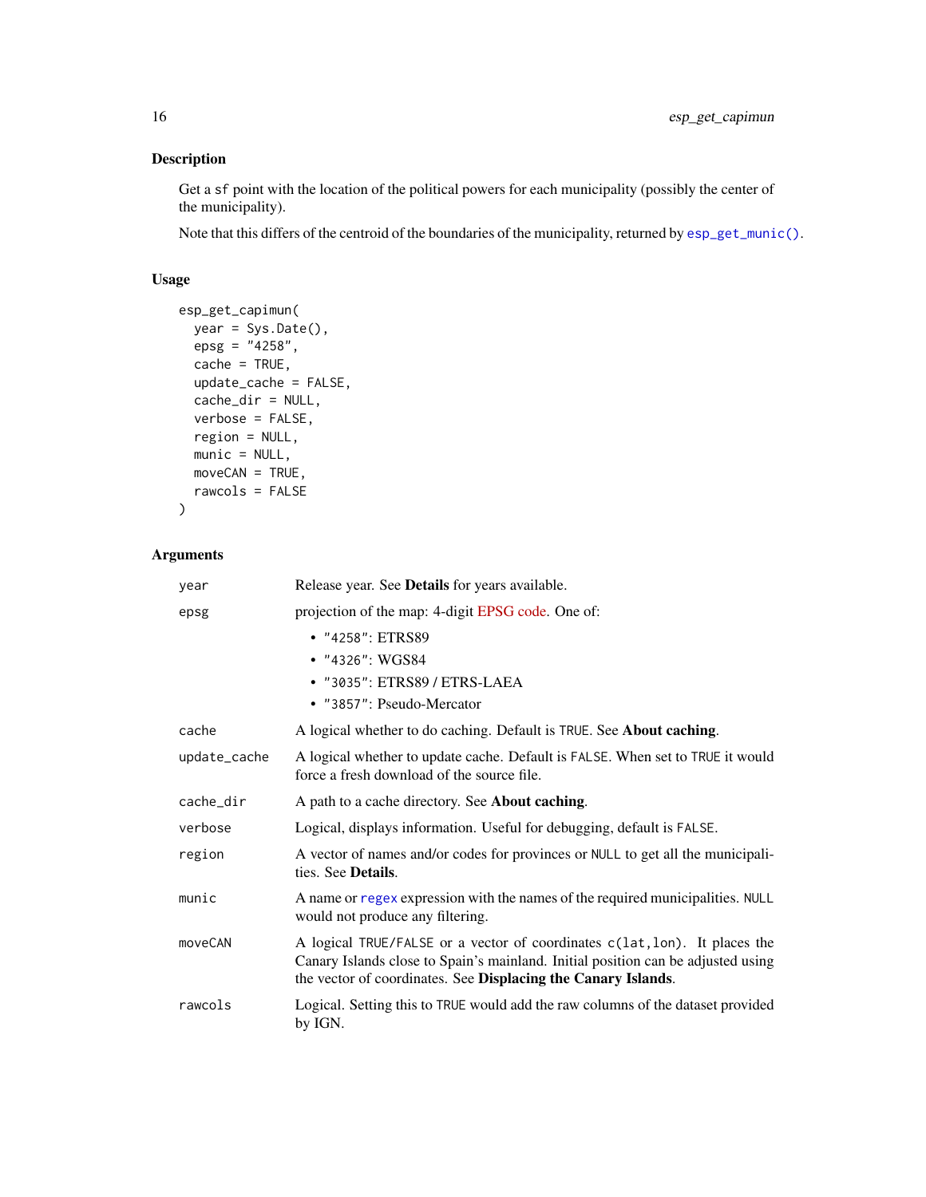## Description

Get a `sf` point with the location of the political powers for each municipality (possibly the center of the municipality).

Note that this differs of the centroid of the boundaries of the municipality, returned by `esp_get_munic()`.

## Usage

```
esp_get_capimun(
  year = Sys.Date(),
  epsg = "4258",
  cache = TRUE,
  update_cache = FALSE,
  cache_dir = NULL,
  verbose = FALSE,
  region = NULL,
  munic = NULL,
  moveCAN = TRUE,
  rawcols = FALSE
)
```

## Arguments

| | |
|---|---|
| `year` | Release year. See **Details** for years available. |
| `epsg` | projection of the map: 4-digit EPSG code. One of:<br>• `"4258"`: ETRS89<br>• `"4326"`: WGS84<br>• `"3035"`: ETRS89 / ETRS-LAEA<br>• `"3857"`: Pseudo-Mercator |
| `cache` | A logical whether to do caching. Default is `TRUE`. See **About caching**. |
| `update_cache` | A logical whether to update cache. Default is `FALSE`. When set to `TRUE` it would force a fresh download of the source file. |
| `cache_dir` | A path to a cache directory. See **About caching**. |
| `verbose` | Logical, displays information. Useful for debugging, default is `FALSE`. |
| `region` | A vector of names and/or codes for provinces or `NULL` to get all the municipalities. See **Details**. |
| `munic` | A name or `regex` expression with the names of the required municipalities. `NULL` would not produce any filtering. |
| `moveCAN` | A logical `TRUE/FALSE` or a vector of coordinates `c(lat,lon)`. It places the Canary Islands close to Spain's mainland. Initial position can be adjusted using the vector of coordinates. See **Displacing the Canary Islands**. |
| `rawcols` | Logical. Setting this to `TRUE` would add the raw columns of the dataset provided by IGN. |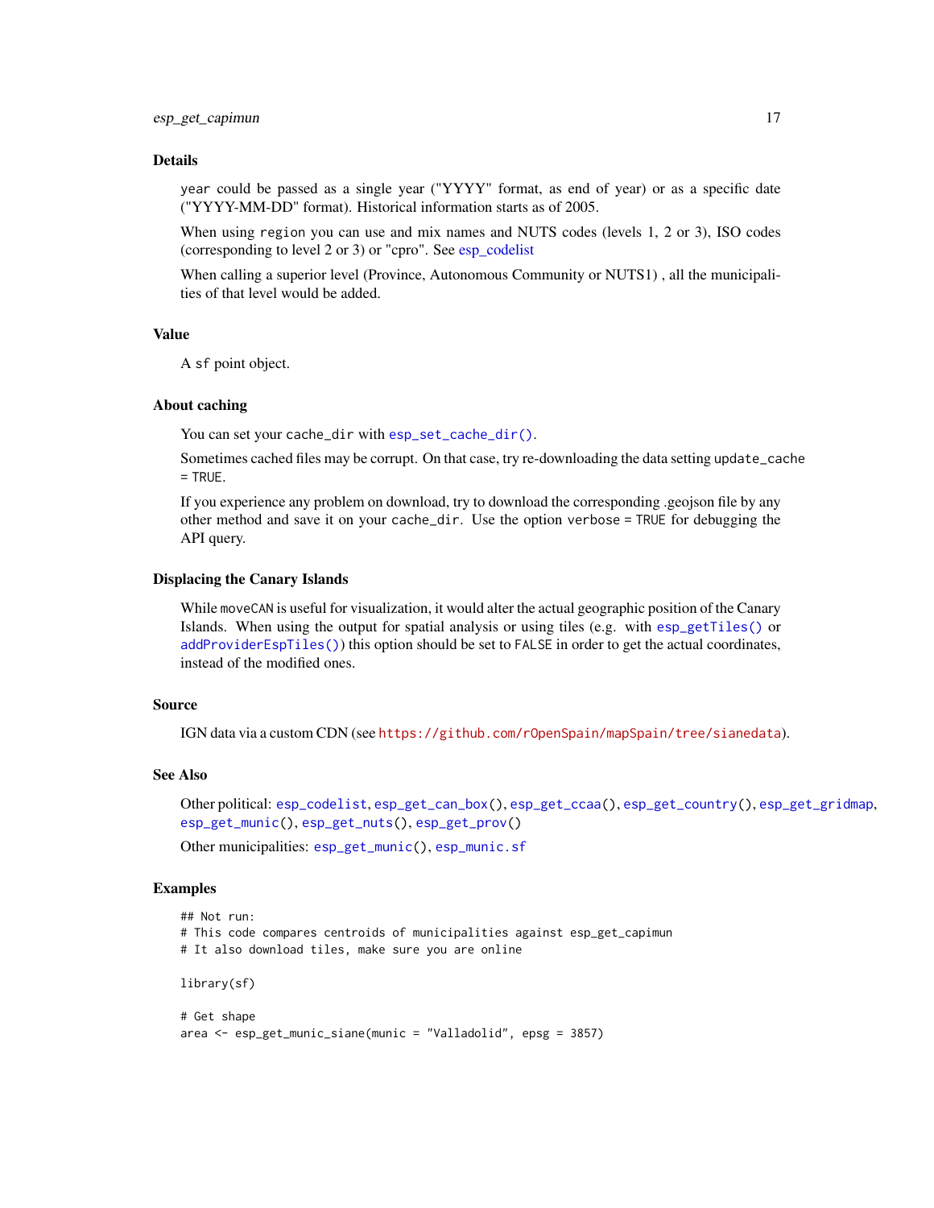### Details

`year` could be passed as a single year ("YYYY" format, as end of year) or as a specific date ("YYYY-MM-DD" format). Historical information starts as of 2005.

When using `region` you can use and mix names and NUTS codes (levels 1, 2 or 3), ISO codes (corresponding to level 2 or 3) or "cpro". See esp_codelist

When calling a superior level (Province, Autonomous Community or NUTS1) , all the municipalities of that level would be added.

### Value

A `sf` point object.

### About caching

You can set your `cache_dir` with `esp_set_cache_dir()`.

Sometimes cached files may be corrupt. On that case, try re-downloading the data setting `update_cache = TRUE`.

If you experience any problem on download, try to download the corresponding .geojson file by any other method and save it on your `cache_dir`. Use the option `verbose = TRUE` for debugging the API query.

### Displacing the Canary Islands

While `moveCAN` is useful for visualization, it would alter the actual geographic position of the Canary Islands. When using the output for spatial analysis or using tiles (e.g. with `esp_getTiles()` or `addProviderEspTiles()`) this option should be set to `FALSE` in order to get the actual coordinates, instead of the modified ones.

### Source

IGN data via a custom CDN (see https://github.com/rOpenSpain/mapSpain/tree/sianedata).

### See Also

Other political: `esp_codelist`, `esp_get_can_box()`, `esp_get_ccaa()`, `esp_get_country()`, `esp_get_gridmap`, `esp_get_munic()`, `esp_get_nuts()`, `esp_get_prov()`

Other municipalities: `esp_get_munic()`, `esp_munic.sf`

### Examples

```
## Not run:
# This code compares centroids of municipalities against esp_get_capimun
# It also download tiles, make sure you are online

library(sf)

# Get shape
area <- esp_get_munic_siane(munic = "Valladolid", epsg = 3857)
```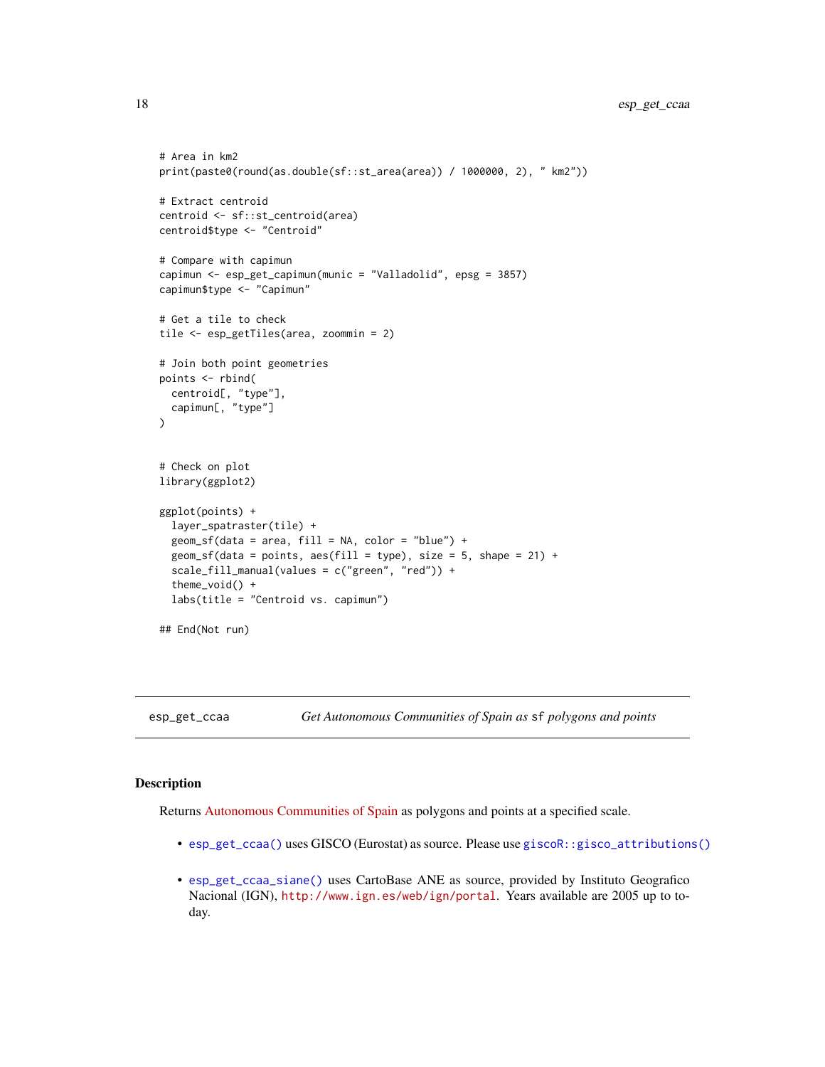```
# Area in km2
print(paste0(round(as.double(sf::st_area(area)) / 1000000, 2), " km2"))

# Extract centroid
centroid <- sf::st_centroid(area)
centroid$type <- "Centroid"

# Compare with capimun
capimun <- esp_get_capimun(munic = "Valladolid", epsg = 3857)
capimun$type <- "Capimun"

# Get a tile to check
tile <- esp_getTiles(area, zoommin = 2)

# Join both point geometries
points <- rbind(
  centroid[, "type"],
  capimun[, "type"]
)


# Check on plot
library(ggplot2)

ggplot(points) +
  layer_spatraster(tile) +
  geom_sf(data = area, fill = NA, color = "blue") +
  geom_sf(data = points, aes(fill = type), size = 5, shape = 21) +
  scale_fill_manual(values = c("green", "red")) +
  theme_void() +
  labs(title = "Centroid vs. capimun")

## End(Not run)
```

---

`esp_get_ccaa` — *Get Autonomous Communities of Spain as* `sf` *polygons and points*

---

## Description

Returns Autonomous Communities of Spain as polygons and points at a specified scale.

- `esp_get_ccaa()` uses GISCO (Eurostat) as source. Please use `giscoR::gisco_attributions()`
- `esp_get_ccaa_siane()` uses CartoBase ANE as source, provided by Instituto Geografico Nacional (IGN), http://www.ign.es/web/ign/portal. Years available are 2005 up to today.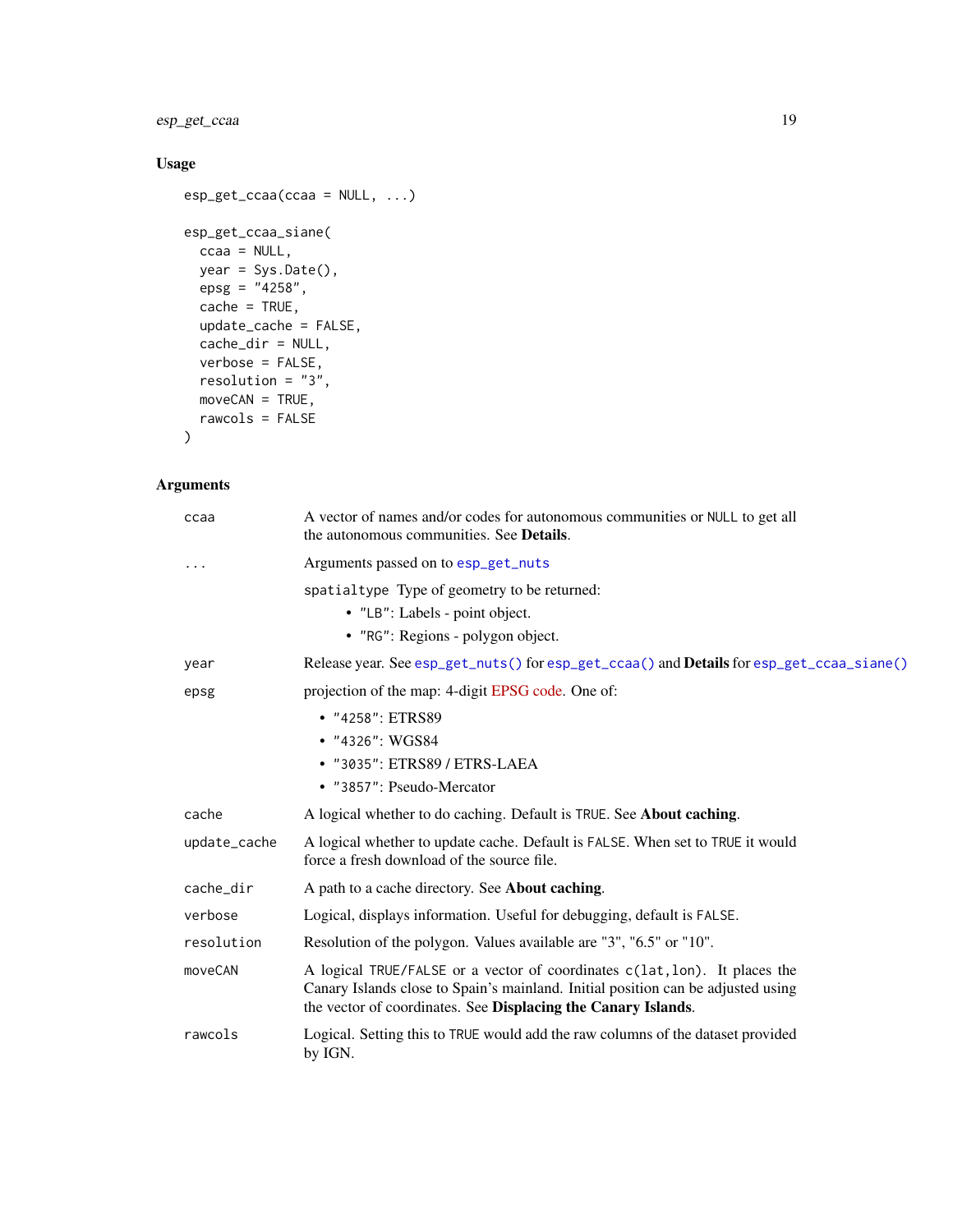## Usage

```
esp_get_ccaa(ccaa = NULL, ...)

esp_get_ccaa_siane(
  ccaa = NULL,
  year = Sys.Date(),
  epsg = "4258",
  cache = TRUE,
  update_cache = FALSE,
  cache_dir = NULL,
  verbose = FALSE,
  resolution = "3",
  moveCAN = TRUE,
  rawcols = FALSE
)
```

## Arguments

| | |
|---|---|
| `ccaa` | A vector of names and/or codes for autonomous communities or `NULL` to get all the autonomous communities. See **Details**. |
| `...` | Arguments passed on to `esp_get_nuts`<br><br>`spatialtype` Type of geometry to be returned:<br>• `"LB"`: Labels - point object.<br>• `"RG"`: Regions - polygon object. |
| `year` | Release year. See `esp_get_nuts()` for `esp_get_ccaa()` and **Details** for `esp_get_ccaa_siane()` |
| `epsg` | projection of the map: 4-digit EPSG code. One of:<br>• `"4258"`: ETRS89<br>• `"4326"`: WGS84<br>• `"3035"`: ETRS89 / ETRS-LAEA<br>• `"3857"`: Pseudo-Mercator |
| `cache` | A logical whether to do caching. Default is `TRUE`. See **About caching**. |
| `update_cache` | A logical whether to update cache. Default is `FALSE`. When set to `TRUE` it would force a fresh download of the source file. |
| `cache_dir` | A path to a cache directory. See **About caching**. |
| `verbose` | Logical, displays information. Useful for debugging, default is `FALSE`. |
| `resolution` | Resolution of the polygon. Values available are "3", "6.5" or "10". |
| `moveCAN` | A logical `TRUE/FALSE` or a vector of coordinates `c(lat,lon)`. It places the Canary Islands close to Spain's mainland. Initial position can be adjusted using the vector of coordinates. See **Displacing the Canary Islands**. |
| `rawcols` | Logical. Setting this to `TRUE` would add the raw columns of the dataset provided by IGN. |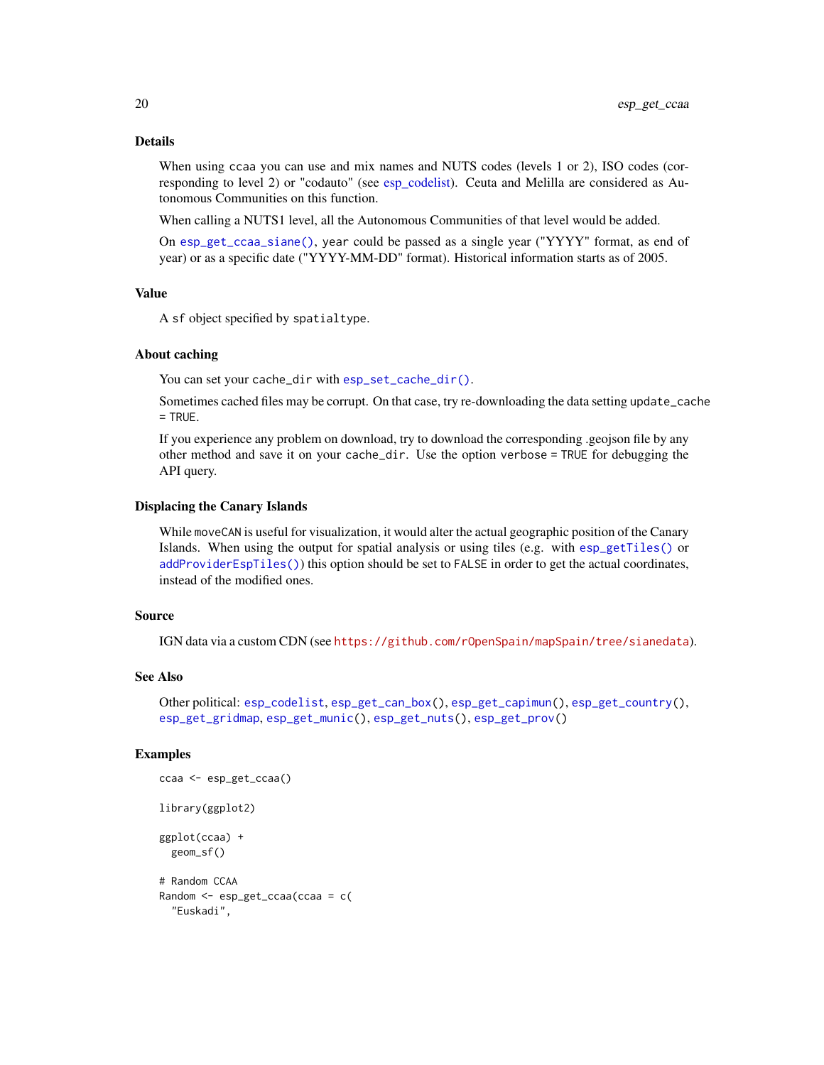### Details

When using `ccaa` you can use and mix names and NUTS codes (levels 1 or 2), ISO codes (corresponding to level 2) or "codauto" (see esp_codelist). Ceuta and Melilla are considered as Autonomous Communities on this function.

When calling a NUTS1 level, all the Autonomous Communities of that level would be added.

On `esp_get_ccaa_siane()`, `year` could be passed as a single year ("YYYY" format, as end of year) or as a specific date ("YYYY-MM-DD" format). Historical information starts as of 2005.

### Value

A `sf` object specified by `spatialtype`.

### About caching

You can set your `cache_dir` with `esp_set_cache_dir()`.

Sometimes cached files may be corrupt. On that case, try re-downloading the data setting `update_cache = TRUE`.

If you experience any problem on download, try to download the corresponding .geojson file by any other method and save it on your `cache_dir`. Use the option `verbose = TRUE` for debugging the API query.

### Displacing the Canary Islands

While `moveCAN` is useful for visualization, it would alter the actual geographic position of the Canary Islands. When using the output for spatial analysis or using tiles (e.g. with `esp_getTiles()` or `addProviderEspTiles()`) this option should be set to `FALSE` in order to get the actual coordinates, instead of the modified ones.

### Source

IGN data via a custom CDN (see https://github.com/rOpenSpain/mapSpain/tree/sianedata).

### See Also

Other political: `esp_codelist`, `esp_get_can_box()`, `esp_get_capimun()`, `esp_get_country()`, `esp_get_gridmap`, `esp_get_munic()`, `esp_get_nuts()`, `esp_get_prov()`

### Examples

```
ccaa <- esp_get_ccaa()

library(ggplot2)

ggplot(ccaa) +
  geom_sf()

# Random CCAA
Random <- esp_get_ccaa(ccaa = c(
  "Euskadi",
```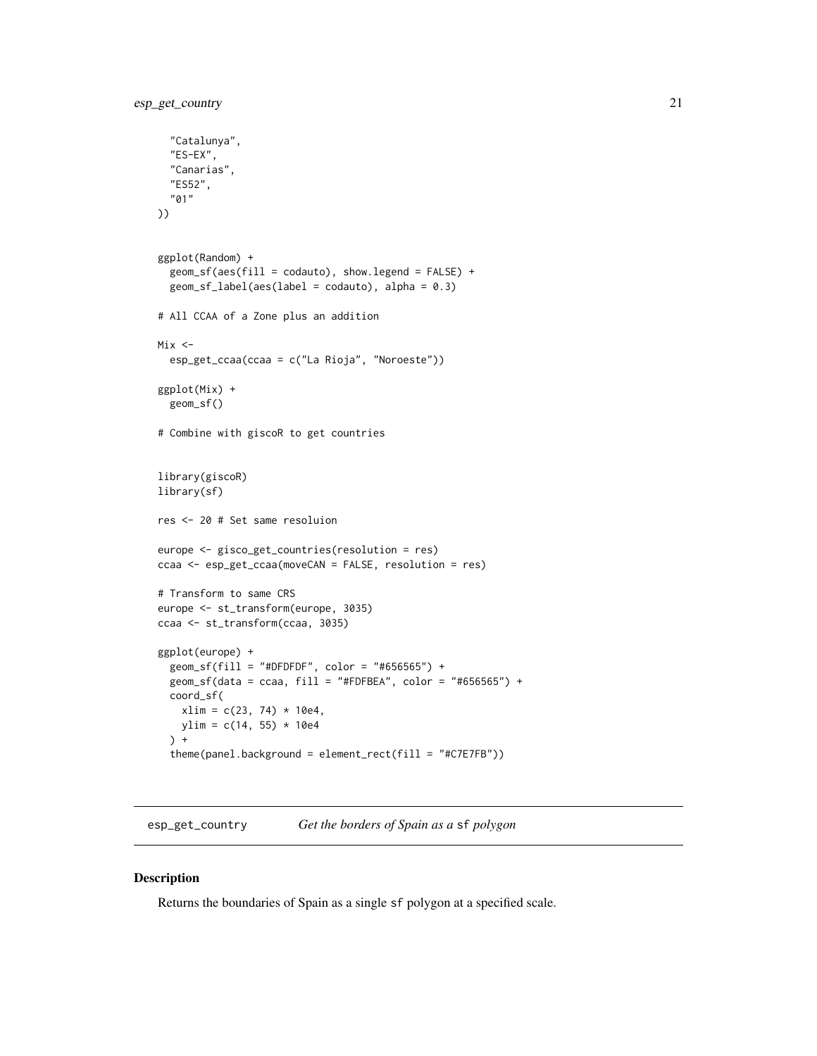```
    "Catalunya",
    "ES-EX",
    "Canarias",
    "ES52",
    "01"
  ))


ggplot(Random) +
  geom_sf(aes(fill = codauto), show.legend = FALSE) +
  geom_sf_label(aes(label = codauto), alpha = 0.3)

# All CCAA of a Zone plus an addition

Mix <-
  esp_get_ccaa(ccaa = c("La Rioja", "Noroeste"))

ggplot(Mix) +
  geom_sf()

# Combine with giscoR to get countries


library(giscoR)
library(sf)

res <- 20 # Set same resoluion

europe <- gisco_get_countries(resolution = res)
ccaa <- esp_get_ccaa(moveCAN = FALSE, resolution = res)

# Transform to same CRS
europe <- st_transform(europe, 3035)
ccaa <- st_transform(ccaa, 3035)

ggplot(europe) +
  geom_sf(fill = "#DFDFDF", color = "#656565") +
  geom_sf(data = ccaa, fill = "#FDFBEA", color = "#656565") +
  coord_sf(
    xlim = c(23, 74) * 10e4,
    ylim = c(14, 55) * 10e4
  ) +
  theme(panel.background = element_rect(fill = "#C7E7FB"))
```

## esp_get_country — *Get the borders of Spain as a* sf *polygon*

### Description

Returns the boundaries of Spain as a single sf polygon at a specified scale.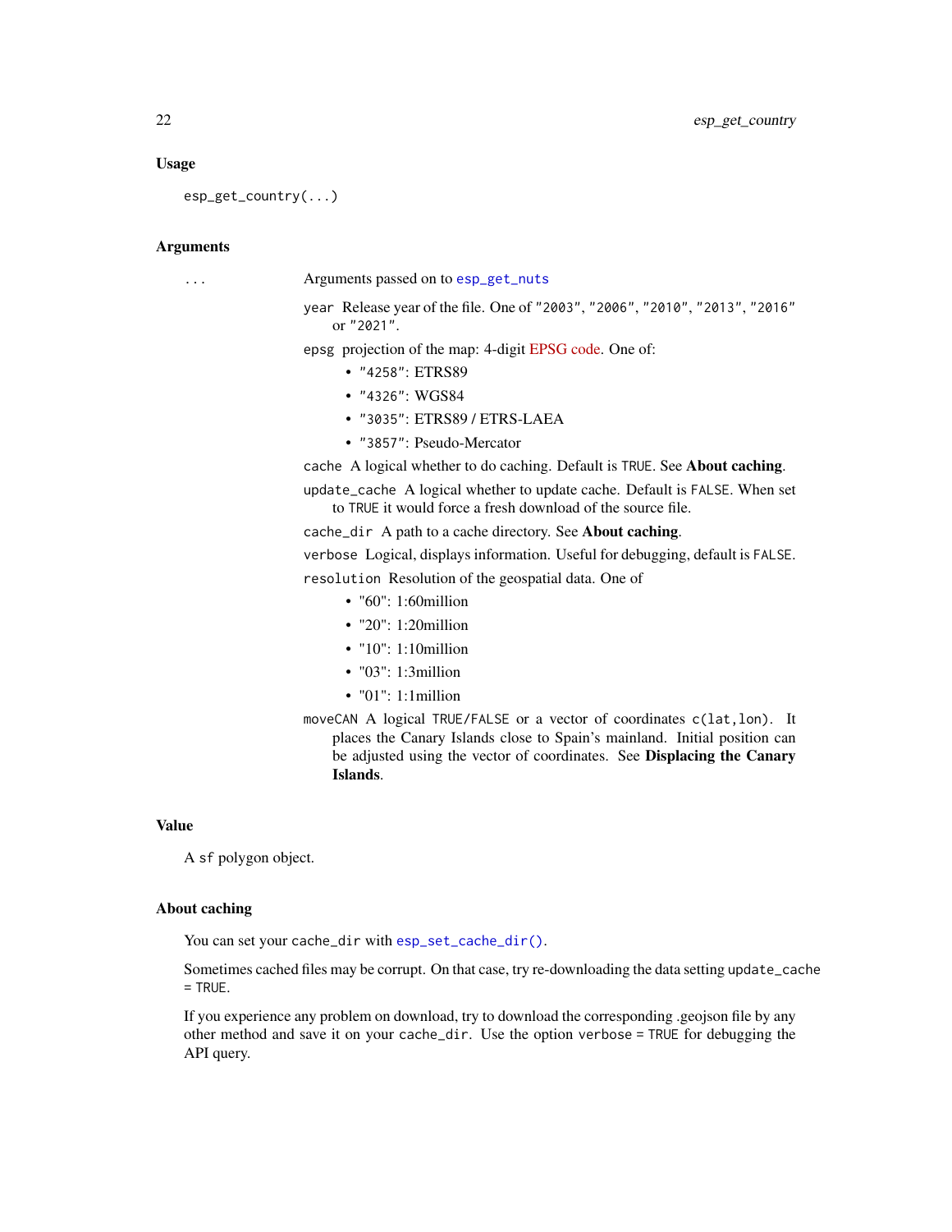### Usage

```
esp_get_country(...)
```

### Arguments

`...` Arguments passed on to `esp_get_nuts`

- `year` Release year of the file. One of `"2003"`, `"2006"`, `"2010"`, `"2013"`, `"2016"` or `"2021"`.
- `epsg` projection of the map: 4-digit EPSG code. One of:
  - `"4258"`: ETRS89
  - `"4326"`: WGS84
  - `"3035"`: ETRS89 / ETRS-LAEA
  - `"3857"`: Pseudo-Mercator
- `cache` A logical whether to do caching. Default is `TRUE`. See **About caching**.
- `update_cache` A logical whether to update cache. Default is `FALSE`. When set to `TRUE` it would force a fresh download of the source file.
- `cache_dir` A path to a cache directory. See **About caching**.
- `verbose` Logical, displays information. Useful for debugging, default is `FALSE`.
- `resolution` Resolution of the geospatial data. One of
  - "60": 1:60million
  - "20": 1:20million
  - "10": 1:10million
  - "03": 1:3million
  - "01": 1:1million
- `moveCAN` A logical `TRUE/FALSE` or a vector of coordinates `c(lat,lon)`. It places the Canary Islands close to Spain's mainland. Initial position can be adjusted using the vector of coordinates. See **Displacing the Canary Islands**.

### Value

A `sf` polygon object.

### About caching

You can set your `cache_dir` with `esp_set_cache_dir()`.

Sometimes cached files may be corrupt. On that case, try re-downloading the data setting `update_cache = TRUE`.

If you experience any problem on download, try to download the corresponding .geojson file by any other method and save it on your `cache_dir`. Use the option `verbose = TRUE` for debugging the API query.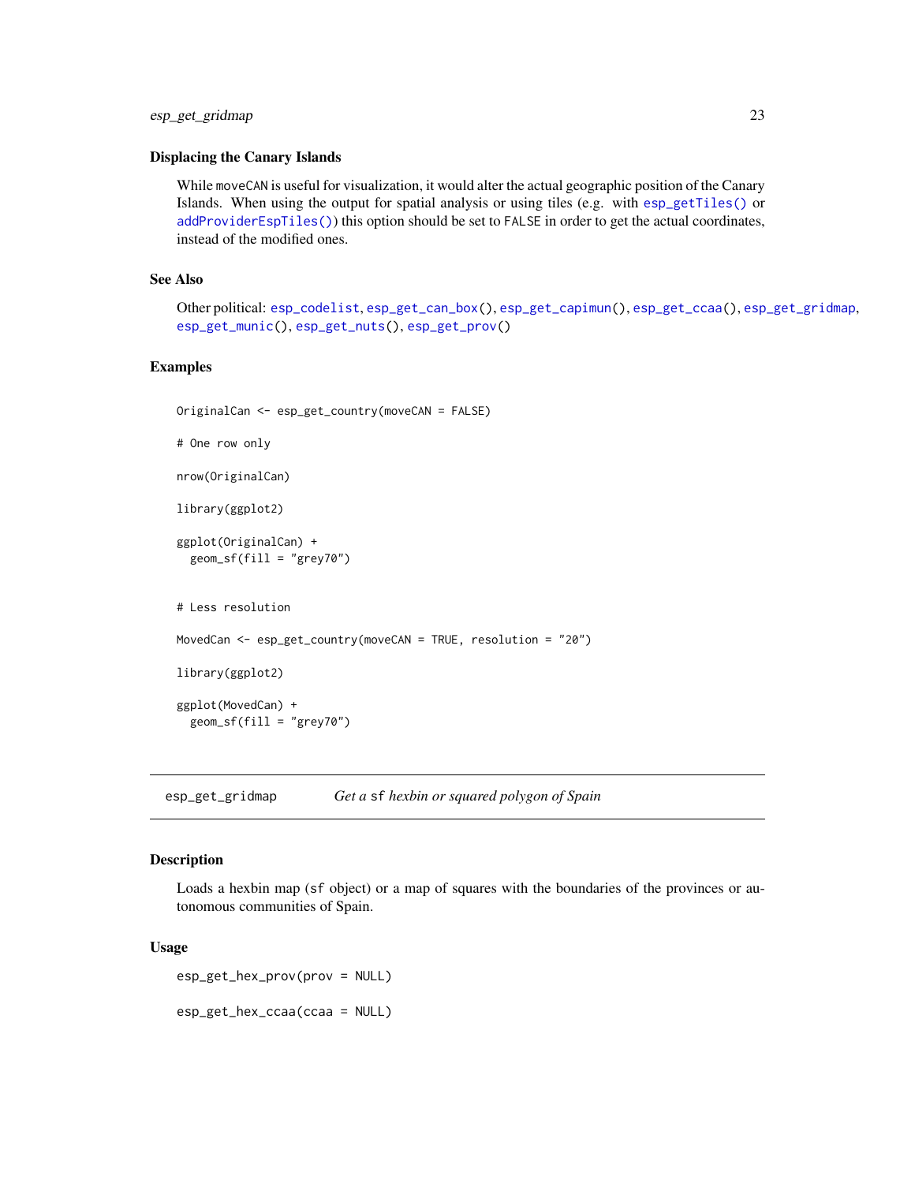### Displacing the Canary Islands

While `moveCAN` is useful for visualization, it would alter the actual geographic position of the Canary Islands. When using the output for spatial analysis or using tiles (e.g. with `esp_getTiles()` or `addProviderEspTiles()`) this option should be set to `FALSE` in order to get the actual coordinates, instead of the modified ones.

### See Also

Other political: `esp_codelist`, `esp_get_can_box()`, `esp_get_capimun()`, `esp_get_ccaa()`, `esp_get_gridmap`, `esp_get_munic()`, `esp_get_nuts()`, `esp_get_prov()`

### Examples

```
OriginalCan <- esp_get_country(moveCAN = FALSE)

# One row only

nrow(OriginalCan)

library(ggplot2)

ggplot(OriginalCan) +
  geom_sf(fill = "grey70")


# Less resolution

MovedCan <- esp_get_country(moveCAN = TRUE, resolution = "20")

library(ggplot2)

ggplot(MovedCan) +
  geom_sf(fill = "grey70")
```

---

## esp_get_gridmap — *Get a* `sf` *hexbin or squared polygon of Spain*

### Description

Loads a hexbin map (`sf` object) or a map of squares with the boundaries of the provinces or autonomous communities of Spain.

### Usage

```
esp_get_hex_prov(prov = NULL)

esp_get_hex_ccaa(ccaa = NULL)
```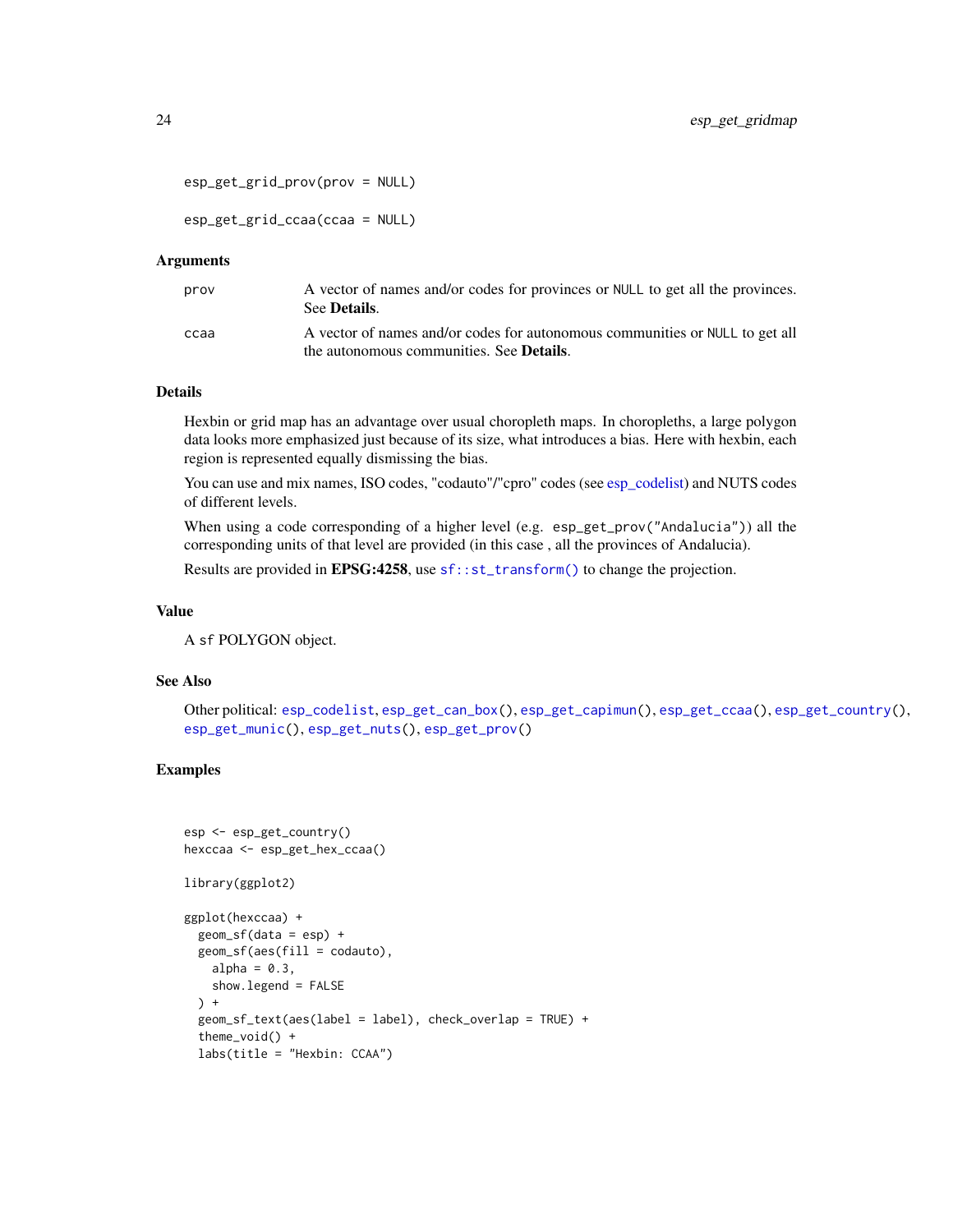```
esp_get_grid_prov(prov = NULL)

esp_get_grid_ccaa(ccaa = NULL)
```

### Arguments

| | |
|---|---|
| prov | A vector of names and/or codes for provinces or NULL to get all the provinces. See **Details**. |
| ccaa | A vector of names and/or codes for autonomous communities or NULL to get all the autonomous communities. See **Details**. |

### Details

Hexbin or grid map has an advantage over usual choropleth maps. In choropleths, a large polygon data looks more emphasized just because of its size, what introduces a bias. Here with hexbin, each region is represented equally dismissing the bias.

You can use and mix names, ISO codes, "codauto"/"cpro" codes (see esp_codelist) and NUTS codes of different levels.

When using a code corresponding of a higher level (e.g. `esp_get_prov("Andalucia")`) all the corresponding units of that level are provided (in this case , all the provinces of Andalucia).

Results are provided in **EPSG:4258**, use `sf::st_transform()` to change the projection.

### Value

A `sf` POLYGON object.

### See Also

Other political: `esp_codelist`, `esp_get_can_box()`, `esp_get_capimun()`, `esp_get_ccaa()`, `esp_get_country()`, `esp_get_munic()`, `esp_get_nuts()`, `esp_get_prov()`

### Examples

```
esp <- esp_get_country()
hexccaa <- esp_get_hex_ccaa()

library(ggplot2)

ggplot(hexccaa) +
  geom_sf(data = esp) +
  geom_sf(aes(fill = codauto),
    alpha = 0.3,
    show.legend = FALSE
  ) +
  geom_sf_text(aes(label = label), check_overlap = TRUE) +
  theme_void() +
  labs(title = "Hexbin: CCAA")
```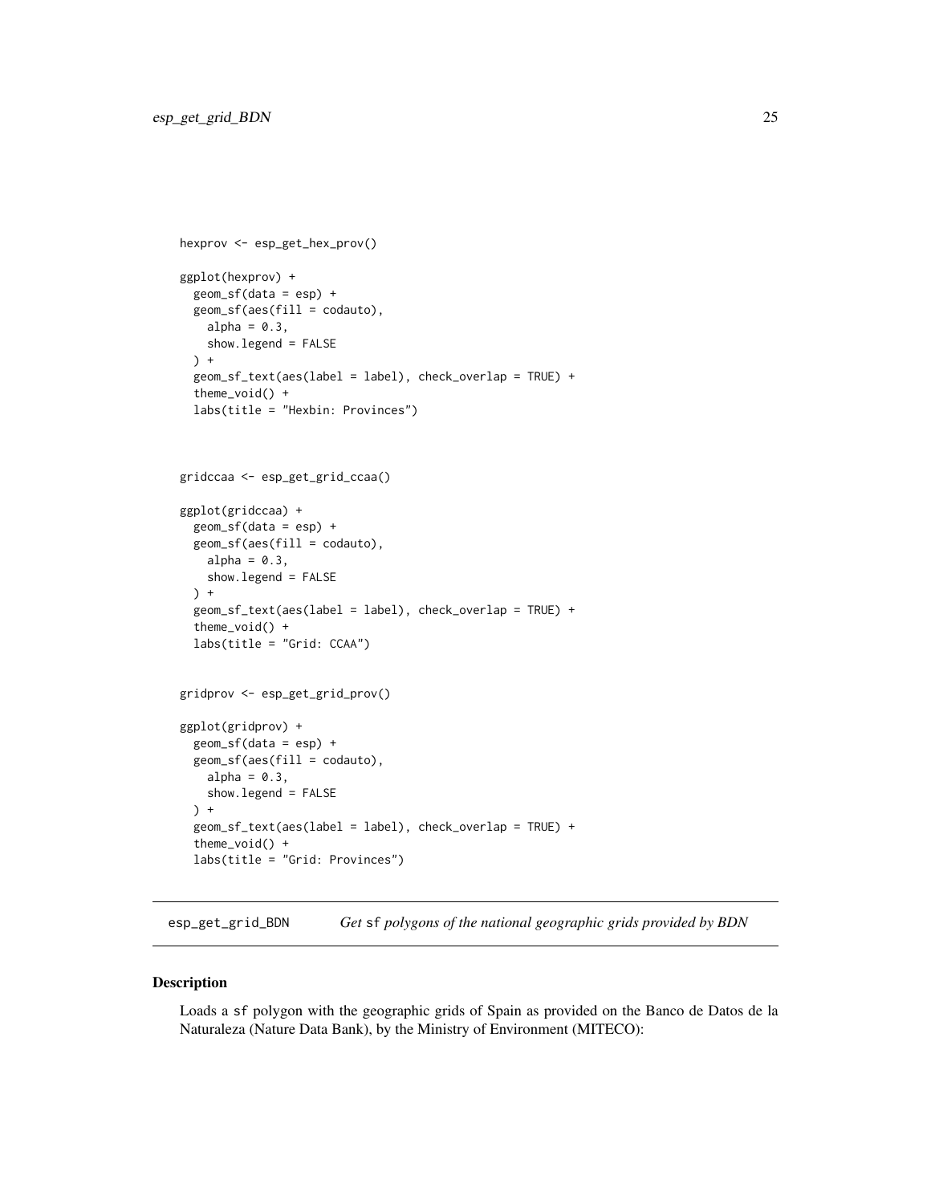```
hexprov <- esp_get_hex_prov()

ggplot(hexprov) +
  geom_sf(data = esp) +
  geom_sf(aes(fill = codauto),
    alpha = 0.3,
    show.legend = FALSE
  ) +
  geom_sf_text(aes(label = label), check_overlap = TRUE) +
  theme_void() +
  labs(title = "Hexbin: Provinces")


gridccaa <- esp_get_grid_ccaa()

ggplot(gridccaa) +
  geom_sf(data = esp) +
  geom_sf(aes(fill = codauto),
    alpha = 0.3,
    show.legend = FALSE
  ) +
  geom_sf_text(aes(label = label), check_overlap = TRUE) +
  theme_void() +
  labs(title = "Grid: CCAA")


gridprov <- esp_get_grid_prov()

ggplot(gridprov) +
  geom_sf(data = esp) +
  geom_sf(aes(fill = codauto),
    alpha = 0.3,
    show.legend = FALSE
  ) +
  geom_sf_text(aes(label = label), check_overlap = TRUE) +
  theme_void() +
  labs(title = "Grid: Provinces")
```

## esp_get_grid_BDN — *Get* `sf` *polygons of the national geographic grids provided by BDN*

### Description

Loads a `sf` polygon with the geographic grids of Spain as provided on the Banco de Datos de la Naturaleza (Nature Data Bank), by the Ministry of Environment (MITECO):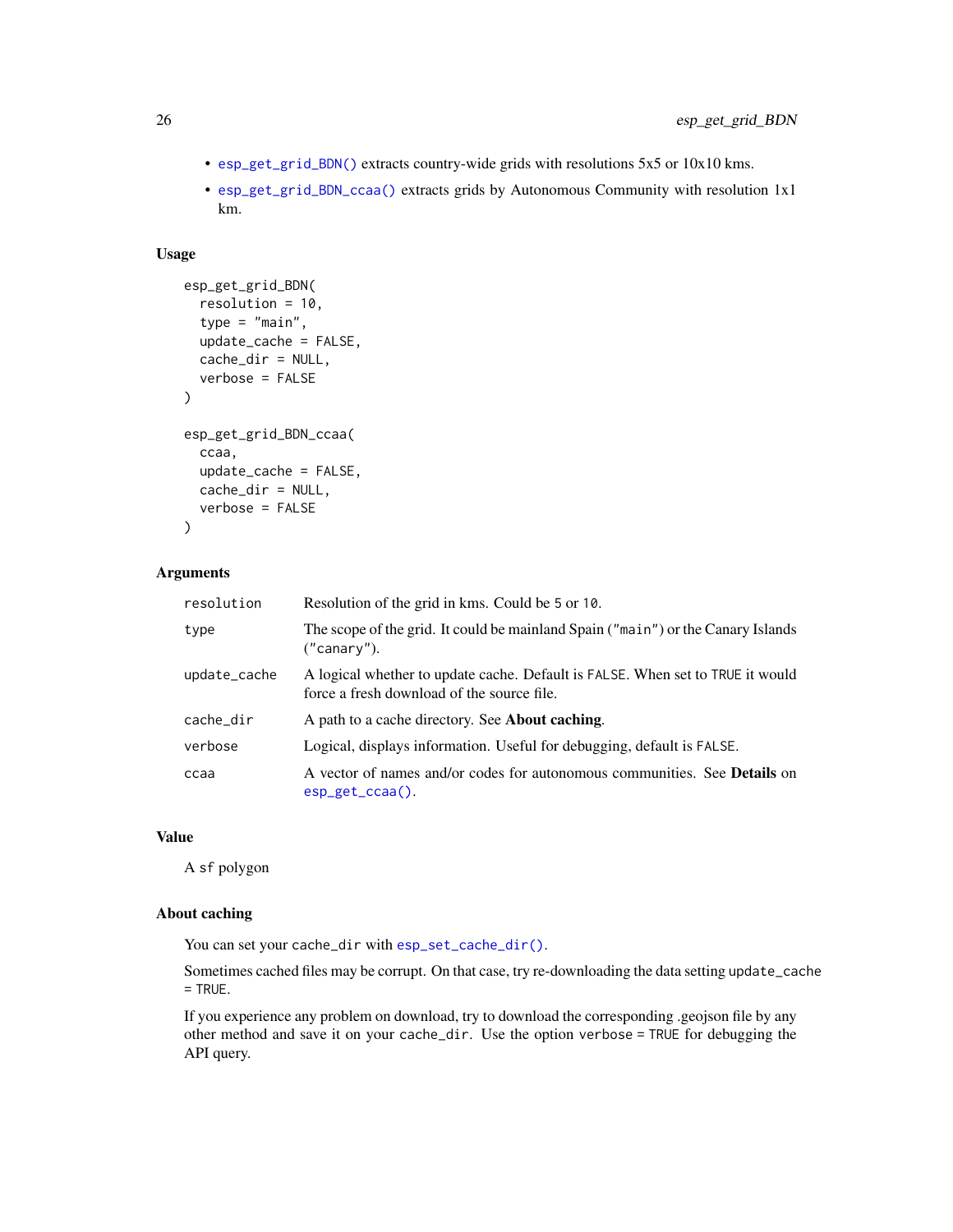- `esp_get_grid_BDN()` extracts country-wide grids with resolutions 5x5 or 10x10 kms.
- `esp_get_grid_BDN_ccaa()` extracts grids by Autonomous Community with resolution 1x1 km.

## Usage

```
esp_get_grid_BDN(
  resolution = 10,
  type = "main",
  update_cache = FALSE,
  cache_dir = NULL,
  verbose = FALSE
)

esp_get_grid_BDN_ccaa(
  ccaa,
  update_cache = FALSE,
  cache_dir = NULL,
  verbose = FALSE
)
```

## Arguments

| | |
|---|---|
| `resolution` | Resolution of the grid in kms. Could be `5` or `10`. |
| `type` | The scope of the grid. It could be mainland Spain (`"main"`) or the Canary Islands (`"canary"`). |
| `update_cache` | A logical whether to update cache. Default is `FALSE`. When set to `TRUE` it would force a fresh download of the source file. |
| `cache_dir` | A path to a cache directory. See **About caching**. |
| `verbose` | Logical, displays information. Useful for debugging, default is `FALSE`. |
| `ccaa` | A vector of names and/or codes for autonomous communities. See **Details** on `esp_get_ccaa()`. |

## Value

A `sf` polygon

## About caching

You can set your `cache_dir` with `esp_set_cache_dir()`.

Sometimes cached files may be corrupt. On that case, try re-downloading the data setting `update_cache = TRUE`.

If you experience any problem on download, try to download the corresponding .geojson file by any other method and save it on your `cache_dir`. Use the option `verbose = TRUE` for debugging the API query.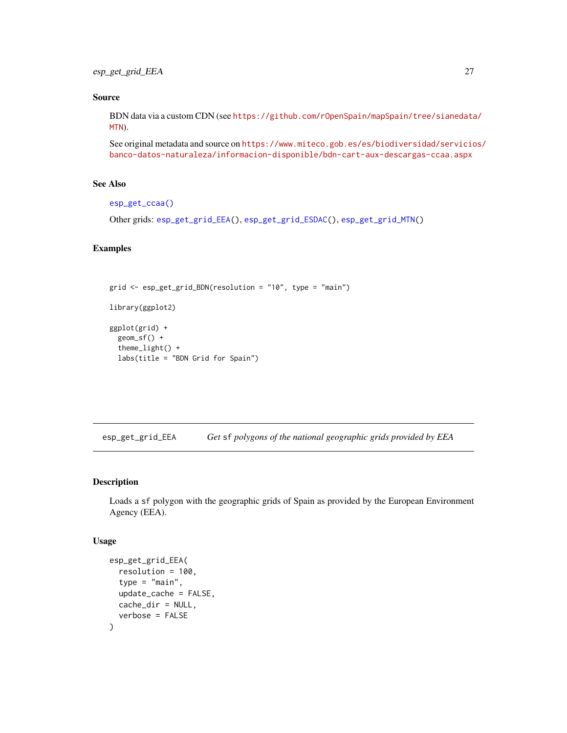### Source

BDN data via a custom CDN (see https://github.com/rOpenSpain/mapSpain/tree/sianedata/MTN).

See original metadata and source on https://www.miteco.gob.es/es/biodiversidad/servicios/banco-datos-naturaleza/informacion-disponible/bdn-cart-aux-descargas-ccaa.aspx

### See Also

esp_get_ccaa()

Other grids: esp_get_grid_EEA(), esp_get_grid_ESDAC(), esp_get_grid_MTN()

### Examples

```
grid <- esp_get_grid_BDN(resolution = "10", type = "main")

library(ggplot2)

ggplot(grid) +
  geom_sf() +
  theme_light() +
  labs(title = "BDN Grid for Spain")
```

---

## esp_get_grid_EEA — *Get* sf *polygons of the national geographic grids provided by EEA*

### Description

Loads a sf polygon with the geographic grids of Spain as provided by the European Environment Agency (EEA).

### Usage

```
esp_get_grid_EEA(
  resolution = 100,
  type = "main",
  update_cache = FALSE,
  cache_dir = NULL,
  verbose = FALSE
)
```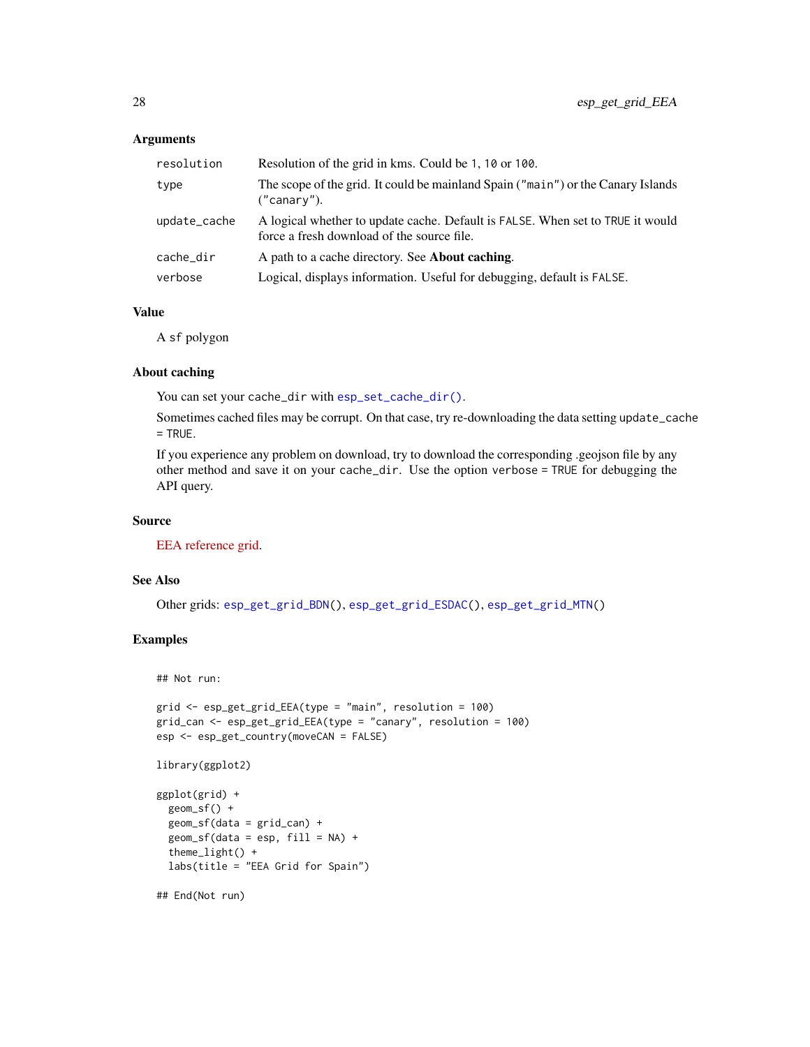### Arguments

| | |
|---|---|
| `resolution` | Resolution of the grid in kms. Could be `1`, `10` or `100`. |
| `type` | The scope of the grid. It could be mainland Spain (`"main"`) or the Canary Islands (`"canary"`). |
| `update_cache` | A logical whether to update cache. Default is `FALSE`. When set to `TRUE` it would force a fresh download of the source file. |
| `cache_dir` | A path to a cache directory. See **About caching**. |
| `verbose` | Logical, displays information. Useful for debugging, default is `FALSE`. |

### Value

A `sf` polygon

### About caching

You can set your `cache_dir` with `esp_set_cache_dir()`.

Sometimes cached files may be corrupt. On that case, try re-downloading the data setting `update_cache = TRUE`.

If you experience any problem on download, try to download the corresponding .geojson file by any other method and save it on your `cache_dir`. Use the option `verbose = TRUE` for debugging the API query.

### Source

EEA reference grid.

### See Also

Other grids: `esp_get_grid_BDN()`, `esp_get_grid_ESDAC()`, `esp_get_grid_MTN()`

### Examples

```
## Not run:

grid <- esp_get_grid_EEA(type = "main", resolution = 100)
grid_can <- esp_get_grid_EEA(type = "canary", resolution = 100)
esp <- esp_get_country(moveCAN = FALSE)

library(ggplot2)

ggplot(grid) +
  geom_sf() +
  geom_sf(data = grid_can) +
  geom_sf(data = esp, fill = NA) +
  theme_light() +
  labs(title = "EEA Grid for Spain")

## End(Not run)
```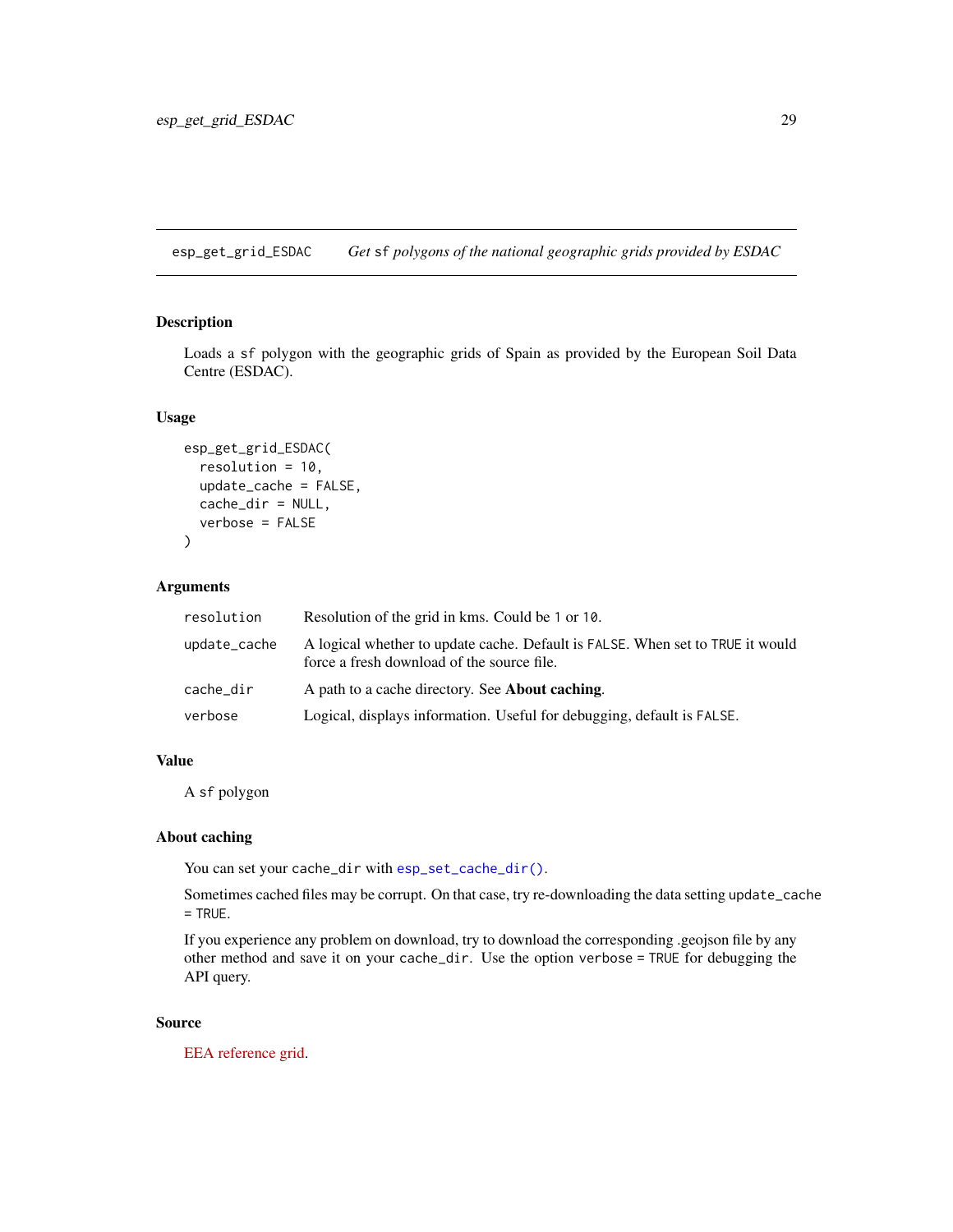## esp_get_grid_ESDAC — *Get `sf` polygons of the national geographic grids provided by ESDAC*

### Description

Loads a `sf` polygon with the geographic grids of Spain as provided by the European Soil Data Centre (ESDAC).

### Usage

```
esp_get_grid_ESDAC(
  resolution = 10,
  update_cache = FALSE,
  cache_dir = NULL,
  verbose = FALSE
)
```

### Arguments

| | |
|---|---|
| `resolution` | Resolution of the grid in kms. Could be `1` or `10`. |
| `update_cache` | A logical whether to update cache. Default is `FALSE`. When set to `TRUE` it would force a fresh download of the source file. |
| `cache_dir` | A path to a cache directory. See **About caching**. |
| `verbose` | Logical, displays information. Useful for debugging, default is `FALSE`. |

### Value

A `sf` polygon

### About caching

You can set your `cache_dir` with `esp_set_cache_dir()`.

Sometimes cached files may be corrupt. On that case, try re-downloading the data setting `update_cache = TRUE`.

If you experience any problem on download, try to download the corresponding .geojson file by any other method and save it on your `cache_dir`. Use the option `verbose = TRUE` for debugging the API query.

### Source

EEA reference grid.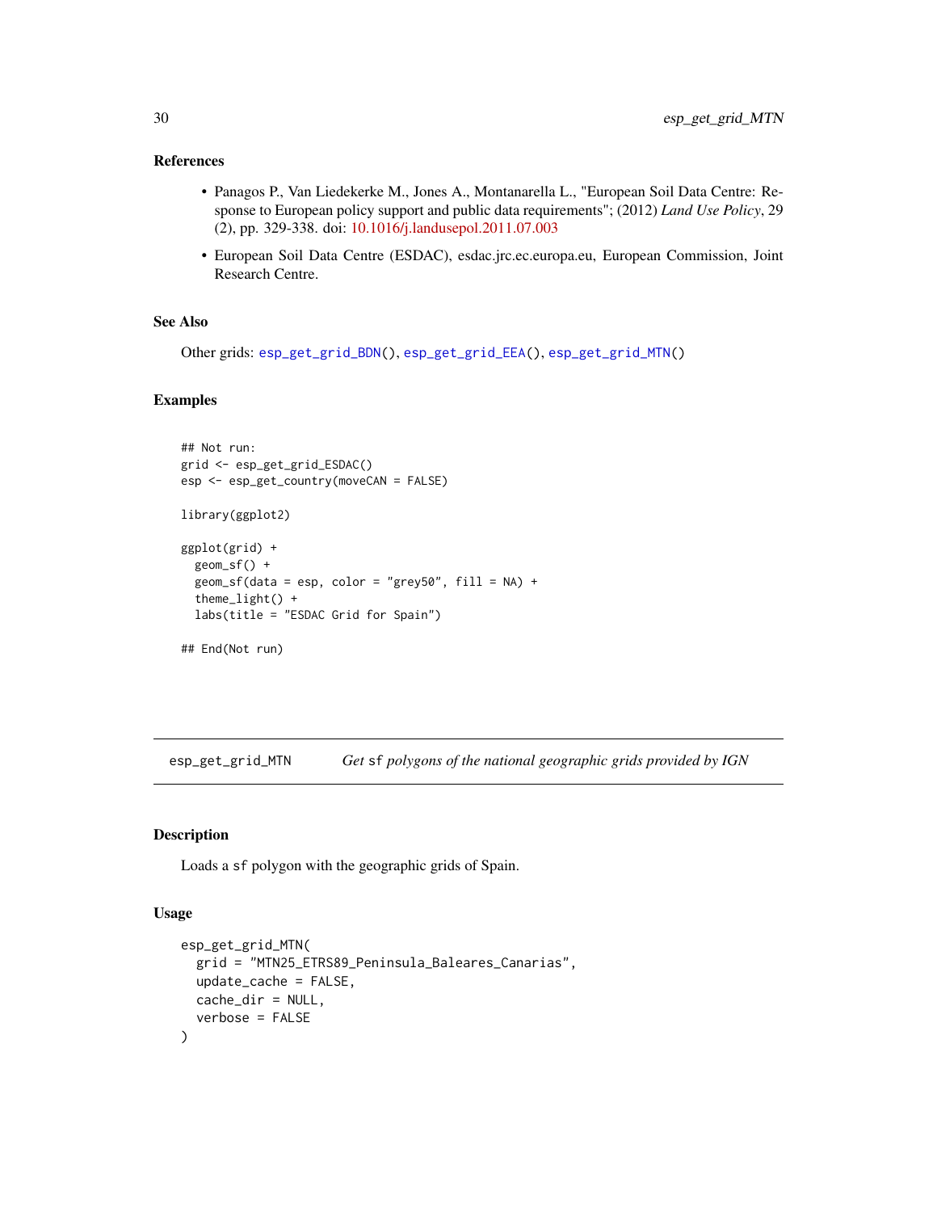### References

- Panagos P., Van Liedekerke M., Jones A., Montanarella L., "European Soil Data Centre: Response to European policy support and public data requirements"; (2012) *Land Use Policy*, 29 (2), pp. 329-338. doi: 10.1016/j.landusepol.2011.07.003
- European Soil Data Centre (ESDAC), esdac.jrc.ec.europa.eu, European Commission, Joint Research Centre.

### See Also

Other grids: `esp_get_grid_BDN()`, `esp_get_grid_EEA()`, `esp_get_grid_MTN()`

### Examples

```
## Not run:
grid <- esp_get_grid_ESDAC()
esp <- esp_get_country(moveCAN = FALSE)

library(ggplot2)

ggplot(grid) +
  geom_sf() +
  geom_sf(data = esp, color = "grey50", fill = NA) +
  theme_light() +
  labs(title = "ESDAC Grid for Spain")

## End(Not run)
```

---

## esp_get_grid_MTN — *Get `sf` polygons of the national geographic grids provided by IGN*

### Description

Loads a `sf` polygon with the geographic grids of Spain.

### Usage

```
esp_get_grid_MTN(
  grid = "MTN25_ETRS89_Peninsula_Baleares_Canarias",
  update_cache = FALSE,
  cache_dir = NULL,
  verbose = FALSE
)
```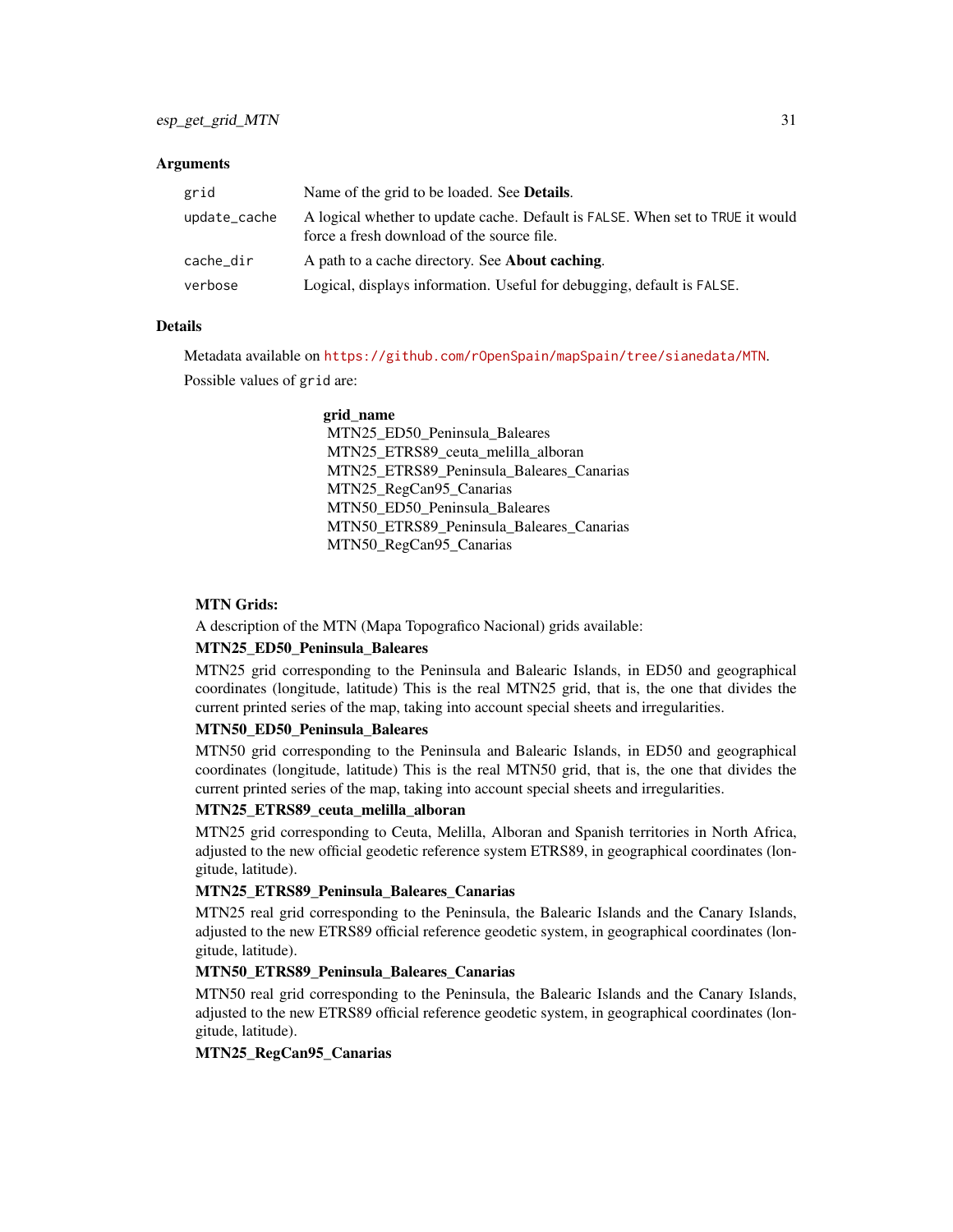### Arguments

| | |
|---|---|
| `grid` | Name of the grid to be loaded. See **Details**. |
| `update_cache` | A logical whether to update cache. Default is `FALSE`. When set to `TRUE` it would force a fresh download of the source file. |
| `cache_dir` | A path to a cache directory. See **About caching**. |
| `verbose` | Logical, displays information. Useful for debugging, default is `FALSE`. |

### Details

Metadata available on https://github.com/rOpenSpain/mapSpain/tree/sianedata/MTN.

Possible values of `grid` are:

| **grid_name** |
|---|
| MTN25_ED50_Peninsula_Baleares |
| MTN25_ETRS89_ceuta_melilla_alboran |
| MTN25_ETRS89_Peninsula_Baleares_Canarias |
| MTN25_RegCan95_Canarias |
| MTN50_ED50_Peninsula_Baleares |
| MTN50_ETRS89_Peninsula_Baleares_Canarias |
| MTN50_RegCan95_Canarias |

**MTN Grids:**

A description of the MTN (Mapa Topografico Nacional) grids available:

**MTN25_ED50_Peninsula_Baleares**

MTN25 grid corresponding to the Peninsula and Balearic Islands, in ED50 and geographical coordinates (longitude, latitude) This is the real MTN25 grid, that is, the one that divides the current printed series of the map, taking into account special sheets and irregularities.

**MTN50_ED50_Peninsula_Baleares**

MTN50 grid corresponding to the Peninsula and Balearic Islands, in ED50 and geographical coordinates (longitude, latitude) This is the real MTN50 grid, that is, the one that divides the current printed series of the map, taking into account special sheets and irregularities.

**MTN25_ETRS89_ceuta_melilla_alboran**

MTN25 grid corresponding to Ceuta, Melilla, Alboran and Spanish territories in North Africa, adjusted to the new official geodetic reference system ETRS89, in geographical coordinates (longitude, latitude).

**MTN25_ETRS89_Peninsula_Baleares_Canarias**

MTN25 real grid corresponding to the Peninsula, the Balearic Islands and the Canary Islands, adjusted to the new ETRS89 official reference geodetic system, in geographical coordinates (longitude, latitude).

**MTN50_ETRS89_Peninsula_Baleares_Canarias**

MTN50 real grid corresponding to the Peninsula, the Balearic Islands and the Canary Islands, adjusted to the new ETRS89 official reference geodetic system, in geographical coordinates (longitude, latitude).

**MTN25_RegCan95_Canarias**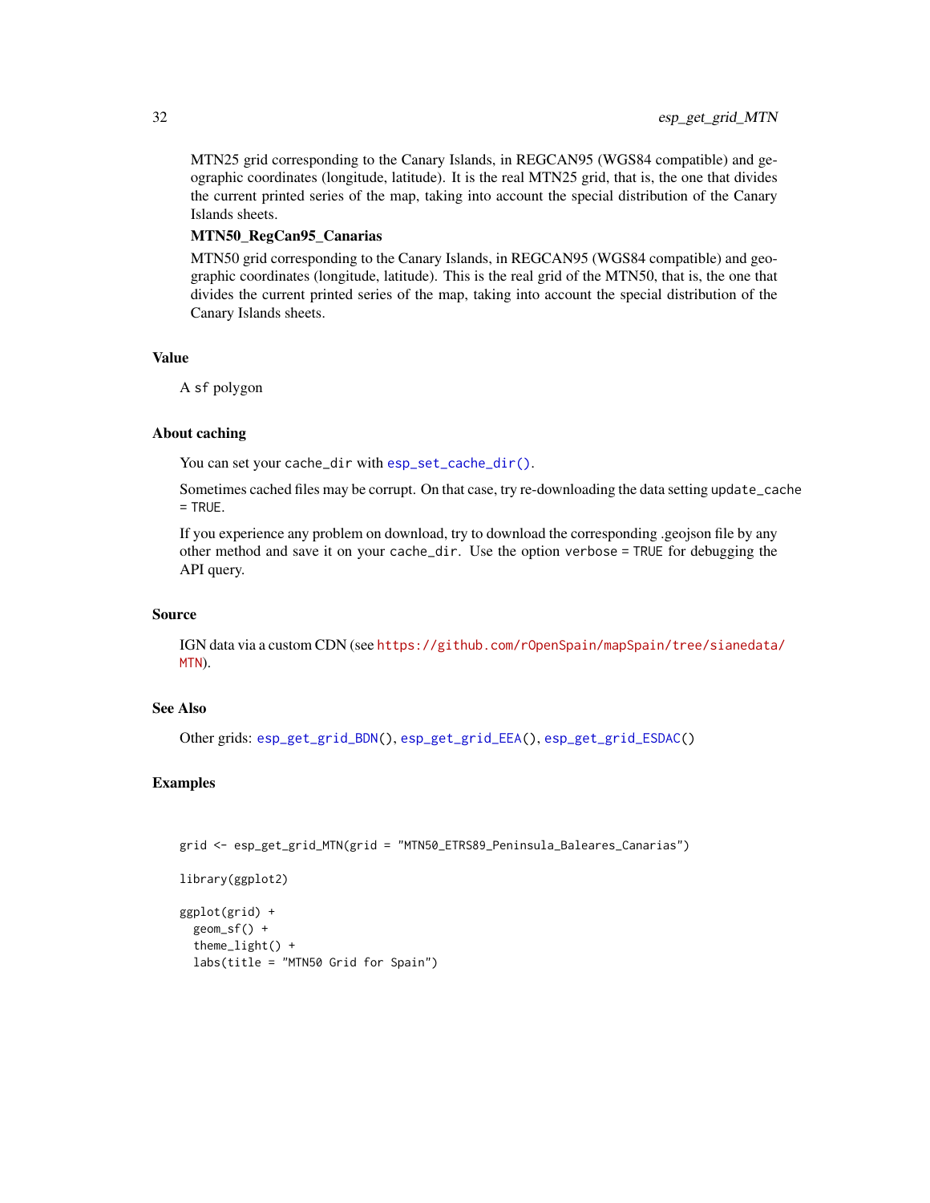MTN25 grid corresponding to the Canary Islands, in REGCAN95 (WGS84 compatible) and geographic coordinates (longitude, latitude). It is the real MTN25 grid, that is, the one that divides the current printed series of the map, taking into account the special distribution of the Canary Islands sheets.

**MTN50_RegCan95_Canarias**

MTN50 grid corresponding to the Canary Islands, in REGCAN95 (WGS84 compatible) and geographic coordinates (longitude, latitude). This is the real grid of the MTN50, that is, the one that divides the current printed series of the map, taking into account the special distribution of the Canary Islands sheets.

## Value

A `sf` polygon

## About caching

You can set your `cache_dir` with `esp_set_cache_dir()`.

Sometimes cached files may be corrupt. On that case, try re-downloading the data setting `update_cache = TRUE`.

If you experience any problem on download, try to download the corresponding .geojson file by any other method and save it on your `cache_dir`. Use the option `verbose = TRUE` for debugging the API query.

## Source

IGN data via a custom CDN (see https://github.com/rOpenSpain/mapSpain/tree/sianedata/MTN).

## See Also

Other grids: `esp_get_grid_BDN()`, `esp_get_grid_EEA()`, `esp_get_grid_ESDAC()`

## Examples

```
grid <- esp_get_grid_MTN(grid = "MTN50_ETRS89_Peninsula_Baleares_Canarias")

library(ggplot2)

ggplot(grid) +
  geom_sf() +
  theme_light() +
  labs(title = "MTN50 Grid for Spain")
```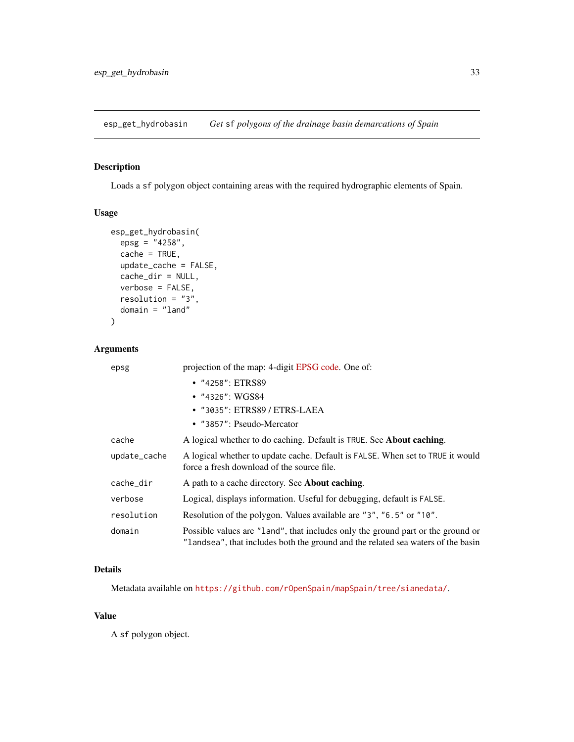# esp_get_hydrobasin — *Get sf polygons of the drainage basin demarcations of Spain*

## Description

Loads a sf polygon object containing areas with the required hydrographic elements of Spain.

## Usage

```
esp_get_hydrobasin(
  epsg = "4258",
  cache = TRUE,
  update_cache = FALSE,
  cache_dir = NULL,
  verbose = FALSE,
  resolution = "3",
  domain = "land"
)
```

## Arguments

| | |
|---|---|
| epsg | projection of the map: 4-digit EPSG code. One of: <br>• "4258": ETRS89 <br>• "4326": WGS84 <br>• "3035": ETRS89 / ETRS-LAEA <br>• "3857": Pseudo-Mercator |
| cache | A logical whether to do caching. Default is TRUE. See **About caching**. |
| update_cache | A logical whether to update cache. Default is FALSE. When set to TRUE it would force a fresh download of the source file. |
| cache_dir | A path to a cache directory. See **About caching**. |
| verbose | Logical, displays information. Useful for debugging, default is FALSE. |
| resolution | Resolution of the polygon. Values available are "3", "6.5" or "10". |
| domain | Possible values are "land", that includes only the ground part or the ground or "landsea", that includes both the ground and the related sea waters of the basin |

## Details

Metadata available on https://github.com/rOpenSpain/mapSpain/tree/sianedata/.

## Value

A sf polygon object.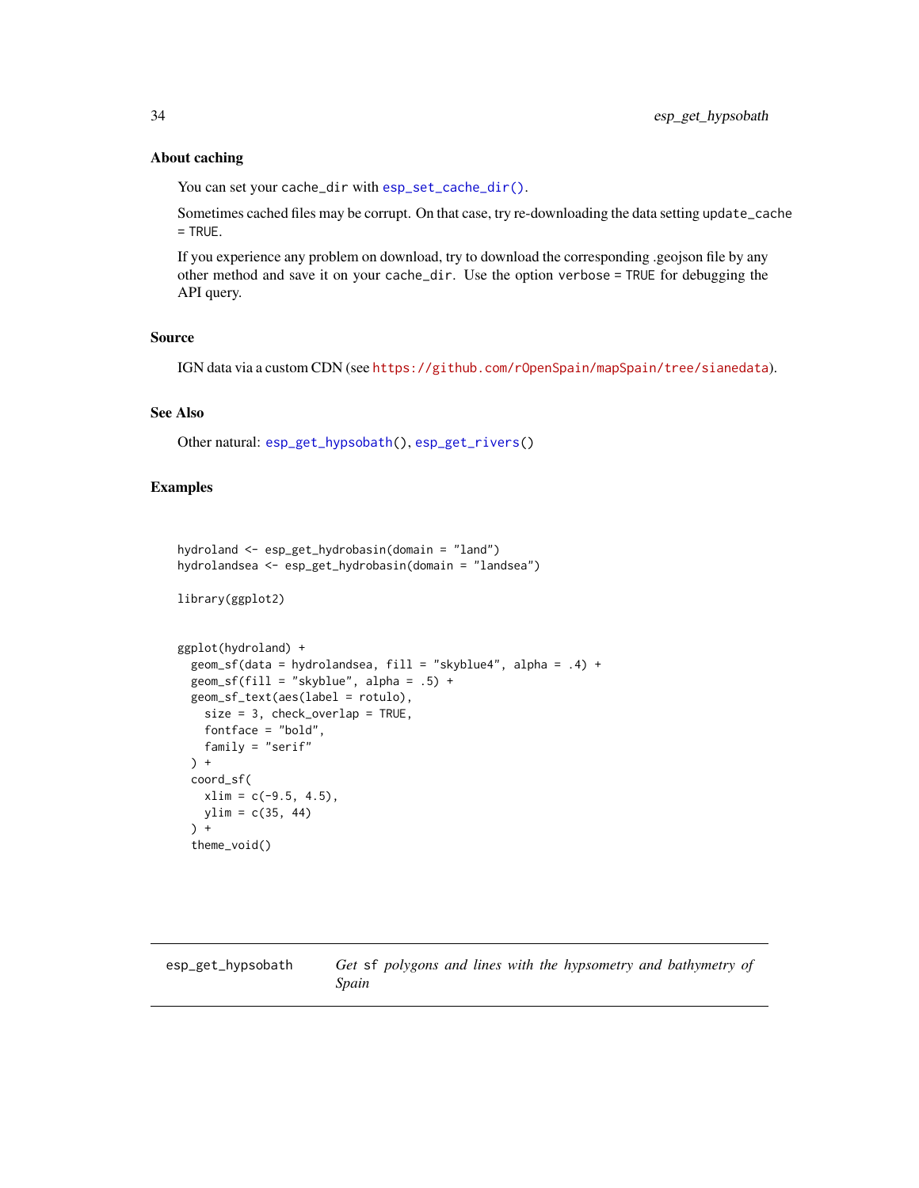### About caching

You can set your `cache_dir` with `esp_set_cache_dir()`.

Sometimes cached files may be corrupt. On that case, try re-downloading the data setting `update_cache = TRUE`.

If you experience any problem on download, try to download the corresponding .geojson file by any other method and save it on your `cache_dir`. Use the option `verbose = TRUE` for debugging the API query.

### Source

IGN data via a custom CDN (see https://github.com/rOpenSpain/mapSpain/tree/sianedata).

### See Also

Other natural: `esp_get_hypsobath()`, `esp_get_rivers()`

### Examples

```
hydroland <- esp_get_hydrobasin(domain = "land")
hydrolandsea <- esp_get_hydrobasin(domain = "landsea")

library(ggplot2)


ggplot(hydroland) +
  geom_sf(data = hydrolandsea, fill = "skyblue4", alpha = .4) +
  geom_sf(fill = "skyblue", alpha = .5) +
  geom_sf_text(aes(label = rotulo),
    size = 3, check_overlap = TRUE,
    fontface = "bold",
    family = "serif"
  ) +
  coord_sf(
    xlim = c(-9.5, 4.5),
    ylim = c(35, 44)
  ) +
  theme_void()
```

---

## esp_get_hypsobath — *Get sf polygons and lines with the hypsometry and bathymetry of Spain*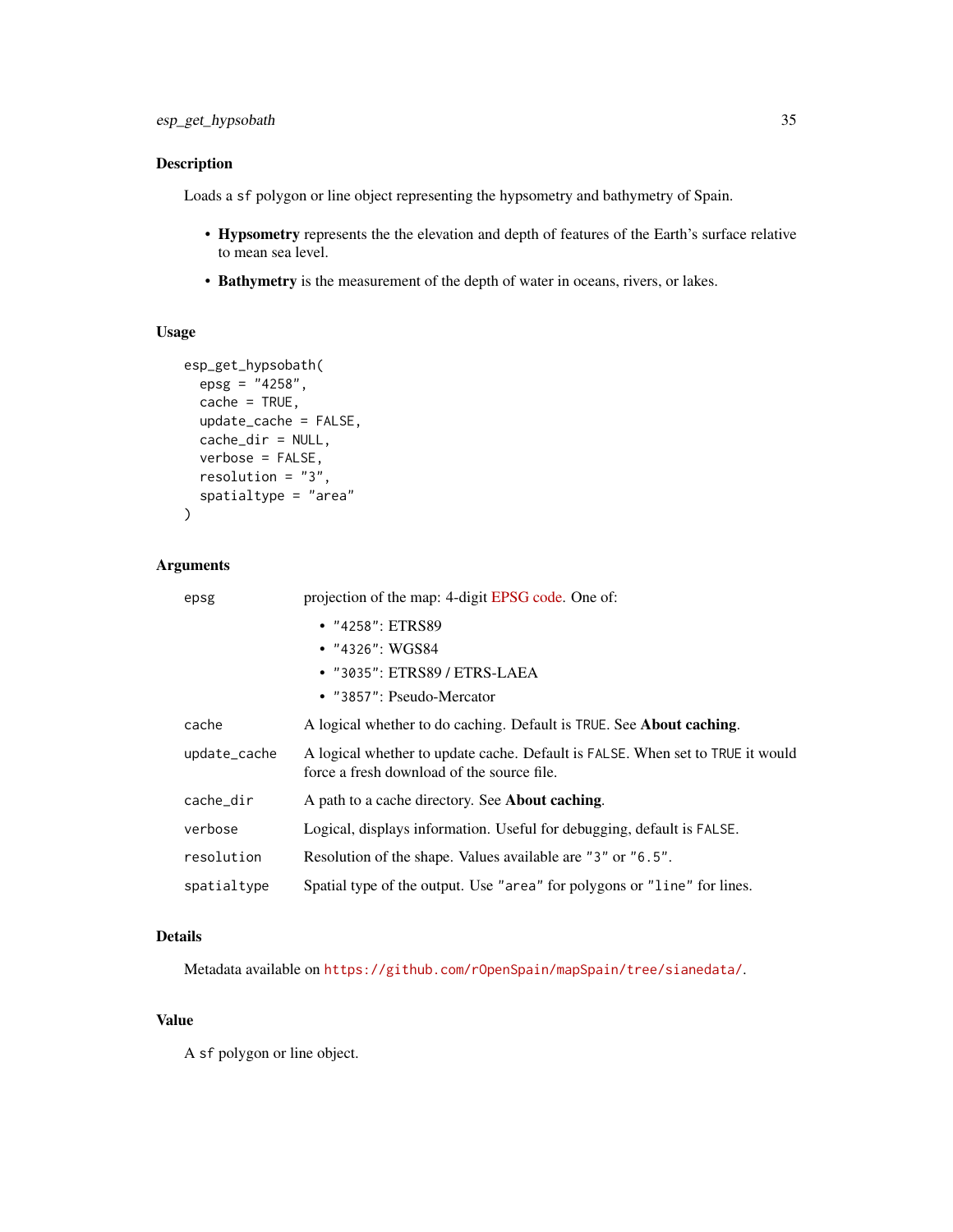## Description

Loads a `sf` polygon or line object representing the hypsometry and bathymetry of Spain.

- **Hypsometry** represents the the elevation and depth of features of the Earth's surface relative to mean sea level.
- **Bathymetry** is the measurement of the depth of water in oceans, rivers, or lakes.

## Usage

```
esp_get_hypsobath(
  epsg = "4258",
  cache = TRUE,
  update_cache = FALSE,
  cache_dir = NULL,
  verbose = FALSE,
  resolution = "3",
  spatialtype = "area"
)
```

## Arguments

| | |
|---|---|
| `epsg` | projection of the map: 4-digit EPSG code. One of:<br>• `"4258"`: ETRS89<br>• `"4326"`: WGS84<br>• `"3035"`: ETRS89 / ETRS-LAEA<br>• `"3857"`: Pseudo-Mercator |
| `cache` | A logical whether to do caching. Default is `TRUE`. See **About caching**. |
| `update_cache` | A logical whether to update cache. Default is `FALSE`. When set to `TRUE` it would force a fresh download of the source file. |
| `cache_dir` | A path to a cache directory. See **About caching**. |
| `verbose` | Logical, displays information. Useful for debugging, default is `FALSE`. |
| `resolution` | Resolution of the shape. Values available are `"3"` or `"6.5"`. |
| `spatialtype` | Spatial type of the output. Use `"area"` for polygons or `"line"` for lines. |

## Details

Metadata available on `https://github.com/rOpenSpain/mapSpain/tree/sianedata/`.

## Value

A `sf` polygon or line object.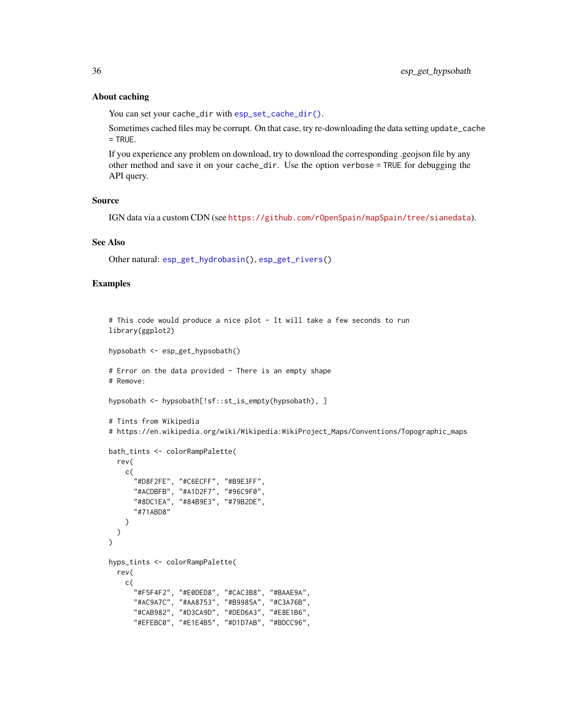### About caching

You can set your cache_dir with esp_set_cache_dir().

Sometimes cached files may be corrupt. On that case, try re-downloading the data setting update_cache = TRUE.

If you experience any problem on download, try to download the corresponding .geojson file by any other method and save it on your cache_dir. Use the option verbose = TRUE for debugging the API query.

### Source

IGN data via a custom CDN (see https://github.com/rOpenSpain/mapSpain/tree/sianedata).

### See Also

Other natural: esp_get_hydrobasin(), esp_get_rivers()

### Examples

```
# This code would produce a nice plot - It will take a few seconds to run
library(ggplot2)

hypsobath <- esp_get_hypsobath()

# Error on the data provided - There is an empty shape
# Remove:

hypsobath <- hypsobath[!sf::st_is_empty(hypsobath), ]

# Tints from Wikipedia
# https://en.wikipedia.org/wiki/Wikipedia:WikiProject_Maps/Conventions/Topographic_maps

bath_tints <- colorRampPalette(
  rev(
    c(
      "#D8F2FE", "#C6ECFF", "#B9E3FF",
      "#ACDBFB", "#A1D2F7", "#96C9F0",
      "#8DC1EA", "#84B9E3", "#79B2DE",
      "#71ABD8"
    )
  )
)

hyps_tints <- colorRampPalette(
  rev(
    c(
      "#F5F4F2", "#E0DED8", "#CAC3B8", "#BAAE9A",
      "#AC9A7C", "#AA8753", "#B9985A", "#C3A76B",
      "#CAB982", "#D3CA9D", "#DED6A3", "#E8E1B6",
      "#EFEBC0", "#E1E4B5", "#D1D7AB", "#BDCC96",
```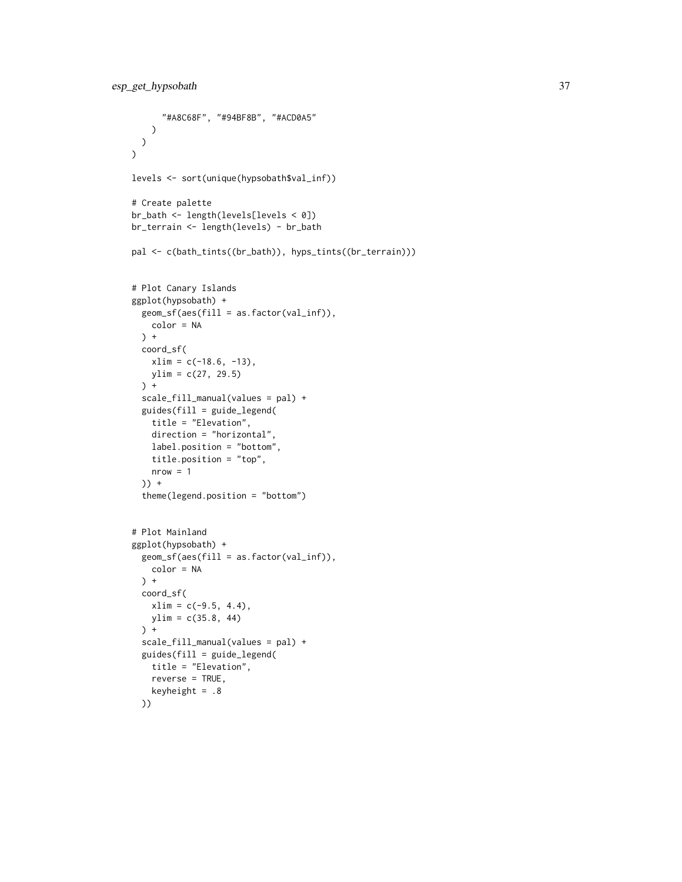```
      "#A8C68F", "#94BF8B", "#ACD0A5"
    )
  )
)

levels <- sort(unique(hypsobath$val_inf))

# Create palette
br_bath <- length(levels[levels < 0])
br_terrain <- length(levels) - br_bath

pal <- c(bath_tints((br_bath)), hyps_tints((br_terrain)))


# Plot Canary Islands
ggplot(hypsobath) +
  geom_sf(aes(fill = as.factor(val_inf)),
    color = NA
  ) +
  coord_sf(
    xlim = c(-18.6, -13),
    ylim = c(27, 29.5)
  ) +
  scale_fill_manual(values = pal) +
  guides(fill = guide_legend(
    title = "Elevation",
    direction = "horizontal",
    label.position = "bottom",
    title.position = "top",
    nrow = 1
  )) +
  theme(legend.position = "bottom")


# Plot Mainland
ggplot(hypsobath) +
  geom_sf(aes(fill = as.factor(val_inf)),
    color = NA
  ) +
  coord_sf(
    xlim = c(-9.5, 4.4),
    ylim = c(35.8, 44)
  ) +
  scale_fill_manual(values = pal) +
  guides(fill = guide_legend(
    title = "Elevation",
    reverse = TRUE,
    keyheight = .8
  ))
```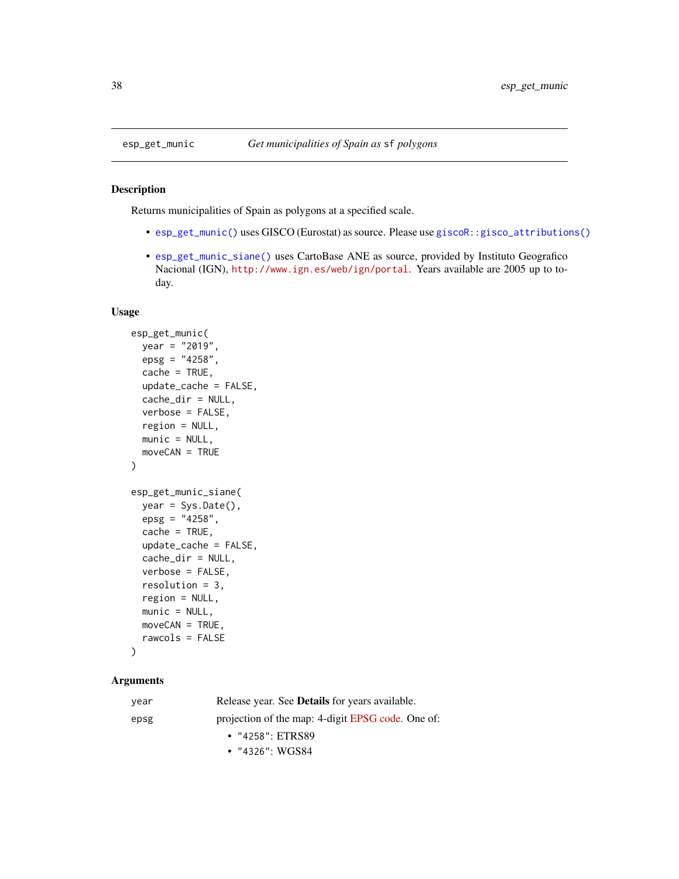esp_get_munic — *Get municipalities of Spain as* `sf` *polygons*

## Description

Returns municipalities of Spain as polygons at a specified scale.

- `esp_get_munic()` uses GISCO (Eurostat) as source. Please use `giscoR::gisco_attributions()`
- `esp_get_munic_siane()` uses CartoBase ANE as source, provided by Instituto Geografico Nacional (IGN), `http://www.ign.es/web/ign/portal`. Years available are 2005 up to today.

## Usage

```
esp_get_munic(
  year = "2019",
  epsg = "4258",
  cache = TRUE,
  update_cache = FALSE,
  cache_dir = NULL,
  verbose = FALSE,
  region = NULL,
  munic = NULL,
  moveCAN = TRUE
)

esp_get_munic_siane(
  year = Sys.Date(),
  epsg = "4258",
  cache = TRUE,
  update_cache = FALSE,
  cache_dir = NULL,
  verbose = FALSE,
  resolution = 3,
  region = NULL,
  munic = NULL,
  moveCAN = TRUE,
  rawcols = FALSE
)
```

## Arguments

`year` Release year. See **Details** for years available.

`epsg` projection of the map: 4-digit EPSG code. One of:

- `"4258"`: ETRS89
- `"4326"`: WGS84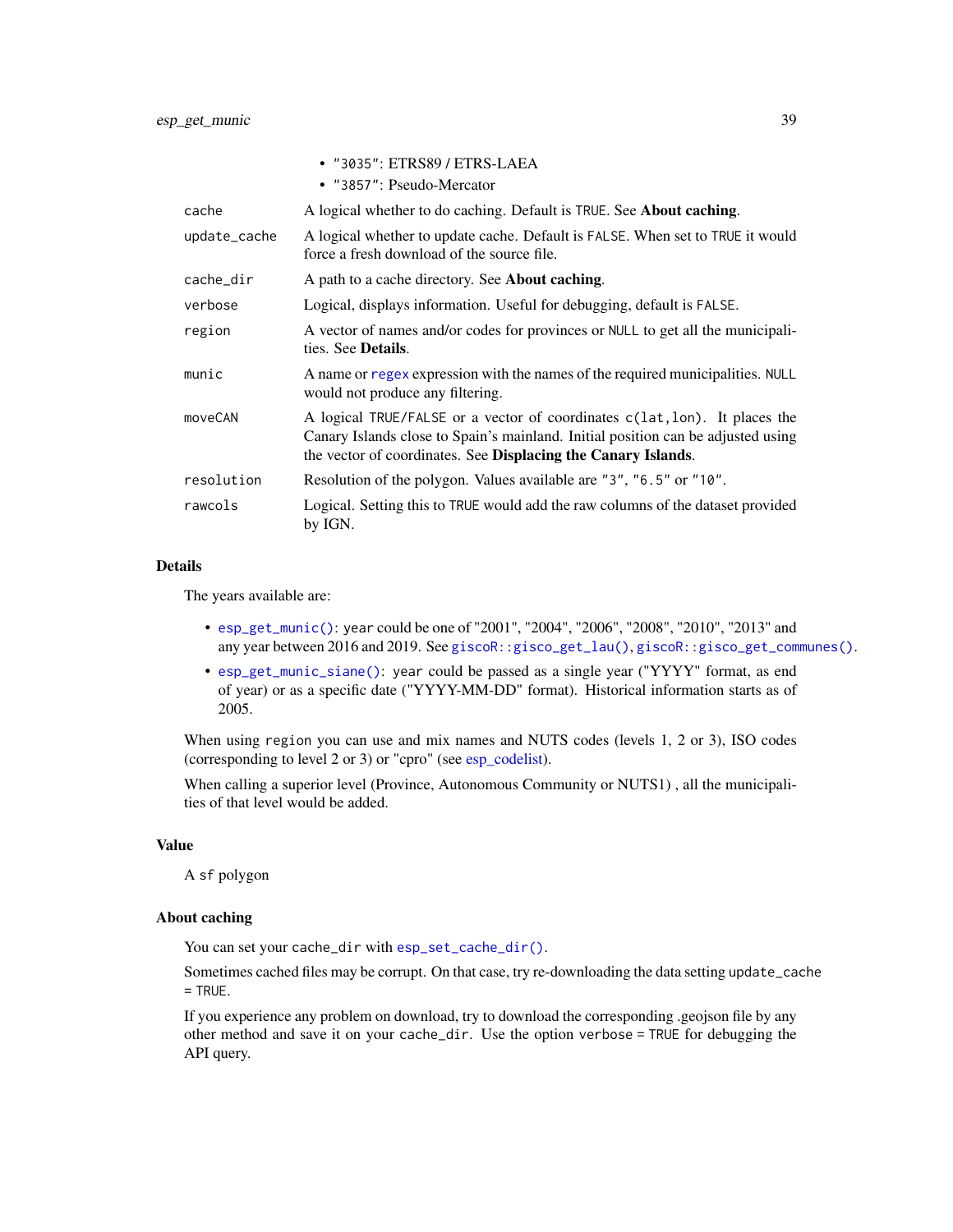- "3035": ETRS89 / ETRS-LAEA
- "3857": Pseudo-Mercator

| | |
|---|---|
| cache | A logical whether to do caching. Default is TRUE. See **About caching**. |
| update_cache | A logical whether to update cache. Default is FALSE. When set to TRUE it would force a fresh download of the source file. |
| cache_dir | A path to a cache directory. See **About caching**. |
| verbose | Logical, displays information. Useful for debugging, default is FALSE. |
| region | A vector of names and/or codes for provinces or NULL to get all the municipalities. See **Details**. |
| munic | A name or regex expression with the names of the required municipalities. NULL would not produce any filtering. |
| moveCAN | A logical TRUE/FALSE or a vector of coordinates c(lat,lon). It places the Canary Islands close to Spain's mainland. Initial position can be adjusted using the vector of coordinates. See **Displacing the Canary Islands**. |
| resolution | Resolution of the polygon. Values available are "3", "6.5" or "10". |
| rawcols | Logical. Setting this to TRUE would add the raw columns of the dataset provided by IGN. |

## Details

The years available are:

- esp_get_munic(): year could be one of "2001", "2004", "2006", "2008", "2010", "2013" and any year between 2016 and 2019. See giscoR::gisco_get_lau(), giscoR::gisco_get_communes().
- esp_get_munic_siane(): year could be passed as a single year ("YYYY" format, as end of year) or as a specific date ("YYYY-MM-DD" format). Historical information starts as of 2005.

When using region you can use and mix names and NUTS codes (levels 1, 2 or 3), ISO codes (corresponding to level 2 or 3) or "cpro" (see esp_codelist).

When calling a superior level (Province, Autonomous Community or NUTS1) , all the municipalities of that level would be added.

## Value

A sf polygon

## About caching

You can set your cache_dir with esp_set_cache_dir().

Sometimes cached files may be corrupt. On that case, try re-downloading the data setting update_cache = TRUE.

If you experience any problem on download, try to download the corresponding .geojson file by any other method and save it on your cache_dir. Use the option verbose = TRUE for debugging the API query.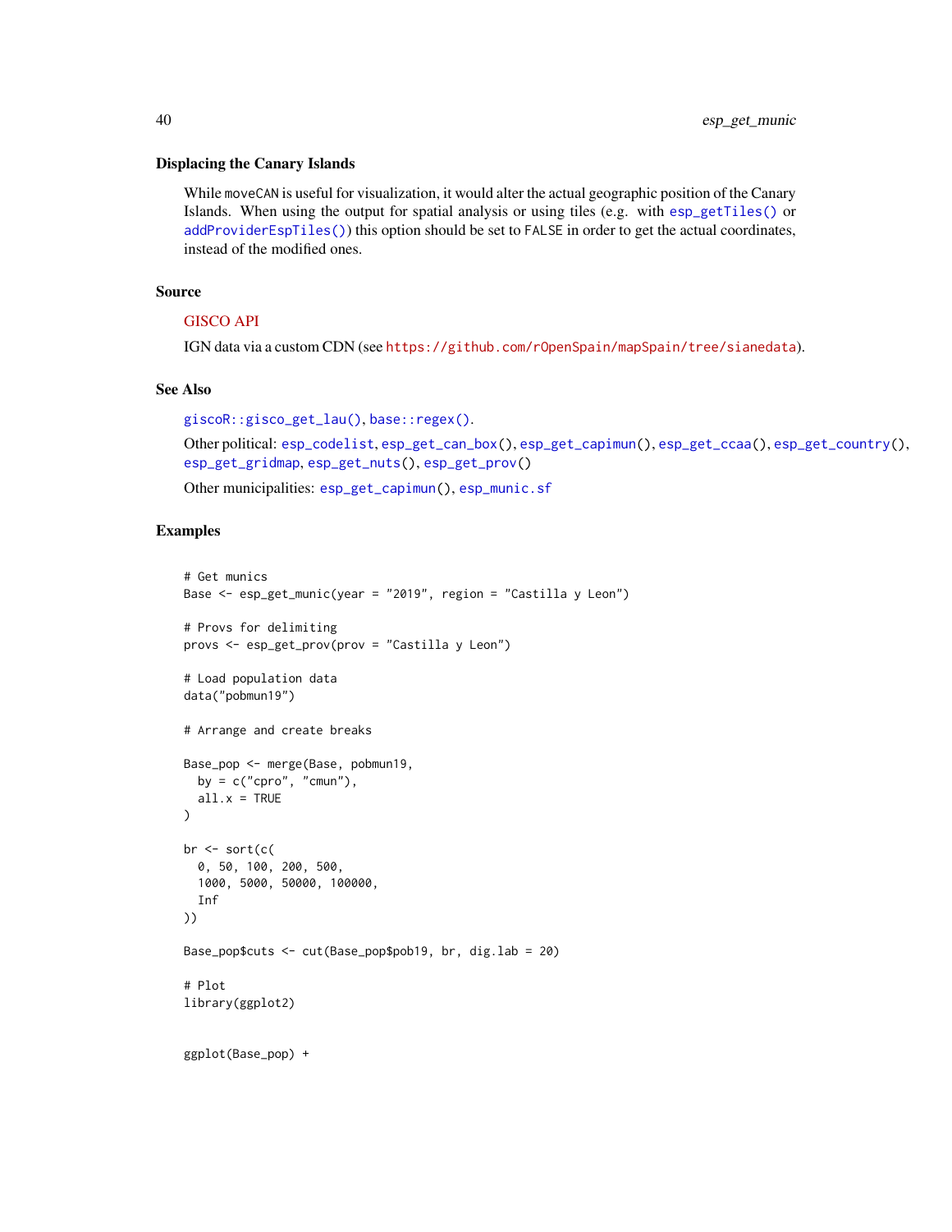### Displacing the Canary Islands

While `moveCAN` is useful for visualization, it would alter the actual geographic position of the Canary Islands. When using the output for spatial analysis or using tiles (e.g. with `esp_getTiles()` or `addProviderEspTiles()`) this option should be set to `FALSE` in order to get the actual coordinates, instead of the modified ones.

### Source

GISCO API

IGN data via a custom CDN (see https://github.com/rOpenSpain/mapSpain/tree/sianedata).

### See Also

`giscoR::gisco_get_lau()`, `base::regex()`.

Other political: `esp_codelist`, `esp_get_can_box()`, `esp_get_capimun()`, `esp_get_ccaa()`, `esp_get_country()`, `esp_get_gridmap`, `esp_get_nuts()`, `esp_get_prov()`

Other municipalities: `esp_get_capimun()`, `esp_munic.sf`

### Examples

```
# Get munics
Base <- esp_get_munic(year = "2019", region = "Castilla y Leon")

# Provs for delimiting
provs <- esp_get_prov(prov = "Castilla y Leon")

# Load population data
data("pobmun19")

# Arrange and create breaks

Base_pop <- merge(Base, pobmun19,
  by = c("cpro", "cmun"),
  all.x = TRUE
)

br <- sort(c(
  0, 50, 100, 200, 500,
  1000, 5000, 50000, 100000,
  Inf
))

Base_pop$cuts <- cut(Base_pop$pob19, br, dig.lab = 20)

# Plot
library(ggplot2)


ggplot(Base_pop) +
```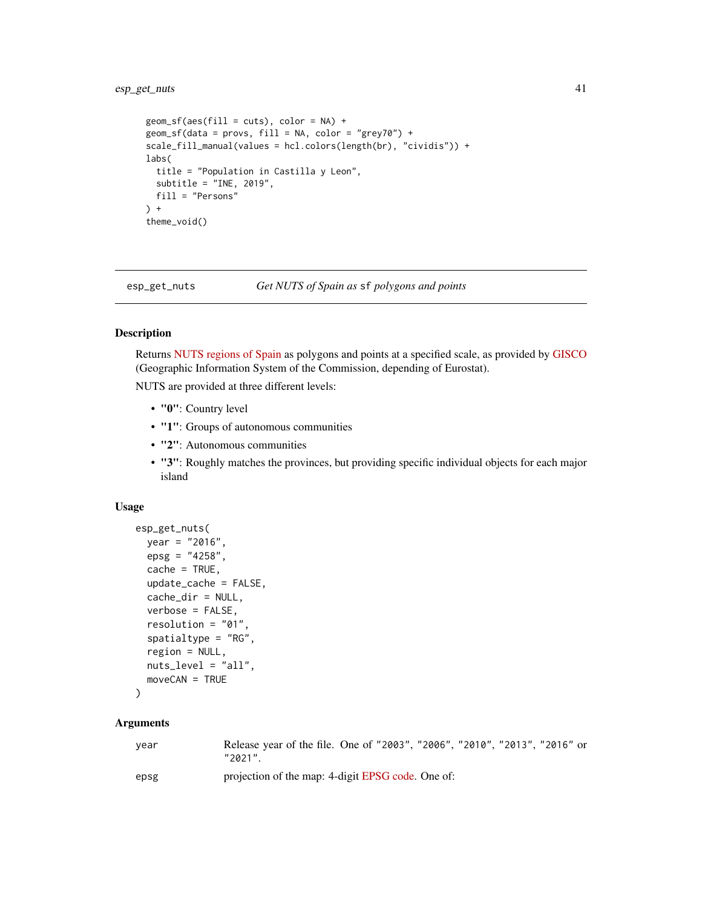```r
  geom_sf(aes(fill = cuts), color = NA) +
  geom_sf(data = provs, fill = NA, color = "grey70") +
  scale_fill_manual(values = hcl.colors(length(br), "cividis")) +
  labs(
    title = "Population in Castilla y Leon",
    subtitle = "INE, 2019",
    fill = "Persons"
  ) +
  theme_void()
```

---

## esp_get_nuts — *Get NUTS of Spain as* `sf` *polygons and points*

---

### Description

Returns NUTS regions of Spain as polygons and points at a specified scale, as provided by GISCO (Geographic Information System of the Commission, depending of Eurostat).

NUTS are provided at three different levels:

- **"0"**: Country level
- **"1"**: Groups of autonomous communities
- **"2"**: Autonomous communities
- **"3"**: Roughly matches the provinces, but providing specific individual objects for each major island

### Usage

```r
esp_get_nuts(
  year = "2016",
  epsg = "4258",
  cache = TRUE,
  update_cache = FALSE,
  cache_dir = NULL,
  verbose = FALSE,
  resolution = "01",
  spatialtype = "RG",
  region = NULL,
  nuts_level = "all",
  moveCAN = TRUE
)
```

### Arguments

| | |
|---|---|
| `year` | Release year of the file. One of `"2003"`, `"2006"`, `"2010"`, `"2013"`, `"2016"` or `"2021"`. |
| `epsg` | projection of the map: 4-digit EPSG code. One of: |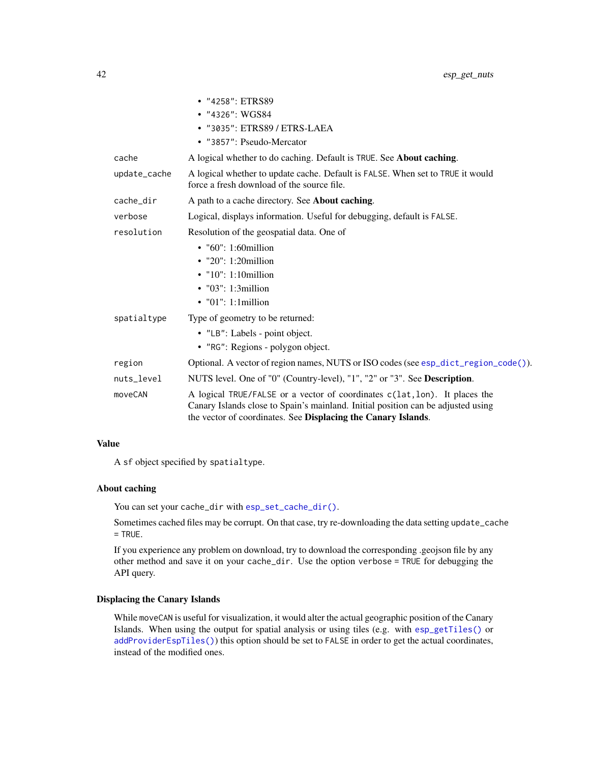- "4258": ETRS89
- "4326": WGS84
- "3035": ETRS89 / ETRS-LAEA
- "3857": Pseudo-Mercator

| | |
|---|---|
| cache | A logical whether to do caching. Default is TRUE. See **About caching**. |
| update_cache | A logical whether to update cache. Default is FALSE. When set to TRUE it would force a fresh download of the source file. |
| cache_dir | A path to a cache directory. See **About caching**. |
| verbose | Logical, displays information. Useful for debugging, default is FALSE. |
| resolution | Resolution of the geospatial data. One of<br>• "60": 1:60million<br>• "20": 1:20million<br>• "10": 1:10million<br>• "03": 1:3million<br>• "01": 1:1million |
| spatialtype | Type of geometry to be returned:<br>• "LB": Labels - point object.<br>• "RG": Regions - polygon object. |
| region | Optional. A vector of region names, NUTS or ISO codes (see esp_dict_region_code()). |
| nuts_level | NUTS level. One of "0" (Country-level), "1", "2" or "3". See **Description**. |
| moveCAN | A logical TRUE/FALSE or a vector of coordinates c(lat,lon). It places the Canary Islands close to Spain's mainland. Initial position can be adjusted using the vector of coordinates. See **Displacing the Canary Islands**. |

### Value

A sf object specified by spatialtype.

### About caching

You can set your cache_dir with esp_set_cache_dir().

Sometimes cached files may be corrupt. On that case, try re-downloading the data setting update_cache = TRUE.

If you experience any problem on download, try to download the corresponding .geojson file by any other method and save it on your cache_dir. Use the option verbose = TRUE for debugging the API query.

### Displacing the Canary Islands

While moveCAN is useful for visualization, it would alter the actual geographic position of the Canary Islands. When using the output for spatial analysis or using tiles (e.g. with esp_getTiles() or addProviderEspTiles()) this option should be set to FALSE in order to get the actual coordinates, instead of the modified ones.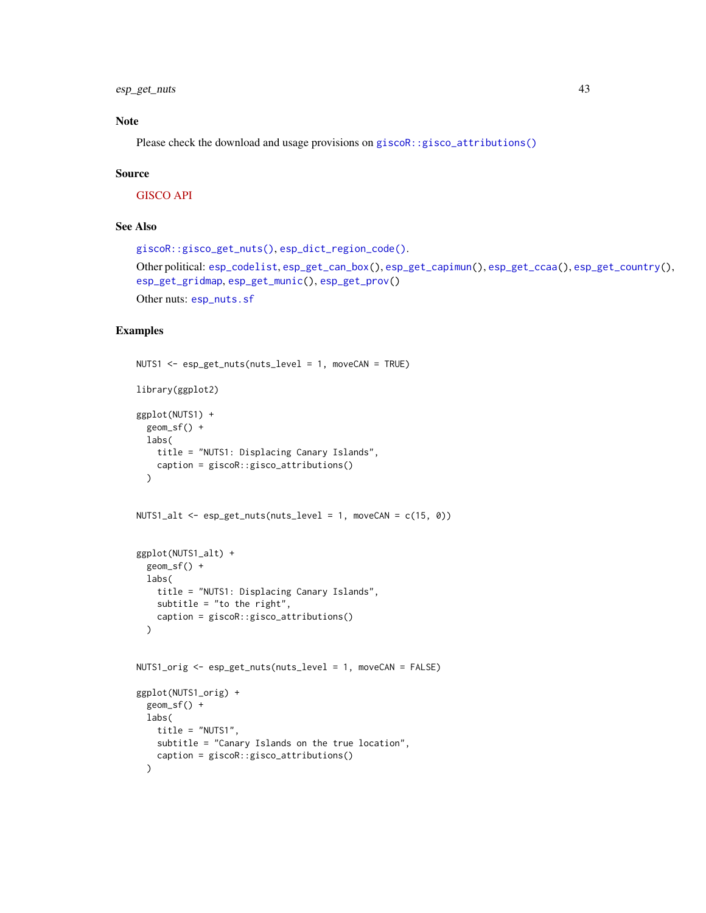## Note

Please check the download and usage provisions on `giscoR::gisco_attributions()`

## Source

GISCO API

## See Also

`giscoR::gisco_get_nuts()`, `esp_dict_region_code()`.

Other political: `esp_codelist`, `esp_get_can_box()`, `esp_get_capimun()`, `esp_get_ccaa()`, `esp_get_country()`, `esp_get_gridmap`, `esp_get_munic()`, `esp_get_prov()`

Other nuts: `esp_nuts.sf`

## Examples

```
NUTS1 <- esp_get_nuts(nuts_level = 1, moveCAN = TRUE)

library(ggplot2)

ggplot(NUTS1) +
  geom_sf() +
  labs(
    title = "NUTS1: Displacing Canary Islands",
    caption = giscoR::gisco_attributions()
  )


NUTS1_alt <- esp_get_nuts(nuts_level = 1, moveCAN = c(15, 0))


ggplot(NUTS1_alt) +
  geom_sf() +
  labs(
    title = "NUTS1: Displacing Canary Islands",
    subtitle = "to the right",
    caption = giscoR::gisco_attributions()
  )


NUTS1_orig <- esp_get_nuts(nuts_level = 1, moveCAN = FALSE)

ggplot(NUTS1_orig) +
  geom_sf() +
  labs(
    title = "NUTS1",
    subtitle = "Canary Islands on the true location",
    caption = giscoR::gisco_attributions()
  )
```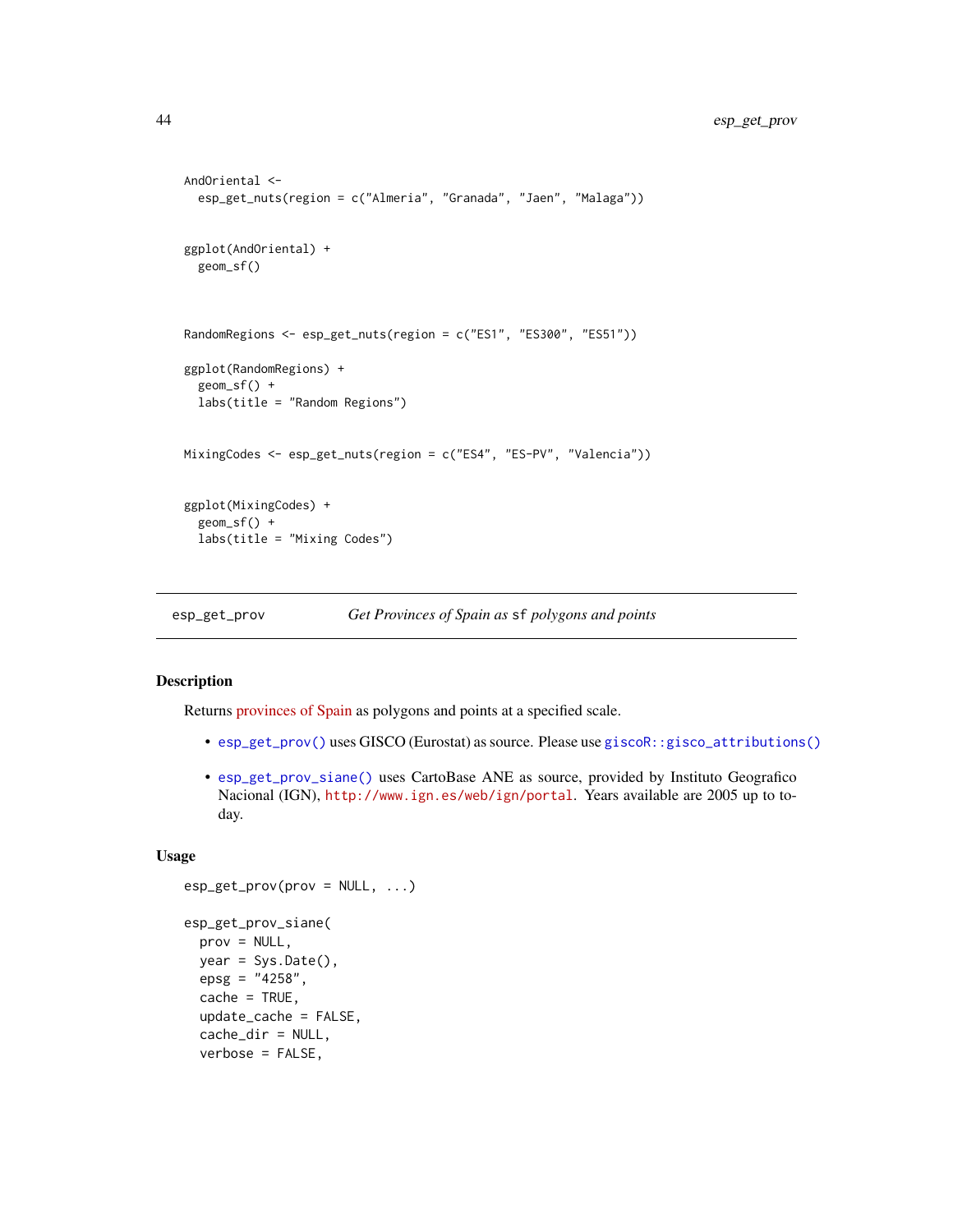```
AndOriental <-
  esp_get_nuts(region = c("Almeria", "Granada", "Jaen", "Malaga"))


ggplot(AndOriental) +
  geom_sf()



RandomRegions <- esp_get_nuts(region = c("ES1", "ES300", "ES51"))

ggplot(RandomRegions) +
  geom_sf() +
  labs(title = "Random Regions")


MixingCodes <- esp_get_nuts(region = c("ES4", "ES-PV", "Valencia"))


ggplot(MixingCodes) +
  geom_sf() +
  labs(title = "Mixing Codes")
```

## esp_get_prov — *Get Provinces of Spain as* `sf` *polygons and points*

### Description

Returns provinces of Spain as polygons and points at a specified scale.

- `esp_get_prov()` uses GISCO (Eurostat) as source. Please use `giscoR::gisco_attributions()`
- `esp_get_prov_siane()` uses CartoBase ANE as source, provided by Instituto Geografico Nacional (IGN), `http://www.ign.es/web/ign/portal`. Years available are 2005 up to today.

### Usage

```
esp_get_prov(prov = NULL, ...)

esp_get_prov_siane(
  prov = NULL,
  year = Sys.Date(),
  epsg = "4258",
  cache = TRUE,
  update_cache = FALSE,
  cache_dir = NULL,
  verbose = FALSE,
```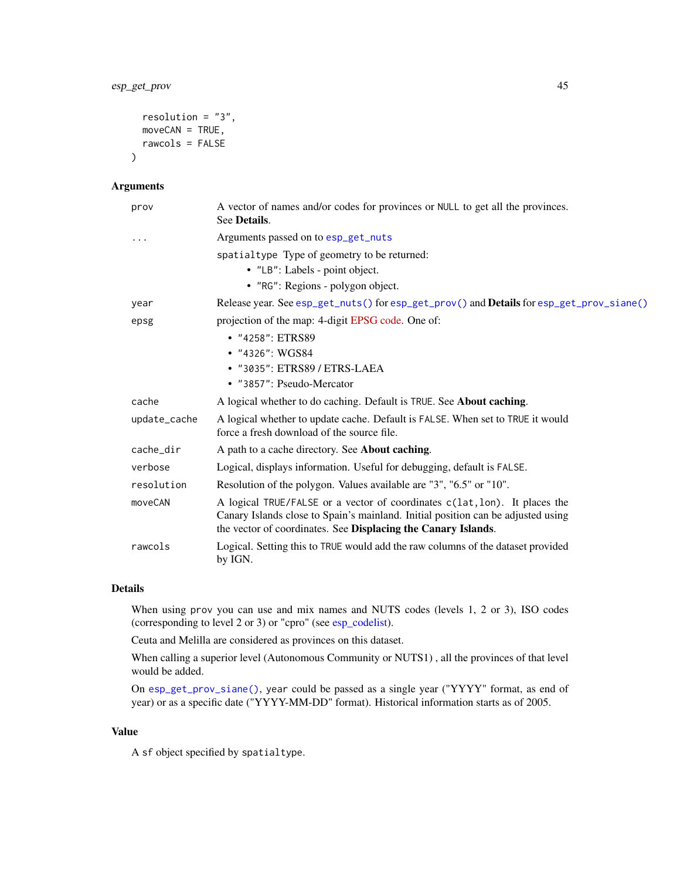```
  resolution = "3",
  moveCAN = TRUE,
  rawcols = FALSE
)
```

## Arguments

| Argument | Description |
|---|---|
| `prov` | A vector of names and/or codes for provinces or `NULL` to get all the provinces. See **Details**. |
| `...` | Arguments passed on to `esp_get_nuts`<br><br>`spatialtype` Type of geometry to be returned:<br>• `"LB"`: Labels - point object.<br>• `"RG"`: Regions - polygon object. |
| `year` | Release year. See `esp_get_nuts()` for `esp_get_prov()` and **Details** for `esp_get_prov_siane()` |
| `epsg` | projection of the map: 4-digit EPSG code. One of:<br>• `"4258"`: ETRS89<br>• `"4326"`: WGS84<br>• `"3035"`: ETRS89 / ETRS-LAEA<br>• `"3857"`: Pseudo-Mercator |
| `cache` | A logical whether to do caching. Default is `TRUE`. See **About caching**. |
| `update_cache` | A logical whether to update cache. Default is `FALSE`. When set to `TRUE` it would force a fresh download of the source file. |
| `cache_dir` | A path to a cache directory. See **About caching**. |
| `verbose` | Logical, displays information. Useful for debugging, default is `FALSE`. |
| `resolution` | Resolution of the polygon. Values available are "3", "6.5" or "10". |
| `moveCAN` | A logical `TRUE/FALSE` or a vector of coordinates `c(lat,lon)`. It places the Canary Islands close to Spain's mainland. Initial position can be adjusted using the vector of coordinates. See **Displacing the Canary Islands**. |
| `rawcols` | Logical. Setting this to `TRUE` would add the raw columns of the dataset provided by IGN. |

## Details

When using `prov` you can use and mix names and NUTS codes (levels 1, 2 or 3), ISO codes (corresponding to level 2 or 3) or "cpro" (see esp_codelist).

Ceuta and Melilla are considered as provinces on this dataset.

When calling a superior level (Autonomous Community or NUTS1) , all the provinces of that level would be added.

On `esp_get_prov_siane()`, `year` could be passed as a single year ("YYYY" format, as end of year) or as a specific date ("YYYY-MM-DD" format). Historical information starts as of 2005.

## Value

A `sf` object specified by `spatialtype`.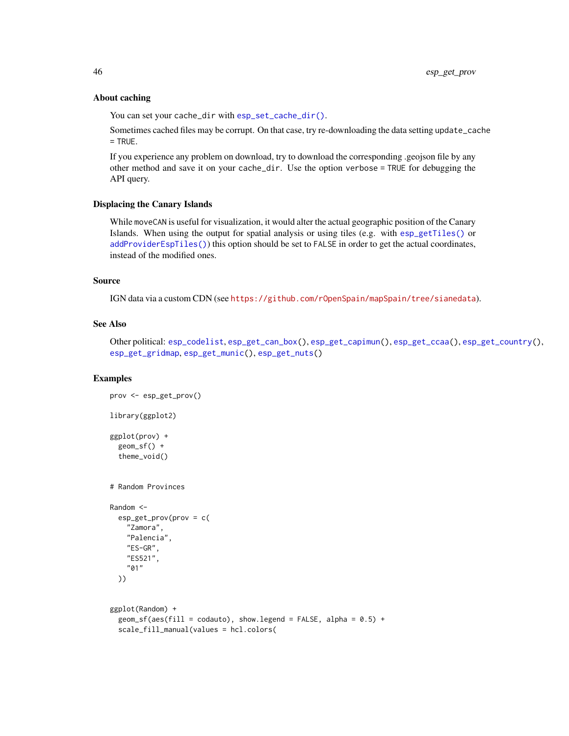### About caching

You can set your `cache_dir` with `esp_set_cache_dir()`.

Sometimes cached files may be corrupt. On that case, try re-downloading the data setting `update_cache = TRUE`.

If you experience any problem on download, try to download the corresponding .geojson file by any other method and save it on your `cache_dir`. Use the option `verbose = TRUE` for debugging the API query.

### Displacing the Canary Islands

While `moveCAN` is useful for visualization, it would alter the actual geographic position of the Canary Islands. When using the output for spatial analysis or using tiles (e.g. with `esp_getTiles()` or `addProviderEspTiles()`) this option should be set to `FALSE` in order to get the actual coordinates, instead of the modified ones.

### Source

IGN data via a custom CDN (see https://github.com/rOpenSpain/mapSpain/tree/sianedata).

### See Also

Other political: `esp_codelist`, `esp_get_can_box()`, `esp_get_capimun()`, `esp_get_ccaa()`, `esp_get_country()`, `esp_get_gridmap`, `esp_get_munic()`, `esp_get_nuts()`

### Examples

```
prov <- esp_get_prov()

library(ggplot2)

ggplot(prov) +
  geom_sf() +
  theme_void()


# Random Provinces

Random <-
  esp_get_prov(prov = c(
    "Zamora",
    "Palencia",
    "ES-GR",
    "ES521",
    "01"
  ))


ggplot(Random) +
  geom_sf(aes(fill = codauto), show.legend = FALSE, alpha = 0.5) +
  scale_fill_manual(values = hcl.colors(
```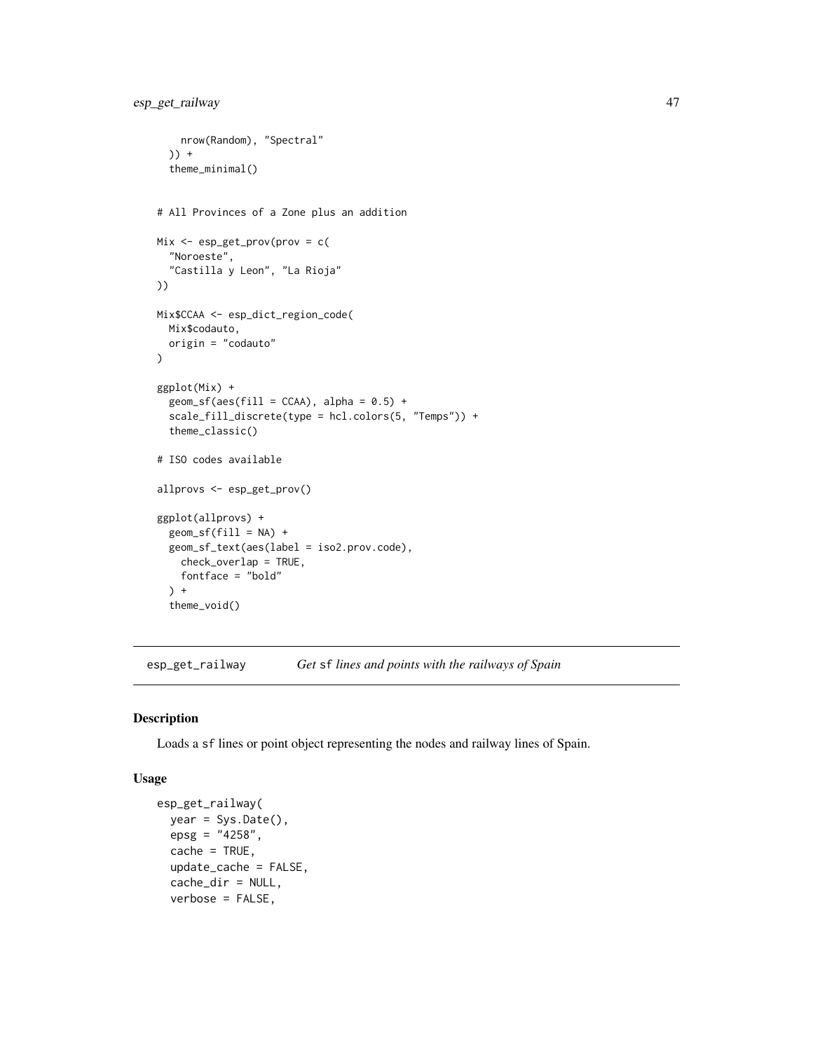```
    nrow(Random), "Spectral"
  )) +
  theme_minimal()


# All Provinces of a Zone plus an addition

Mix <- esp_get_prov(prov = c(
  "Noroeste",
  "Castilla y Leon", "La Rioja"
))

Mix$CCAA <- esp_dict_region_code(
  Mix$codauto,
  origin = "codauto"
)

ggplot(Mix) +
  geom_sf(aes(fill = CCAA), alpha = 0.5) +
  scale_fill_discrete(type = hcl.colors(5, "Temps")) +
  theme_classic()

# ISO codes available

allprovs <- esp_get_prov()

ggplot(allprovs) +
  geom_sf(fill = NA) +
  geom_sf_text(aes(label = iso2.prov.code),
    check_overlap = TRUE,
    fontface = "bold"
  ) +
  theme_void()
```

## esp_get_railway — *Get* sf *lines and points with the railways of Spain*

### Description

Loads a sf lines or point object representing the nodes and railway lines of Spain.

### Usage

```
esp_get_railway(
  year = Sys.Date(),
  epsg = "4258",
  cache = TRUE,
  update_cache = FALSE,
  cache_dir = NULL,
  verbose = FALSE,
```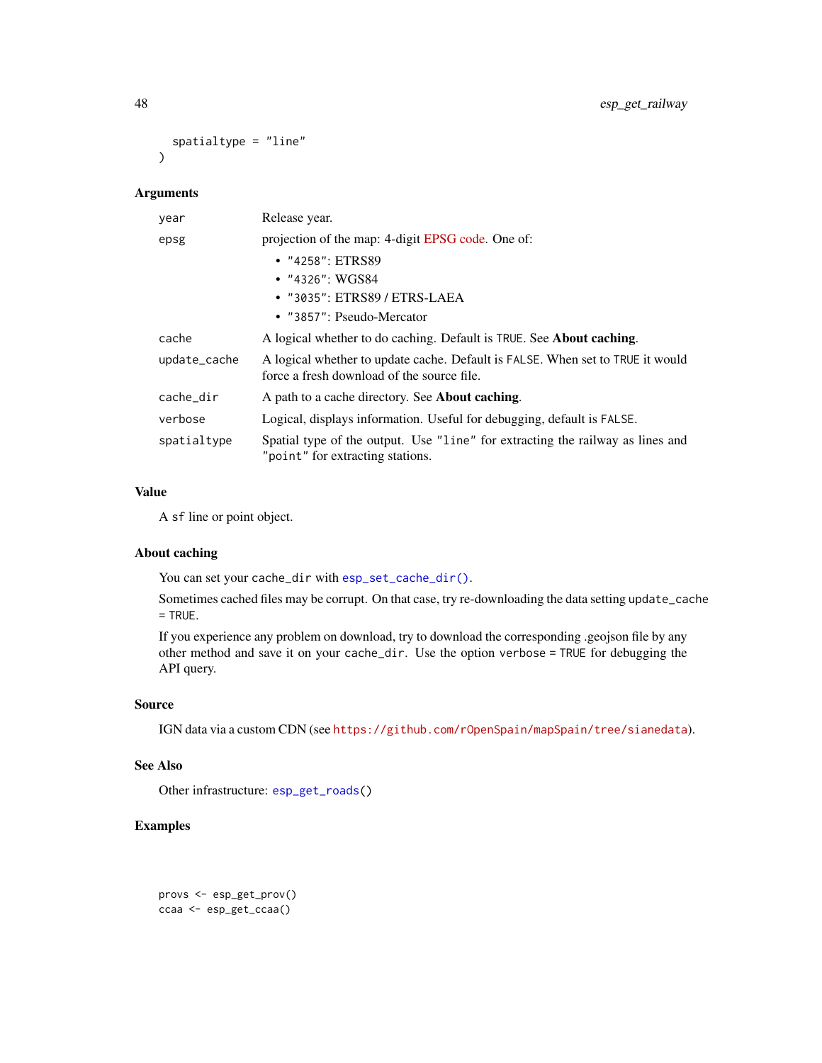```
  spatialtype = "line"
)
```

### Arguments

| | |
|---|---|
| year | Release year. |
| epsg | projection of the map: 4-digit EPSG code. One of: <br>• "4258": ETRS89 <br>• "4326": WGS84 <br>• "3035": ETRS89 / ETRS-LAEA <br>• "3857": Pseudo-Mercator |
| cache | A logical whether to do caching. Default is TRUE. See **About caching**. |
| update_cache | A logical whether to update cache. Default is FALSE. When set to TRUE it would force a fresh download of the source file. |
| cache_dir | A path to a cache directory. See **About caching**. |
| verbose | Logical, displays information. Useful for debugging, default is FALSE. |
| spatialtype | Spatial type of the output. Use "line" for extracting the railway as lines and "point" for extracting stations. |

### Value

A sf line or point object.

### About caching

You can set your cache_dir with esp_set_cache_dir().

Sometimes cached files may be corrupt. On that case, try re-downloading the data setting update_cache = TRUE.

If you experience any problem on download, try to download the corresponding .geojson file by any other method and save it on your cache_dir. Use the option verbose = TRUE for debugging the API query.

### Source

IGN data via a custom CDN (see https://github.com/rOpenSpain/mapSpain/tree/sianedata).

### See Also

Other infrastructure: esp_get_roads()

### Examples

```
provs <- esp_get_prov()
ccaa <- esp_get_ccaa()
```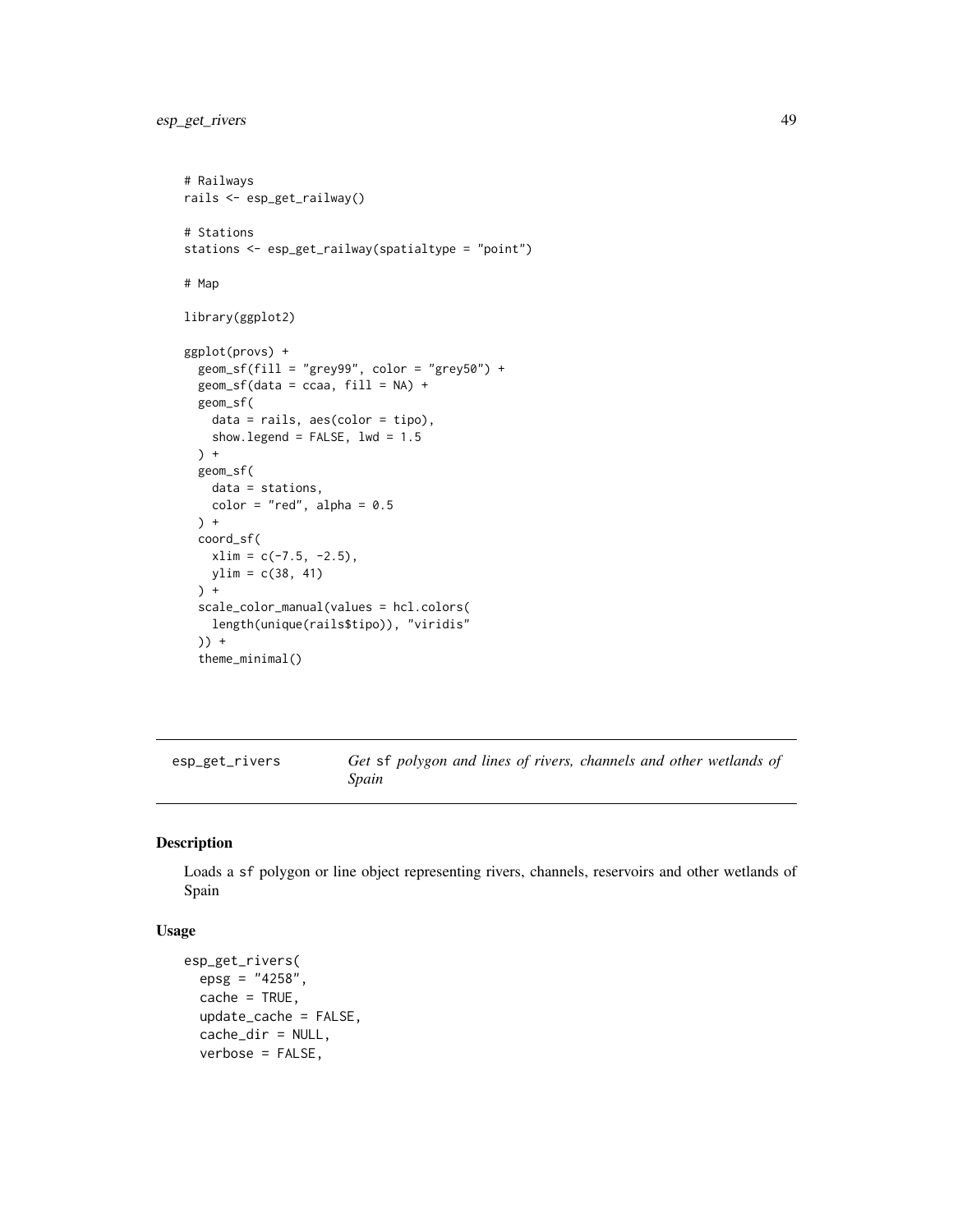```
# Railways
rails <- esp_get_railway()

# Stations
stations <- esp_get_railway(spatialtype = "point")

# Map

library(ggplot2)

ggplot(provs) +
  geom_sf(fill = "grey99", color = "grey50") +
  geom_sf(data = ccaa, fill = NA) +
  geom_sf(
    data = rails, aes(color = tipo),
    show.legend = FALSE, lwd = 1.5
  ) +
  geom_sf(
    data = stations,
    color = "red", alpha = 0.5
  ) +
  coord_sf(
    xlim = c(-7.5, -2.5),
    ylim = c(38, 41)
  ) +
  scale_color_manual(values = hcl.colors(
    length(unique(rails$tipo)), "viridis"
  )) +
  theme_minimal()
```

## esp_get_rivers — *Get* sf *polygon and lines of rivers, channels and other wetlands of Spain*

### Description

Loads a sf polygon or line object representing rivers, channels, reservoirs and other wetlands of Spain

### Usage

```
esp_get_rivers(
  epsg = "4258",
  cache = TRUE,
  update_cache = FALSE,
  cache_dir = NULL,
  verbose = FALSE,
```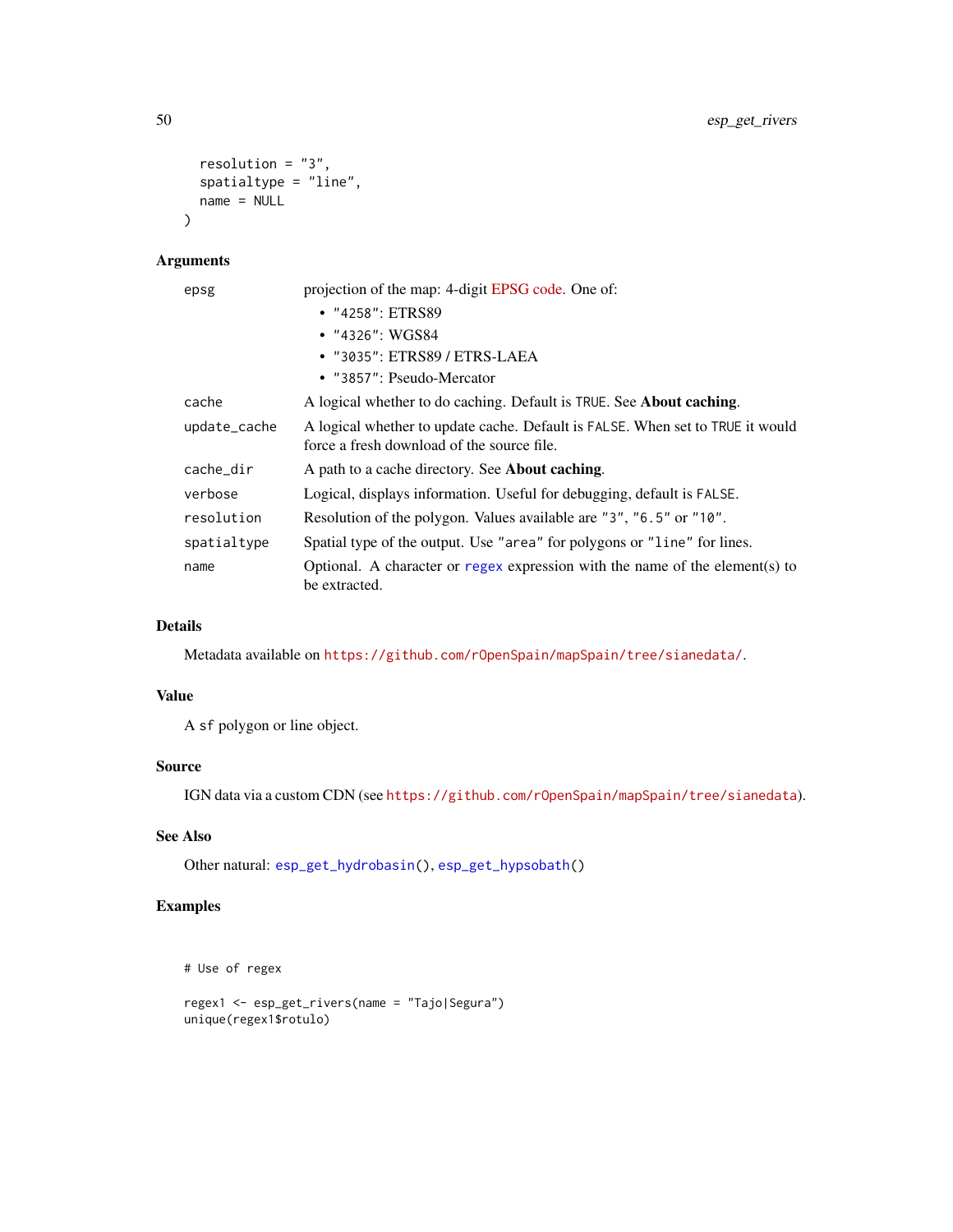```
  resolution = "3",
  spatialtype = "line",
  name = NULL
)
```

## Arguments

| | |
|---|---|
| epsg | projection of the map: 4-digit EPSG code. One of: <br>• "4258": ETRS89 <br>• "4326": WGS84 <br>• "3035": ETRS89 / ETRS-LAEA <br>• "3857": Pseudo-Mercator |
| cache | A logical whether to do caching. Default is TRUE. See **About caching**. |
| update_cache | A logical whether to update cache. Default is FALSE. When set to TRUE it would force a fresh download of the source file. |
| cache_dir | A path to a cache directory. See **About caching**. |
| verbose | Logical, displays information. Useful for debugging, default is FALSE. |
| resolution | Resolution of the polygon. Values available are "3", "6.5" or "10". |
| spatialtype | Spatial type of the output. Use "area" for polygons or "line" for lines. |
| name | Optional. A character or regex expression with the name of the element(s) to be extracted. |

## Details

Metadata available on https://github.com/rOpenSpain/mapSpain/tree/sianedata/.

## Value

A sf polygon or line object.

## Source

IGN data via a custom CDN (see https://github.com/rOpenSpain/mapSpain/tree/sianedata).

## See Also

Other natural: esp_get_hydrobasin(), esp_get_hypsobath()

## Examples

```
# Use of regex

regex1 <- esp_get_rivers(name = "Tajo|Segura")
unique(regex1$rotulo)
```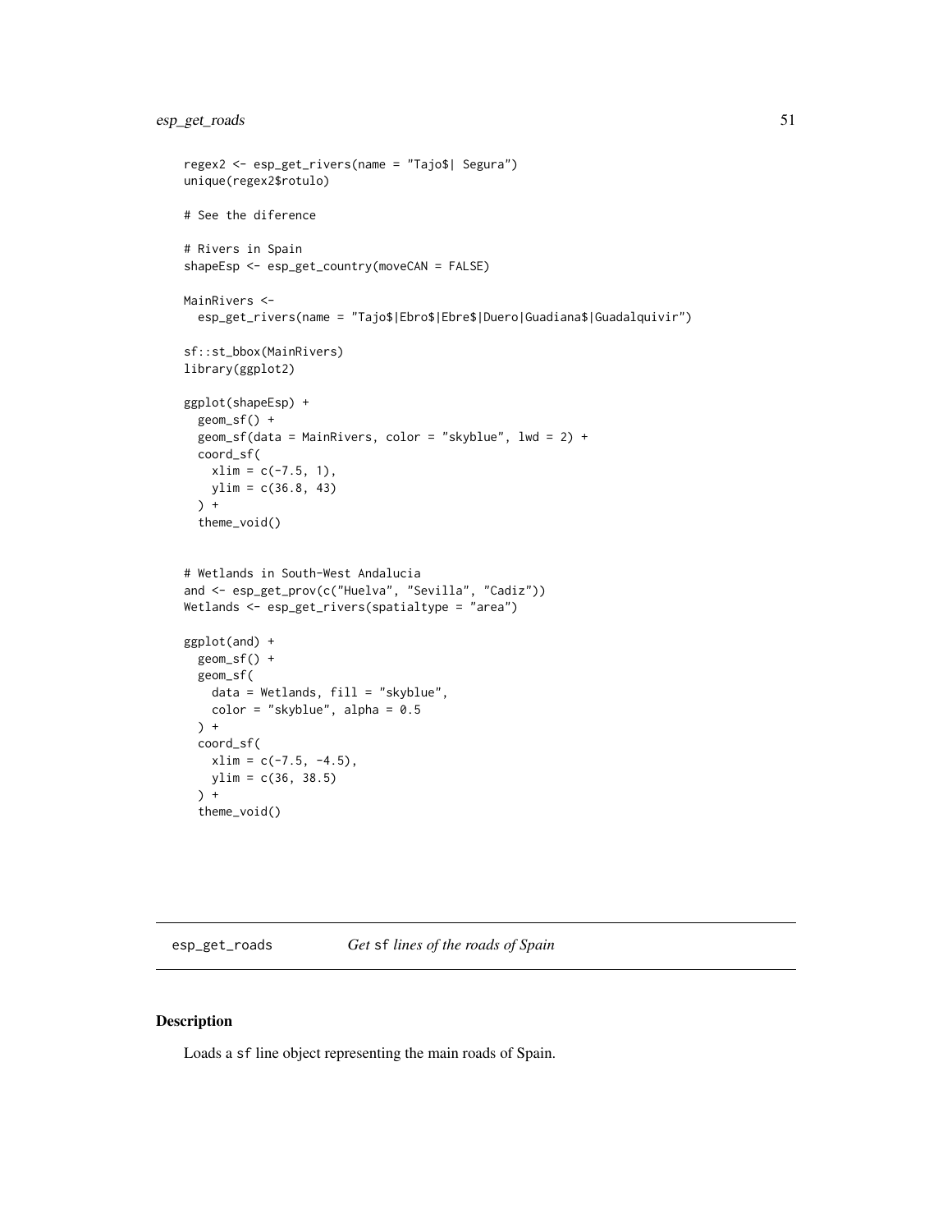```
regex2 <- esp_get_rivers(name = "Tajo$| Segura")
unique(regex2$rotulo)

# See the diference

# Rivers in Spain
shapeEsp <- esp_get_country(moveCAN = FALSE)

MainRivers <-
  esp_get_rivers(name = "Tajo$|Ebro$|Ebre$|Duero|Guadiana$|Guadalquivir")

sf::st_bbox(MainRivers)
library(ggplot2)

ggplot(shapeEsp) +
  geom_sf() +
  geom_sf(data = MainRivers, color = "skyblue", lwd = 2) +
  coord_sf(
    xlim = c(-7.5, 1),
    ylim = c(36.8, 43)
  ) +
  theme_void()


# Wetlands in South-West Andalucia
and <- esp_get_prov(c("Huelva", "Sevilla", "Cadiz"))
Wetlands <- esp_get_rivers(spatialtype = "area")

ggplot(and) +
  geom_sf() +
  geom_sf(
    data = Wetlands, fill = "skyblue",
    color = "skyblue", alpha = 0.5
  ) +
  coord_sf(
    xlim = c(-7.5, -4.5),
    ylim = c(36, 38.5)
  ) +
  theme_void()
```

## esp_get_roads    *Get* sf *lines of the roads of Spain*

### Description

Loads a sf line object representing the main roads of Spain.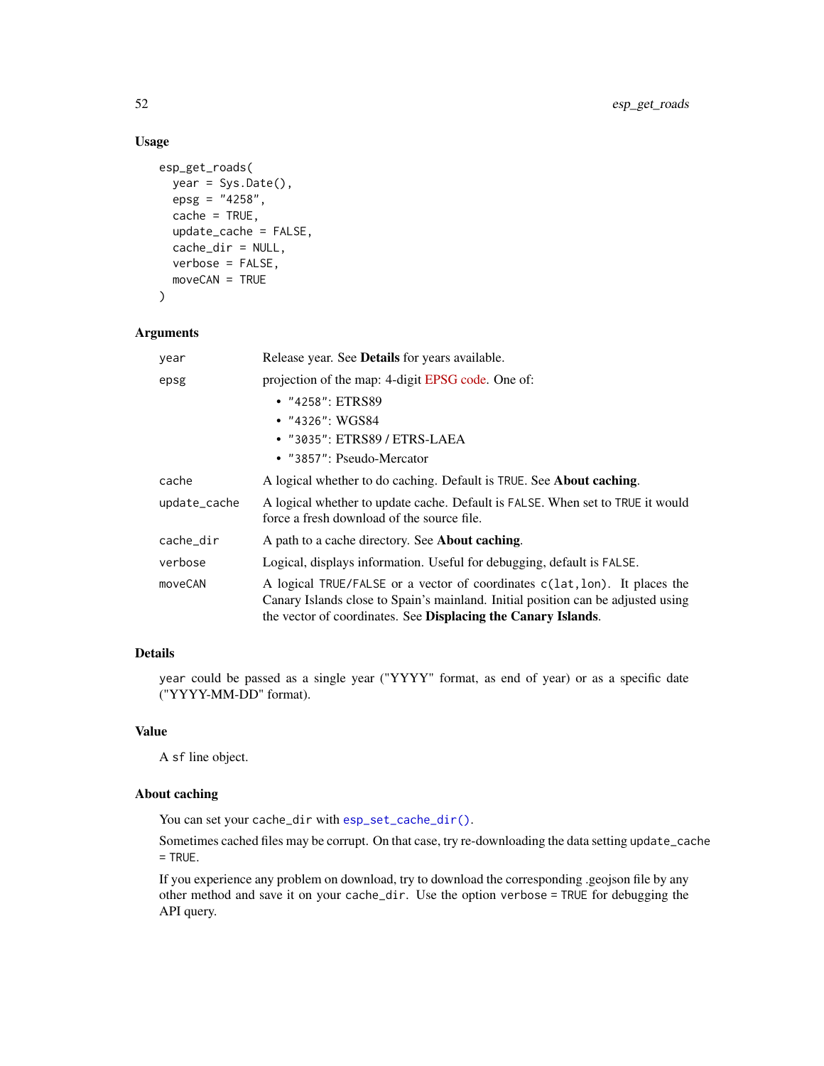### Usage

```
esp_get_roads(
  year = Sys.Date(),
  epsg = "4258",
  cache = TRUE,
  update_cache = FALSE,
  cache_dir = NULL,
  verbose = FALSE,
  moveCAN = TRUE
)
```

### Arguments

| | |
|---|---|
| year | Release year. See **Details** for years available. |
| epsg | projection of the map: 4-digit EPSG code. One of:<br>• "4258": ETRS89<br>• "4326": WGS84<br>• "3035": ETRS89 / ETRS-LAEA<br>• "3857": Pseudo-Mercator |
| cache | A logical whether to do caching. Default is TRUE. See **About caching**. |
| update_cache | A logical whether to update cache. Default is FALSE. When set to TRUE it would force a fresh download of the source file. |
| cache_dir | A path to a cache directory. See **About caching**. |
| verbose | Logical, displays information. Useful for debugging, default is FALSE. |
| moveCAN | A logical TRUE/FALSE or a vector of coordinates c(lat,lon). It places the Canary Islands close to Spain's mainland. Initial position can be adjusted using the vector of coordinates. See **Displacing the Canary Islands**. |

### Details

year could be passed as a single year ("YYYY" format, as end of year) or as a specific date ("YYYY-MM-DD" format).

### Value

A sf line object.

### About caching

You can set your cache_dir with esp_set_cache_dir().

Sometimes cached files may be corrupt. On that case, try re-downloading the data setting update_cache = TRUE.

If you experience any problem on download, try to download the corresponding .geojson file by any other method and save it on your cache_dir. Use the option verbose = TRUE for debugging the API query.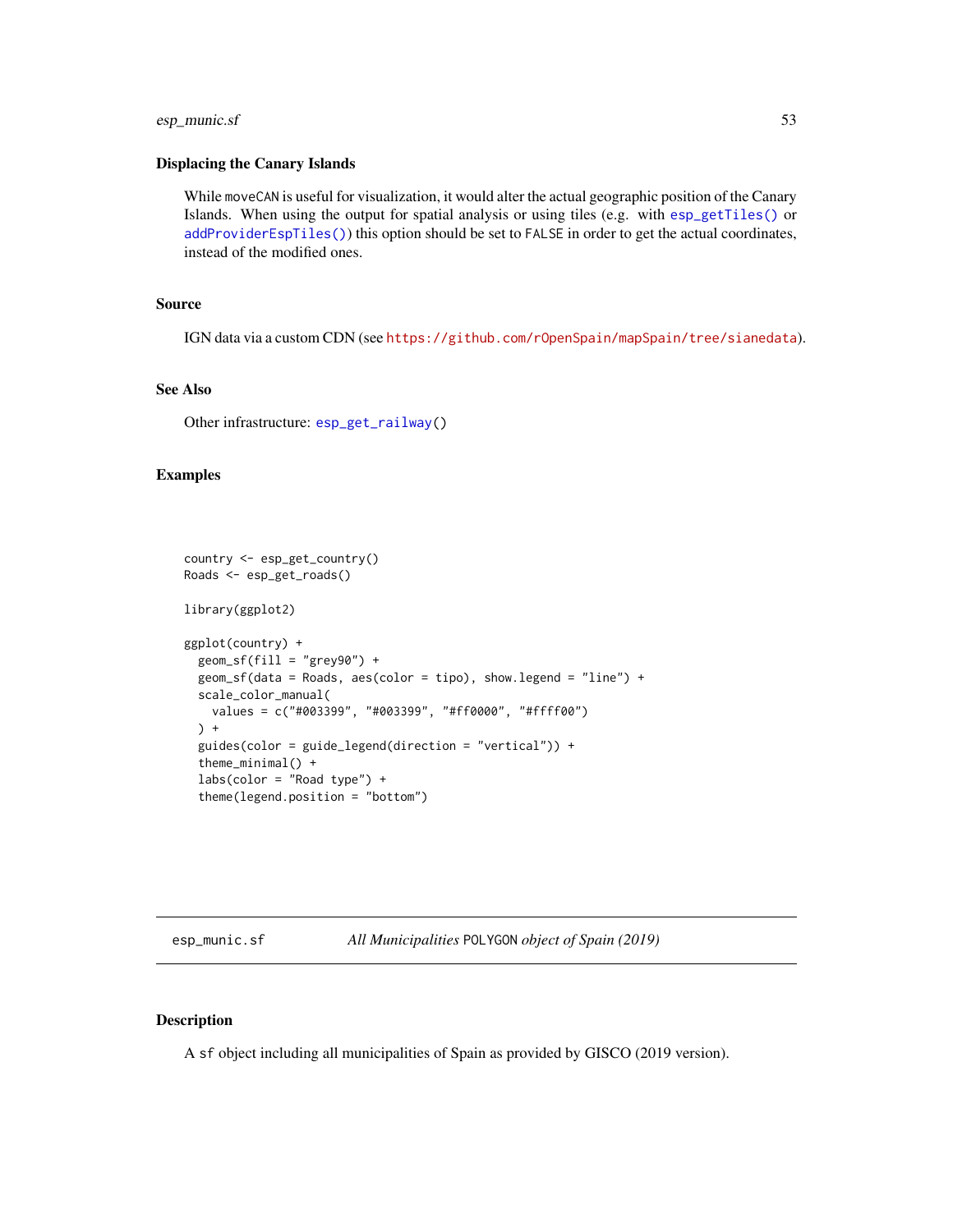### Displacing the Canary Islands

While moveCAN is useful for visualization, it would alter the actual geographic position of the Canary Islands. When using the output for spatial analysis or using tiles (e.g. with esp_getTiles() or addProviderEspTiles()) this option should be set to FALSE in order to get the actual coordinates, instead of the modified ones.

### Source

IGN data via a custom CDN (see https://github.com/rOpenSpain/mapSpain/tree/sianedata).

### See Also

Other infrastructure: esp_get_railway()

### Examples

```
country <- esp_get_country()
Roads <- esp_get_roads()

library(ggplot2)

ggplot(country) +
  geom_sf(fill = "grey90") +
  geom_sf(data = Roads, aes(color = tipo), show.legend = "line") +
  scale_color_manual(
    values = c("#003399", "#003399", "#ff0000", "#ffff00")
  ) +
  guides(color = guide_legend(direction = "vertical")) +
  theme_minimal() +
  labs(color = "Road type") +
  theme(legend.position = "bottom")
```

---

## esp_munic.sf — *All Municipalities* POLYGON *object of Spain (2019)*

### Description

A sf object including all municipalities of Spain as provided by GISCO (2019 version).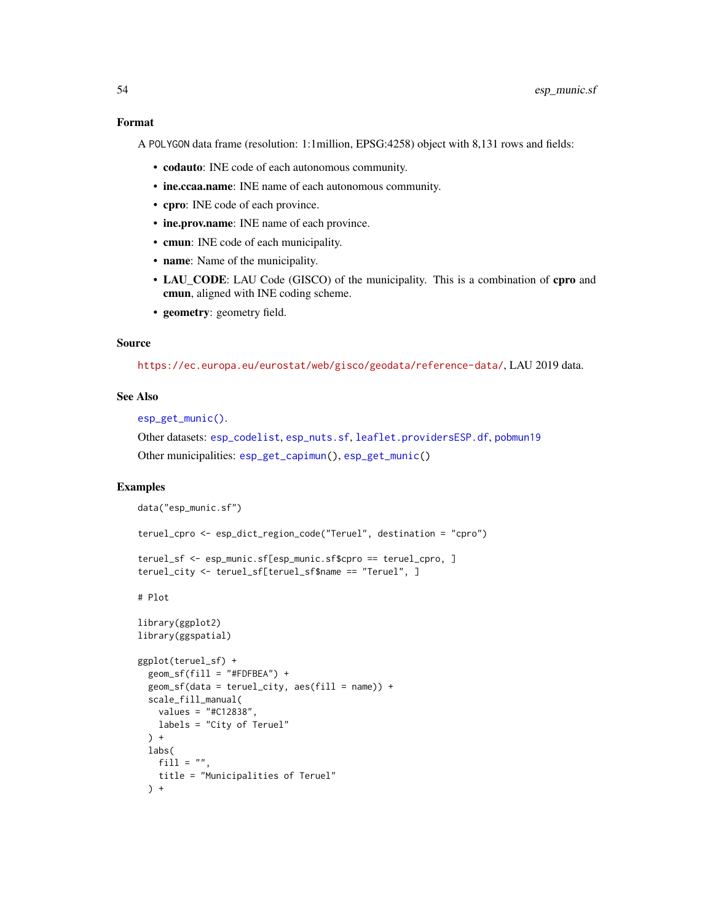### Format

A POLYGON data frame (resolution: 1:1million, EPSG:4258) object with 8,131 rows and fields:

- **codauto**: INE code of each autonomous community.
- **ine.ccaa.name**: INE name of each autonomous community.
- **cpro**: INE code of each province.
- **ine.prov.name**: INE name of each province.
- **cmun**: INE code of each municipality.
- **name**: Name of the municipality.
- **LAU_CODE**: LAU Code (GISCO) of the municipality. This is a combination of **cpro** and **cmun**, aligned with INE coding scheme.
- **geometry**: geometry field.

### Source

https://ec.europa.eu/eurostat/web/gisco/geodata/reference-data/, LAU 2019 data.

### See Also

esp_get_munic().

Other datasets: esp_codelist, esp_nuts.sf, leaflet.providersESP.df, pobmun19

Other municipalities: esp_get_capimun(), esp_get_munic()

### Examples

```
data("esp_munic.sf")

teruel_cpro <- esp_dict_region_code("Teruel", destination = "cpro")

teruel_sf <- esp_munic.sf[esp_munic.sf$cpro == teruel_cpro, ]
teruel_city <- teruel_sf[teruel_sf$name == "Teruel", ]

# Plot

library(ggplot2)
library(ggspatial)

ggplot(teruel_sf) +
  geom_sf(fill = "#FDFBEA") +
  geom_sf(data = teruel_city, aes(fill = name)) +
  scale_fill_manual(
    values = "#C12838",
    labels = "City of Teruel"
  ) +
  labs(
    fill = "",
    title = "Municipalities of Teruel"
  ) +
```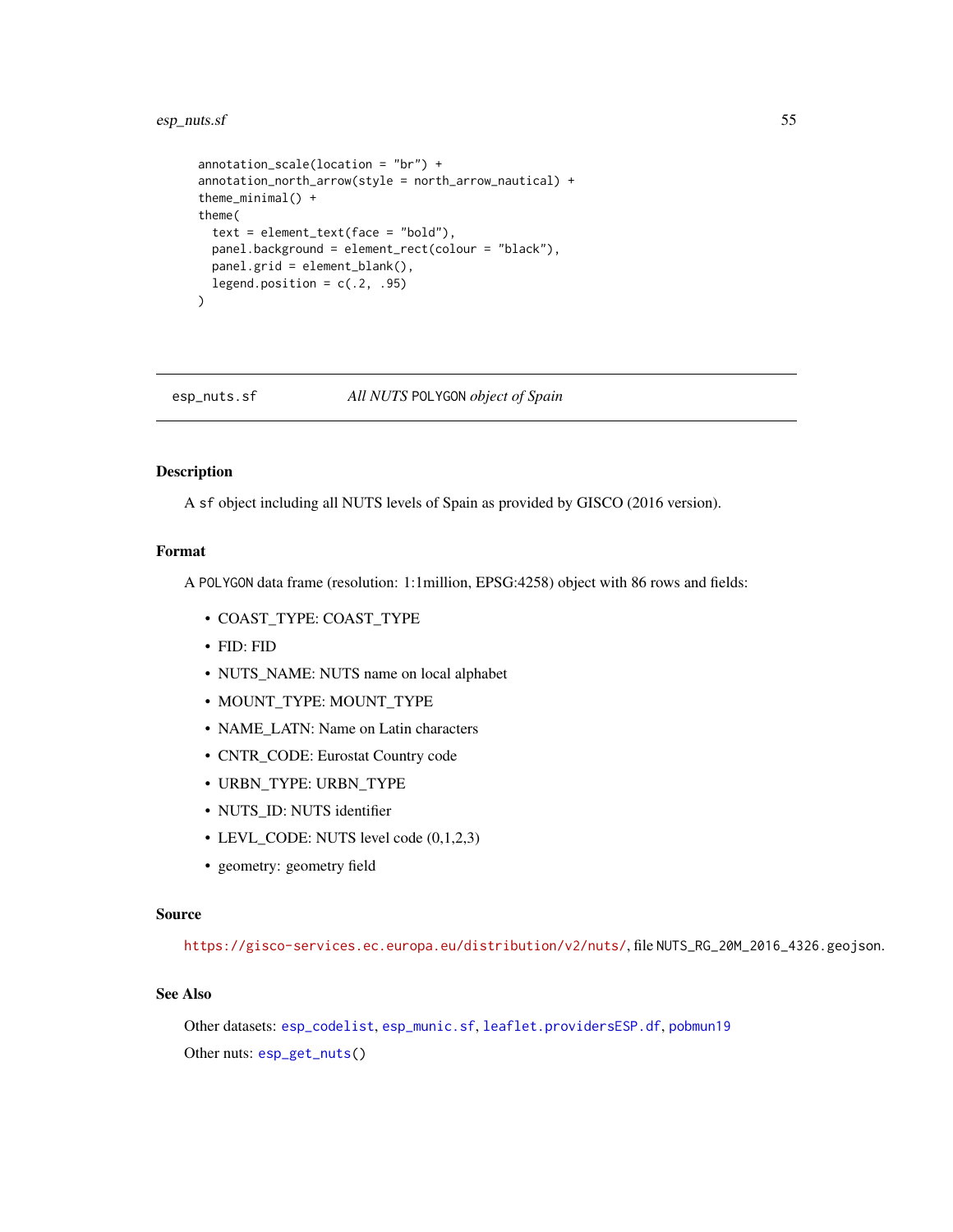```
  annotation_scale(location = "br") +
  annotation_north_arrow(style = north_arrow_nautical) +
  theme_minimal() +
  theme(
    text = element_text(face = "bold"),
    panel.background = element_rect(colour = "black"),
    panel.grid = element_blank(),
    legend.position = c(.2, .95)
  )
```

---

## esp_nuts.sf — *All NUTS* `POLYGON` *object of Spain*

---

### Description

A `sf` object including all NUTS levels of Spain as provided by GISCO (2016 version).

### Format

A `POLYGON` data frame (resolution: 1:1million, EPSG:4258) object with 86 rows and fields:

- COAST_TYPE: COAST_TYPE
- FID: FID
- NUTS_NAME: NUTS name on local alphabet
- MOUNT_TYPE: MOUNT_TYPE
- NAME_LATN: Name on Latin characters
- CNTR_CODE: Eurostat Country code
- URBN_TYPE: URBN_TYPE
- NUTS_ID: NUTS identifier
- LEVL_CODE: NUTS level code (0,1,2,3)
- geometry: geometry field

### Source

https://gisco-services.ec.europa.eu/distribution/v2/nuts/, file `NUTS_RG_20M_2016_4326.geojson`.

### See Also

Other datasets: `esp_codelist`, `esp_munic.sf`, `leaflet.providersESP.df`, `pobmun19`

Other nuts: `esp_get_nuts()`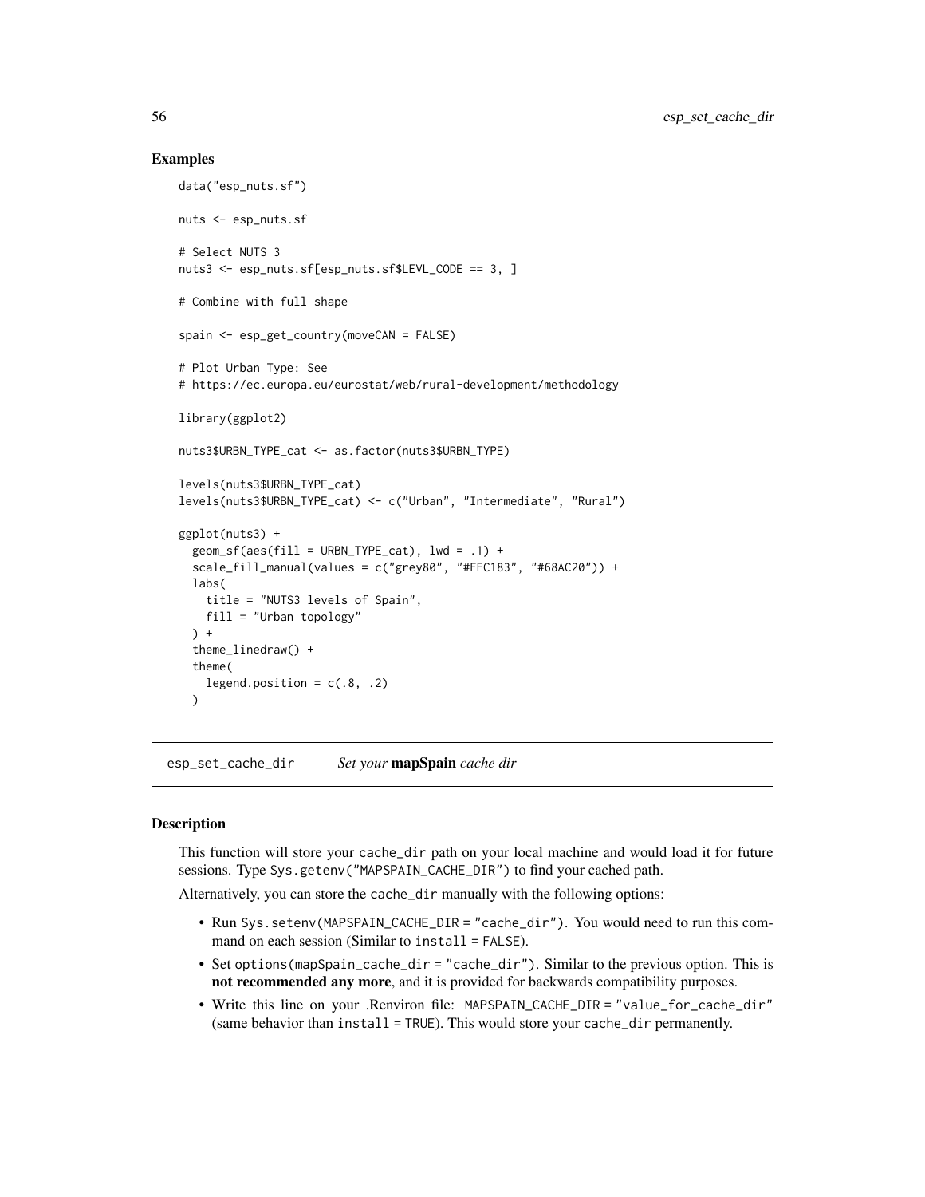## Examples

```
data("esp_nuts.sf")

nuts <- esp_nuts.sf

# Select NUTS 3
nuts3 <- esp_nuts.sf[esp_nuts.sf$LEVL_CODE == 3, ]

# Combine with full shape

spain <- esp_get_country(moveCAN = FALSE)

# Plot Urban Type: See
# https://ec.europa.eu/eurostat/web/rural-development/methodology

library(ggplot2)

nuts3$URBN_TYPE_cat <- as.factor(nuts3$URBN_TYPE)

levels(nuts3$URBN_TYPE_cat)
levels(nuts3$URBN_TYPE_cat) <- c("Urban", "Intermediate", "Rural")

ggplot(nuts3) +
  geom_sf(aes(fill = URBN_TYPE_cat), lwd = .1) +
  scale_fill_manual(values = c("grey80", "#FFC183", "#68AC20")) +
  labs(
    title = "NUTS3 levels of Spain",
    fill = "Urban topology"
  ) +
  theme_linedraw() +
  theme(
    legend.position = c(.8, .2)
  )
```

---

esp_set_cache_dir *Set your* **mapSpain** *cache dir*

---

## Description

This function will store your cache_dir path on your local machine and would load it for future sessions. Type Sys.getenv("MAPSPAIN_CACHE_DIR") to find your cached path.

Alternatively, you can store the cache_dir manually with the following options:

- Run Sys.setenv(MAPSPAIN_CACHE_DIR = "cache_dir"). You would need to run this command on each session (Similar to install = FALSE).
- Set options(mapSpain_cache_dir = "cache_dir"). Similar to the previous option. This is **not recommended any more**, and it is provided for backwards compatibility purposes.
- Write this line on your .Renviron file: MAPSPAIN_CACHE_DIR = "value_for_cache_dir" (same behavior than install = TRUE). This would store your cache_dir permanently.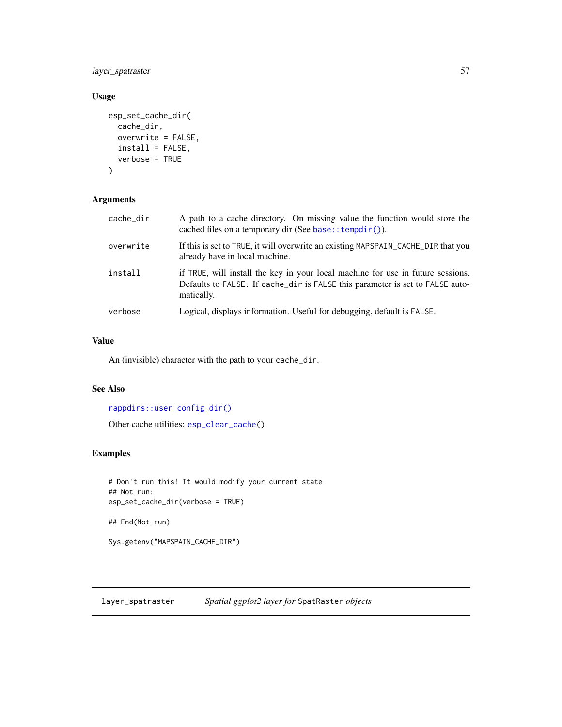### Usage

```
esp_set_cache_dir(
  cache_dir,
  overwrite = FALSE,
  install = FALSE,
  verbose = TRUE
)
```

### Arguments

| | |
|---|---|
| cache_dir | A path to a cache directory. On missing value the function would store the cached files on a temporary dir (See `base::tempdir()`). |
| overwrite | If this is set to `TRUE`, it will overwrite an existing `MAPSPAIN_CACHE_DIR` that you already have in local machine. |
| install | if `TRUE`, will install the key in your local machine for use in future sessions. Defaults to `FALSE`. If `cache_dir` is `FALSE` this parameter is set to `FALSE` automatically. |
| verbose | Logical, displays information. Useful for debugging, default is `FALSE`. |

### Value

An (invisible) character with the path to your `cache_dir`.

### See Also

`rappdirs::user_config_dir()`

Other cache utilities: `esp_clear_cache()`

### Examples

```
# Don't run this! It would modify your current state
## Not run:
esp_set_cache_dir(verbose = TRUE)

## End(Not run)

Sys.getenv("MAPSPAIN_CACHE_DIR")
```

---

## layer_spatraster — *Spatial ggplot2 layer for* `SpatRaster` *objects*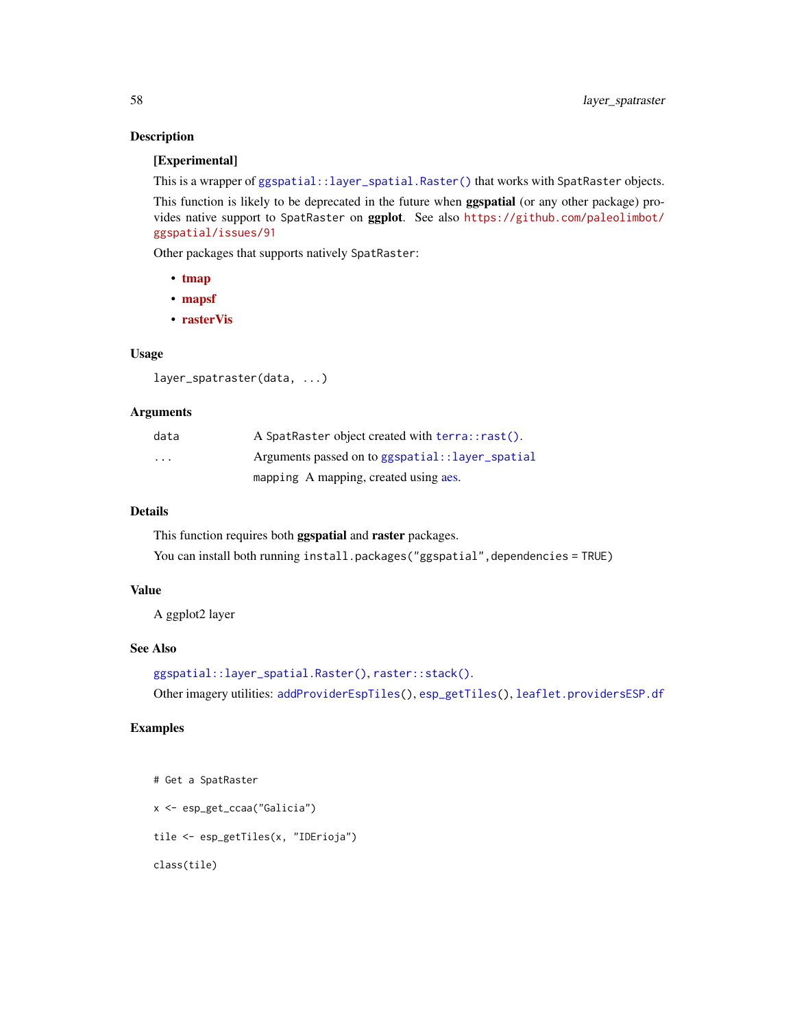### Description

**[Experimental]**

This is a wrapper of `ggspatial::layer_spatial.Raster()` that works with `SpatRaster` objects.

This function is likely to be deprecated in the future when **ggspatial** (or any other package) provides native support to `SpatRaster` on **ggplot**. See also `https://github.com/paleolimbot/ggspatial/issues/91`

Other packages that supports natively `SpatRaster`:

- **tmap**
- **mapsf**
- **rasterVis**

### Usage

```
layer_spatraster(data, ...)
```

### Arguments

| | |
|---|---|
| `data` | A `SpatRaster` object created with `terra::rast()`. |
| `...` | Arguments passed on to `ggspatial::layer_spatial`<br>`mapping` A mapping, created using aes. |

### Details

This function requires both **ggspatial** and **raster** packages.

You can install both running `install.packages("ggspatial",dependencies = TRUE)`

### Value

A ggplot2 layer

### See Also

`ggspatial::layer_spatial.Raster()`, `raster::stack()`.

Other imagery utilities: `addProviderEspTiles()`, `esp_getTiles()`, `leaflet.providersESP.df`

### Examples

```
# Get a SpatRaster

x <- esp_get_ccaa("Galicia")

tile <- esp_getTiles(x, "IDErioja")

class(tile)
```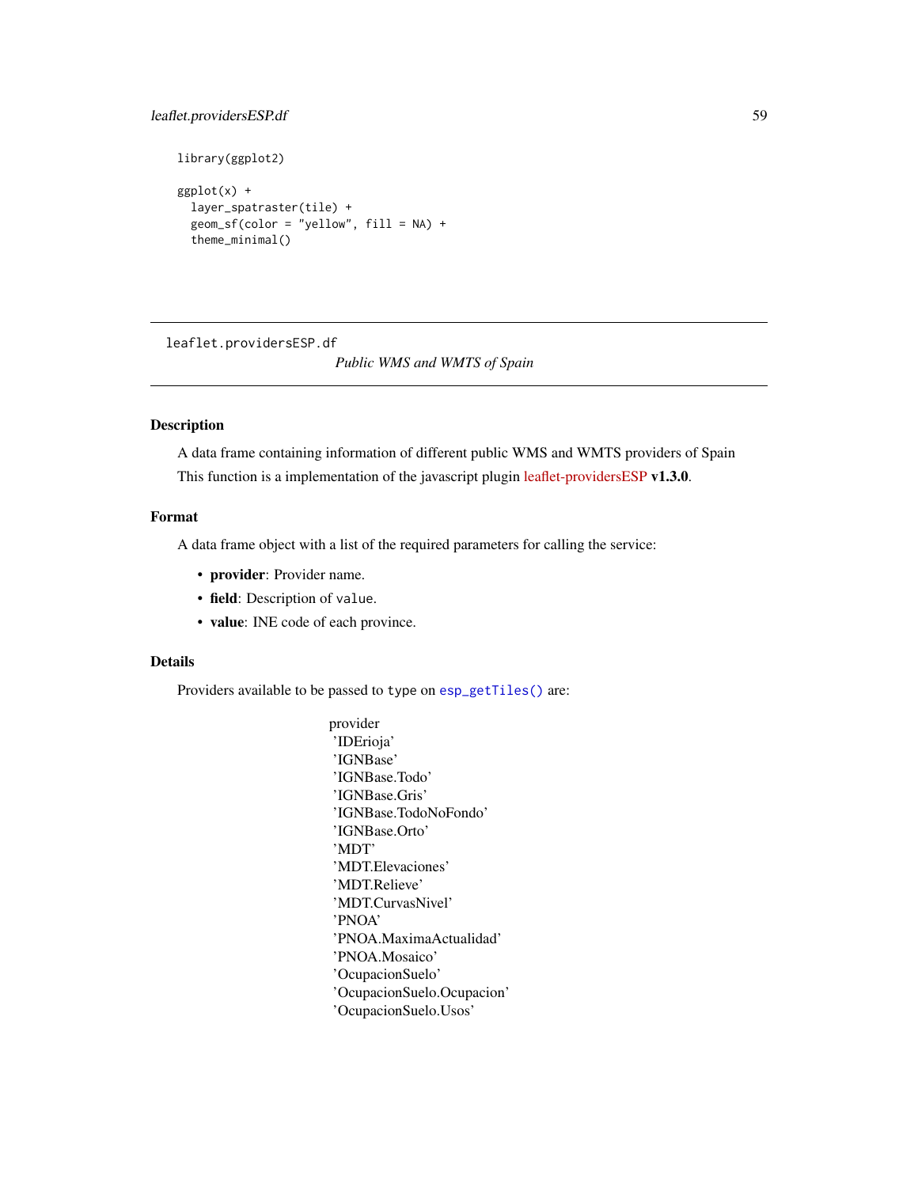```
library(ggplot2)

ggplot(x) +
  layer_spatraster(tile) +
  geom_sf(color = "yellow", fill = NA) +
  theme_minimal()
```

---

## leaflet.providersESP.df

*Public WMS and WMTS of Spain*

---

### Description

A data frame containing information of different public WMS and WMTS providers of Spain

This function is a implementation of the javascript plugin leaflet-providersESP **v1.3.0**.

### Format

A data frame object with a list of the required parameters for calling the service:

- **provider**: Provider name.
- **field**: Description of `value`.
- **value**: INE code of each province.

### Details

Providers available to be passed to `type` on `esp_getTiles()` are:

| provider |
|---|
| 'IDErioja' |
| 'IGNBase' |
| 'IGNBase.Todo' |
| 'IGNBase.Gris' |
| 'IGNBase.TodoNoFondo' |
| 'IGNBase.Orto' |
| 'MDT' |
| 'MDT.Elevaciones' |
| 'MDT.Relieve' |
| 'MDT.CurvasNivel' |
| 'PNOA' |
| 'PNOA.MaximaActualidad' |
| 'PNOA.Mosaico' |
| 'OcupacionSuelo' |
| 'OcupacionSuelo.Ocupacion' |
| 'OcupacionSuelo.Usos' |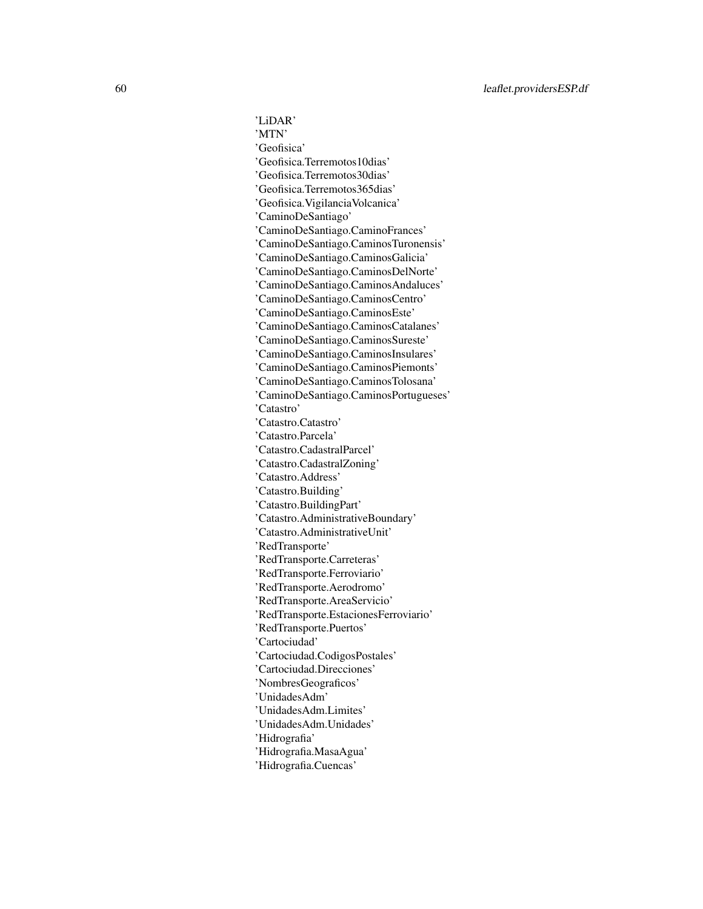'LiDAR'
'MTN'
'Geofisica'
'Geofisica.Terremotos10dias'
'Geofisica.Terremotos30dias'
'Geofisica.Terremotos365dias'
'Geofisica.VigilanciaVolcanica'
'CaminoDeSantiago'
'CaminoDeSantiago.CaminoFrances'
'CaminoDeSantiago.CaminosTuronensis'
'CaminoDeSantiago.CaminosGalicia'
'CaminoDeSantiago.CaminosDelNorte'
'CaminoDeSantiago.CaminosAndaluces'
'CaminoDeSantiago.CaminosCentro'
'CaminoDeSantiago.CaminosEste'
'CaminoDeSantiago.CaminosCatalanes'
'CaminoDeSantiago.CaminosSureste'
'CaminoDeSantiago.CaminosInsulares'
'CaminoDeSantiago.CaminosPiemonts'
'CaminoDeSantiago.CaminosTolosana'
'CaminoDeSantiago.CaminosPortugueses'
'Catastro'
'Catastro.Catastro'
'Catastro.Parcela'
'Catastro.CadastralParcel'
'Catastro.CadastralZoning'
'Catastro.Address'
'Catastro.Building'
'Catastro.BuildingPart'
'Catastro.AdministrativeBoundary'
'Catastro.AdministrativeUnit'
'RedTransporte'
'RedTransporte.Carreteras'
'RedTransporte.Ferroviario'
'RedTransporte.Aerodromo'
'RedTransporte.AreaServicio'
'RedTransporte.EstacionesFerroviario'
'RedTransporte.Puertos'
'Cartociudad'
'Cartociudad.CodigosPostales'
'Cartociudad.Direcciones'
'NombresGeograficos'
'UnidadesAdm'
'UnidadesAdm.Limites'
'UnidadesAdm.Unidades'
'Hidrografia'
'Hidrografia.MasaAgua'
'Hidrografia.Cuencas'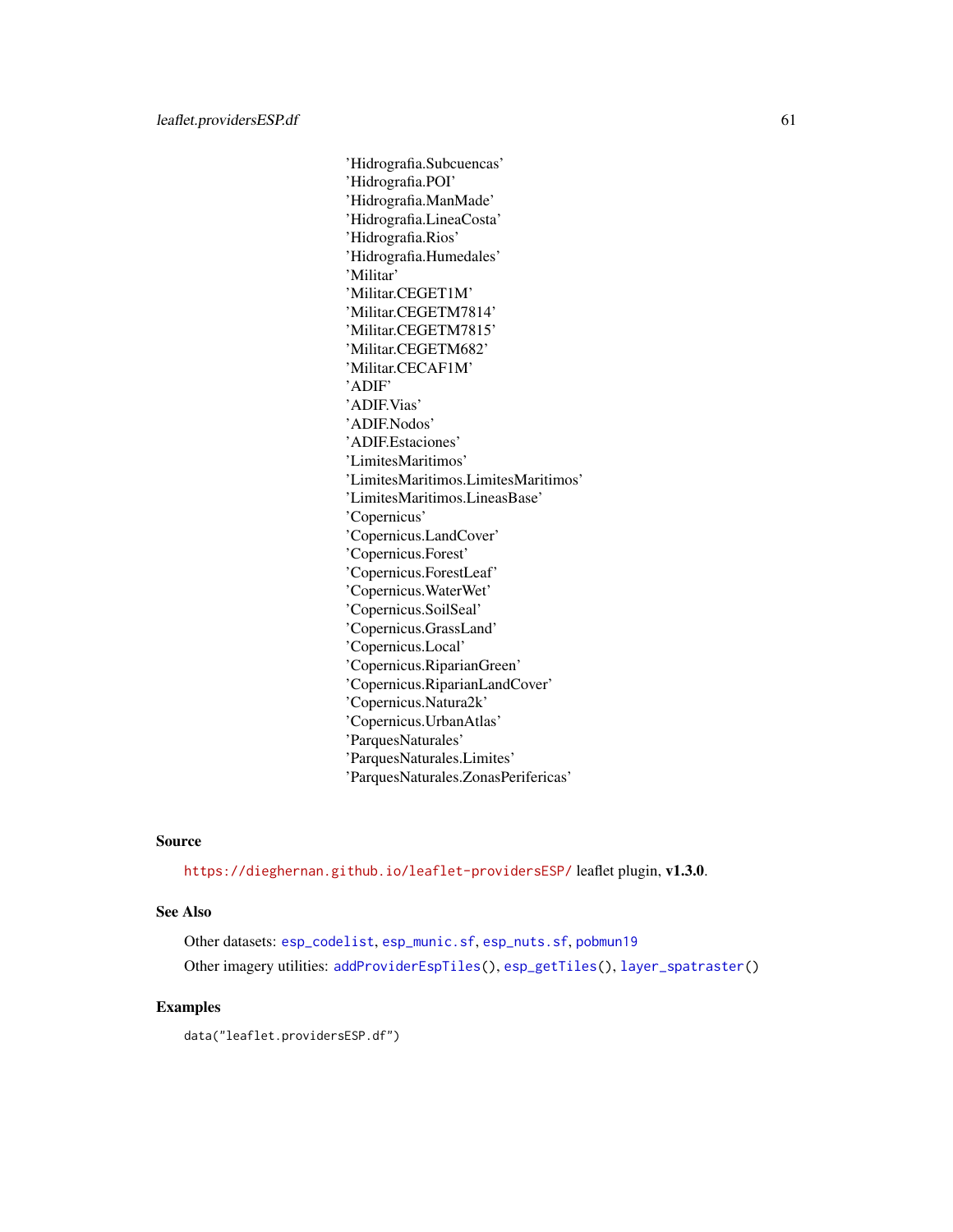'Hidrografia.Subcuencas'
'Hidrografia.POI'
'Hidrografia.ManMade'
'Hidrografia.LineaCosta'
'Hidrografia.Rios'
'Hidrografia.Humedales'
'Militar'
'Militar.CEGET1M'
'Militar.CEGETM7814'
'Militar.CEGETM7815'
'Militar.CEGETM682'
'Militar.CECAF1M'
'ADIF'
'ADIF.Vias'
'ADIF.Nodos'
'ADIF.Estaciones'
'LimitesMaritimos'
'LimitesMaritimos.LimitesMaritimos'
'LimitesMaritimos.LineasBase'
'Copernicus'
'Copernicus.LandCover'
'Copernicus.Forest'
'Copernicus.ForestLeaf'
'Copernicus.WaterWet'
'Copernicus.SoilSeal'
'Copernicus.GrassLand'
'Copernicus.Local'
'Copernicus.RiparianGreen'
'Copernicus.RiparianLandCover'
'Copernicus.Natura2k'
'Copernicus.UrbanAtlas'
'ParquesNaturales'
'ParquesNaturales.Limites'
'ParquesNaturales.ZonasPerifericas'

### Source

https://dieghernan.github.io/leaflet-providersESP/ leaflet plugin, **v1.3.0**.

### See Also

Other datasets: `esp_codelist`, `esp_munic.sf`, `esp_nuts.sf`, `pobmun19`

Other imagery utilities: `addProviderEspTiles()`, `esp_getTiles()`, `layer_spatraster()`

### Examples

```
data("leaflet.providersESP.df")
```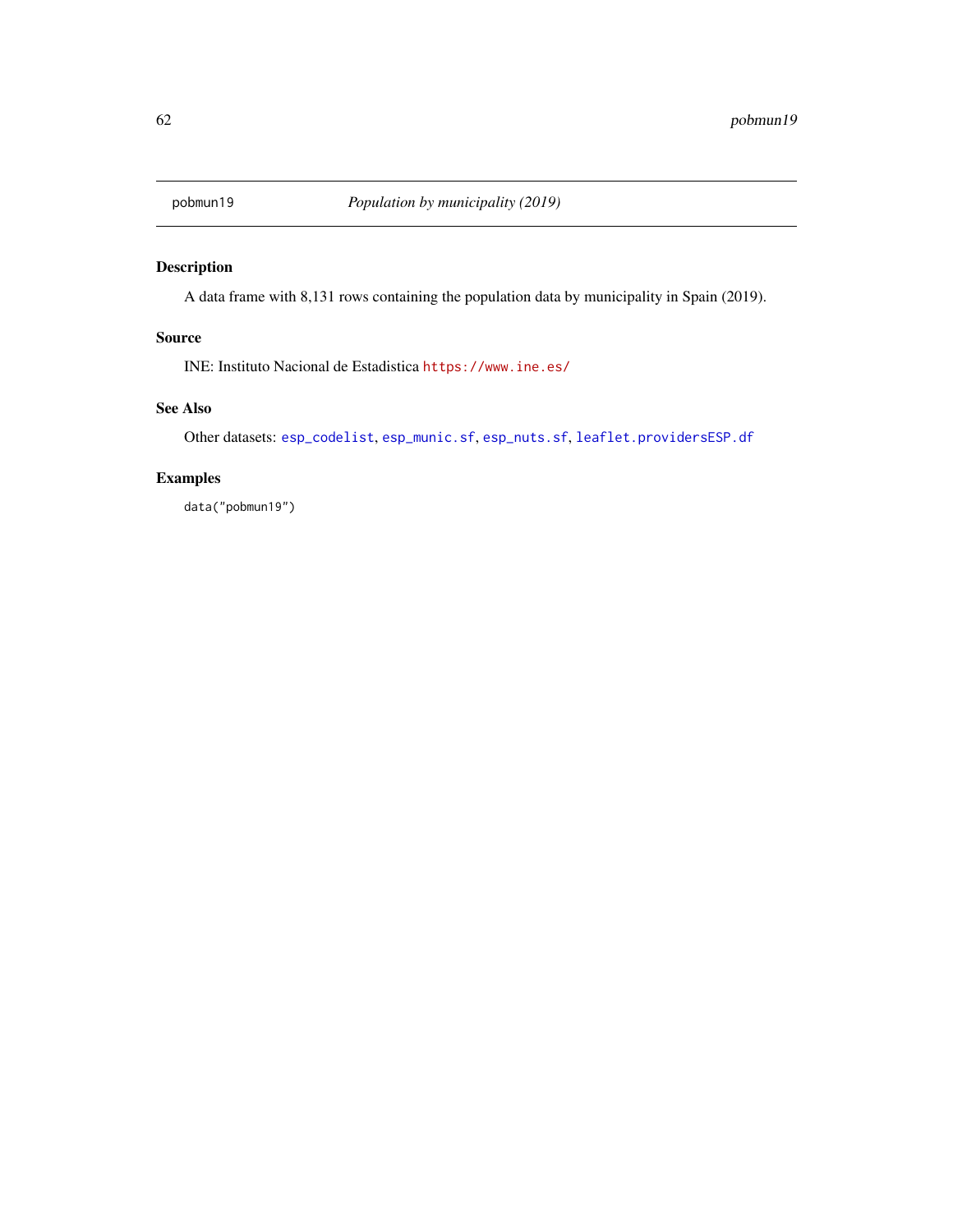pobmun19 *Population by municipality (2019)*

## Description

A data frame with 8,131 rows containing the population data by municipality in Spain (2019).

## Source

INE: Instituto Nacional de Estadistica https://www.ine.es/

## See Also

Other datasets: `esp_codelist`, `esp_munic.sf`, `esp_nuts.sf`, `leaflet.providersESP.df`

## Examples

```
data("pobmun19")
```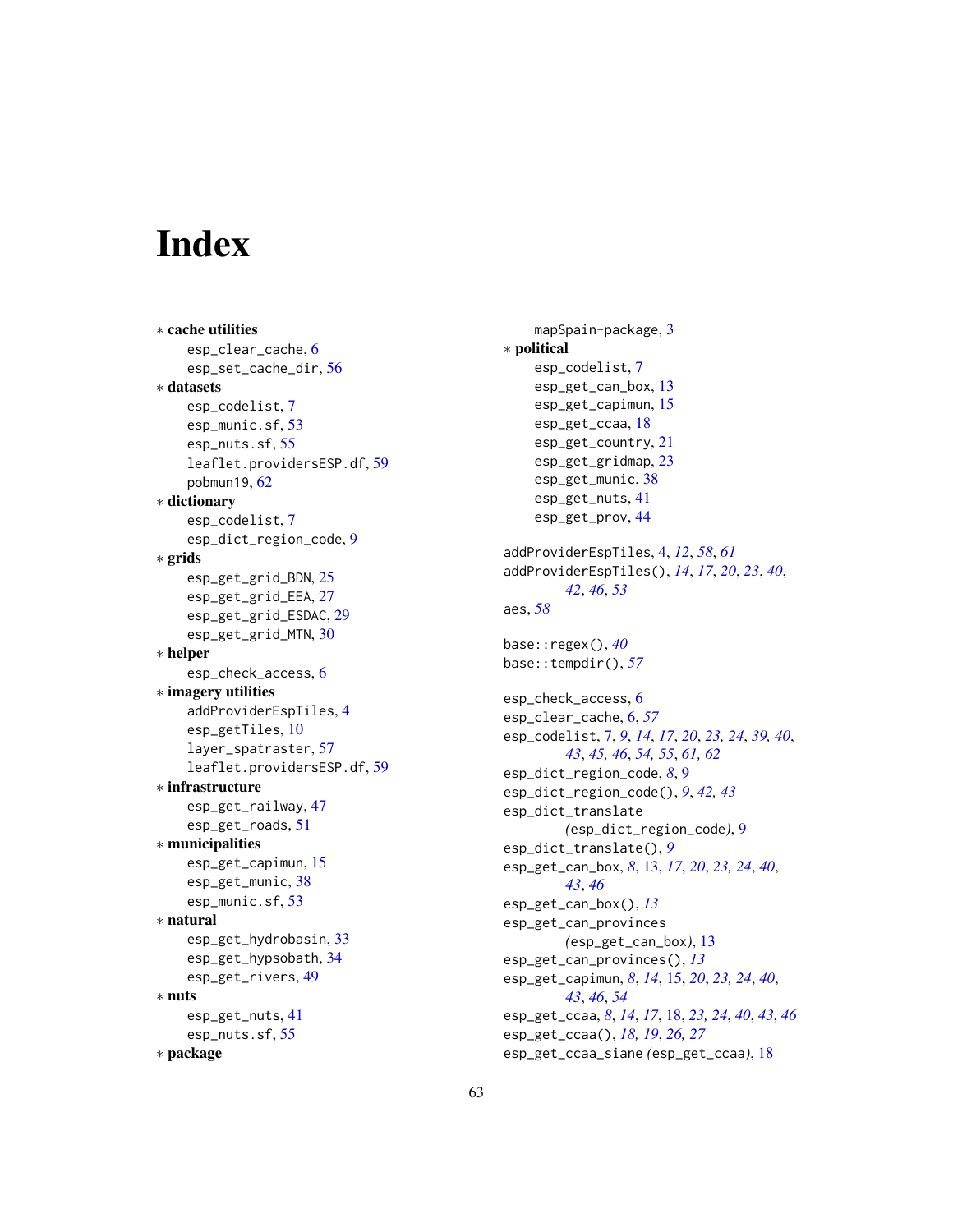# Index

* **cache utilities**
    - esp_clear_cache, 6
    - esp_set_cache_dir, 56
* **datasets**
    - esp_codelist, 7
    - esp_munic.sf, 53
    - esp_nuts.sf, 55
    - leaflet.providersESP.df, 59
    - pobmun19, 62
* **dictionary**
    - esp_codelist, 7
    - esp_dict_region_code, 9
* **grids**
    - esp_get_grid_BDN, 25
    - esp_get_grid_EEA, 27
    - esp_get_grid_ESDAC, 29
    - esp_get_grid_MTN, 30
* **helper**
    - esp_check_access, 6
* **imagery utilities**
    - addProviderEspTiles, 4
    - esp_getTiles, 10
    - layer_spatraster, 57
    - leaflet.providersESP.df, 59
* **infrastructure**
    - esp_get_railway, 47
    - esp_get_roads, 51
* **municipalities**
    - esp_get_capimun, 15
    - esp_get_munic, 38
    - esp_munic.sf, 53
* **natural**
    - esp_get_hydrobasin, 33
    - esp_get_hypsobath, 34
    - esp_get_rivers, 49
* **nuts**
    - esp_get_nuts, 41
    - esp_nuts.sf, 55
* **package**
    - mapSpain-package, 3
* **political**
    - esp_codelist, 7
    - esp_get_can_box, 13
    - esp_get_capimun, 15
    - esp_get_ccaa, 18
    - esp_get_country, 21
    - esp_get_gridmap, 23
    - esp_get_munic, 38
    - esp_get_nuts, 41
    - esp_get_prov, 44

addProviderEspTiles, 4, *12*, *58*, *61*
addProviderEspTiles(), *14*, *17*, *20*, *23*, *40*, *42*, *46*, *53*
aes, *58*

base::regex(), *40*
base::tempdir(), *57*

esp_check_access, 6
esp_clear_cache, 6, *57*
esp_codelist, 7, *9*, *14*, *17*, *20*, *23*, *24*, *39*, *40*, *43*, *45*, *46*, *54*, *55*, *61*, *62*
esp_dict_region_code, *8*, 9
esp_dict_region_code(), *9*, *42*, *43*
esp_dict_translate (esp_dict_region_code), 9
esp_dict_translate(), *9*
esp_get_can_box, *8*, 13, *17*, *20*, *23*, *24*, *40*, *43*, *46*
esp_get_can_box(), *13*
esp_get_can_provinces (esp_get_can_box), 13
esp_get_can_provinces(), *13*
esp_get_capimun, *8*, *14*, 15, *20*, *23*, *24*, *40*, *43*, *46*, *54*
esp_get_ccaa, *8*, *14*, *17*, 18, *23*, *24*, *40*, *43*, *46*
esp_get_ccaa(), *18*, *19*, *26*, *27*
esp_get_ccaa_siane (esp_get_ccaa), 18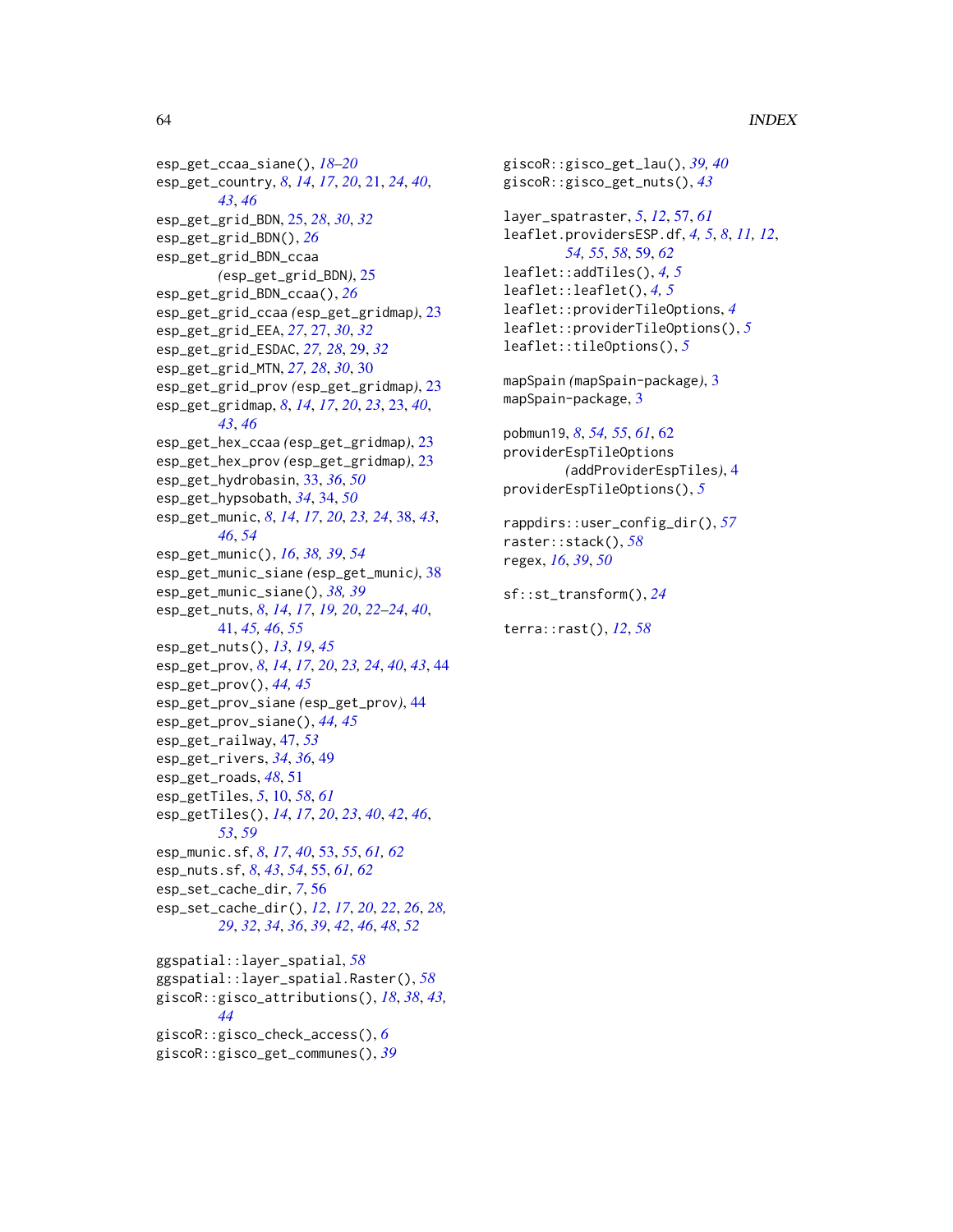esp_get_ccaa_siane(), *18–20*
esp_get_country, *8*, *14*, *17*, *20*, 21, *24*, *40*, *43*, *46*
esp_get_grid_BDN, 25, *28*, *30*, *32*
esp_get_grid_BDN(), *26*
esp_get_grid_BDN_ccaa (esp_get_grid_BDN), 25
esp_get_grid_BDN_ccaa(), *26*
esp_get_grid_ccaa (esp_get_gridmap), 23
esp_get_grid_EEA, *27*, 27, *30*, *32*
esp_get_grid_ESDAC, *27*, *28*, 29, *32*
esp_get_grid_MTN, *27*, *28*, *30*, 30
esp_get_grid_prov (esp_get_gridmap), 23
esp_get_gridmap, *8*, *14*, *17*, *20*, *23*, 23, *40*, *43*, *46*
esp_get_hex_ccaa (esp_get_gridmap), 23
esp_get_hex_prov (esp_get_gridmap), 23
esp_get_hydrobasin, 33, *36*, *50*
esp_get_hypsobath, *34*, 34, *50*
esp_get_munic, *8*, *14*, *17*, *20*, *23*, *24*, 38, *43*, *46*, *54*
esp_get_munic(), *16*, *38*, *39*, *54*
esp_get_munic_siane (esp_get_munic), 38
esp_get_munic_siane(), *38*, *39*
esp_get_nuts, *8*, *14*, *17*, *19*, *20*, *22–24*, *40*, 41, *45*, *46*, *55*
esp_get_nuts(), *13*, *19*, *45*
esp_get_prov, *8*, *14*, *17*, *20*, *23*, *24*, *40*, *43*, 44
esp_get_prov(), *44*, *45*
esp_get_prov_siane (esp_get_prov), 44
esp_get_prov_siane(), *44*, *45*
esp_get_railway, 47, *53*
esp_get_rivers, *34*, *36*, 49
esp_get_roads, *48*, 51
esp_getTiles, *5*, 10, *58*, *61*
esp_getTiles(), *14*, *17*, *20*, *23*, *40*, *42*, *46*, *53*, *59*
esp_munic.sf, *8*, *17*, *40*, 53, *55*, *61*, *62*
esp_nuts.sf, *8*, *43*, *54*, 55, *61*, *62*
esp_set_cache_dir, *7*, 56
esp_set_cache_dir(), *12*, *17*, *20*, *22*, *26*, *28*, *29*, *32*, *34*, *36*, *39*, *42*, *46*, *48*, *52*

ggspatial::layer_spatial, *58*
ggspatial::layer_spatial.Raster(), *58*
giscoR::gisco_attributions(), *18*, *38*, *43*, *44*
giscoR::gisco_check_access(), *6*
giscoR::gisco_get_communes(), *39*
giscoR::gisco_get_lau(), *39*, *40*
giscoR::gisco_get_nuts(), *43*

layer_spatraster, *5*, *12*, 57, *61*
leaflet.providersESP.df, *4*, *5*, *8*, *11*, *12*, *54*, *55*, *58*, 59, *62*
leaflet::addTiles(), *4*, *5*
leaflet::leaflet(), *4*, *5*
leaflet::providerTileOptions, *4*
leaflet::providerTileOptions(), *5*
leaflet::tileOptions(), *5*

mapSpain (mapSpain-package), 3
mapSpain-package, 3

pobmun19, *8*, *54*, *55*, *61*, 62
providerEspTileOptions (addProviderEspTiles), 4
providerEspTileOptions(), *5*

rappdirs::user_config_dir(), *57*
raster::stack(), *58*
regex, *16*, *39*, *50*

sf::st_transform(), *24*

terra::rast(), *12*, *58*